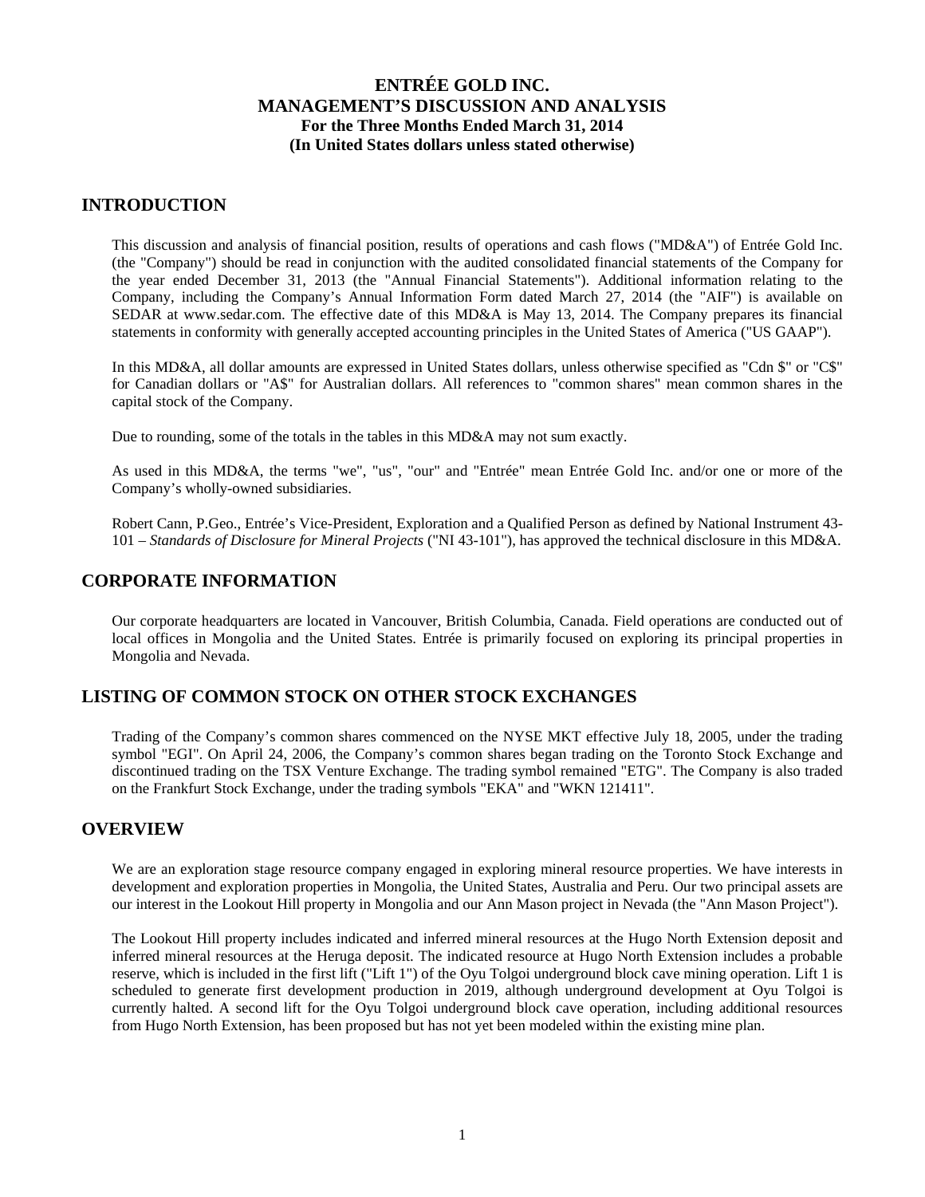# ENTRÉE GOLD INC.
# MANAGEMENT'S DISCUSSION AND ANALYSIS
### For the Three Months Ended March 31, 2014
### (In United States dollars unless stated otherwise)

## INTRODUCTION

This discussion and analysis of financial position, results of operations and cash flows ("MD&A") of Entrée Gold Inc. (the "Company") should be read in conjunction with the audited consolidated financial statements of the Company for the year ended December 31, 2013 (the "Annual Financial Statements"). Additional information relating to the Company, including the Company's Annual Information Form dated March 27, 2014 (the "AIF") is available on SEDAR at www.sedar.com. The effective date of this MD&A is May 13, 2014. The Company prepares its financial statements in conformity with generally accepted accounting principles in the United States of America ("US GAAP").

In this MD&A, all dollar amounts are expressed in United States dollars, unless otherwise specified as "Cdn $" or "C$" for Canadian dollars or "A$" for Australian dollars. All references to "common shares" mean common shares in the capital stock of the Company.

Due to rounding, some of the totals in the tables in this MD&A may not sum exactly.

As used in this MD&A, the terms "we", "us", "our" and "Entrée" mean Entrée Gold Inc. and/or one or more of the Company's wholly-owned subsidiaries.

Robert Cann, P.Geo., Entrée's Vice-President, Exploration and a Qualified Person as defined by National Instrument 43-101 – *Standards of Disclosure for Mineral Projects* ("NI 43-101"), has approved the technical disclosure in this MD&A.

## CORPORATE INFORMATION

Our corporate headquarters are located in Vancouver, British Columbia, Canada. Field operations are conducted out of local offices in Mongolia and the United States. Entrée is primarily focused on exploring its principal properties in Mongolia and Nevada.

## LISTING OF COMMON STOCK ON OTHER STOCK EXCHANGES

Trading of the Company's common shares commenced on the NYSE MKT effective July 18, 2005, under the trading symbol "EGI". On April 24, 2006, the Company's common shares began trading on the Toronto Stock Exchange and discontinued trading on the TSX Venture Exchange. The trading symbol remained "ETG". The Company is also traded on the Frankfurt Stock Exchange, under the trading symbols "EKA" and "WKN 121411".

## OVERVIEW

We are an exploration stage resource company engaged in exploring mineral resource properties. We have interests in development and exploration properties in Mongolia, the United States, Australia and Peru. Our two principal assets are our interest in the Lookout Hill property in Mongolia and our Ann Mason project in Nevada (the "Ann Mason Project").

The Lookout Hill property includes indicated and inferred mineral resources at the Hugo North Extension deposit and inferred mineral resources at the Heruga deposit. The indicated resource at Hugo North Extension includes a probable reserve, which is included in the first lift ("Lift 1") of the Oyu Tolgoi underground block cave mining operation. Lift 1 is scheduled to generate first development production in 2019, although underground development at Oyu Tolgoi is currently halted. A second lift for the Oyu Tolgoi underground block cave operation, including additional resources from Hugo North Extension, has been proposed but has not yet been modeled within the existing mine plan.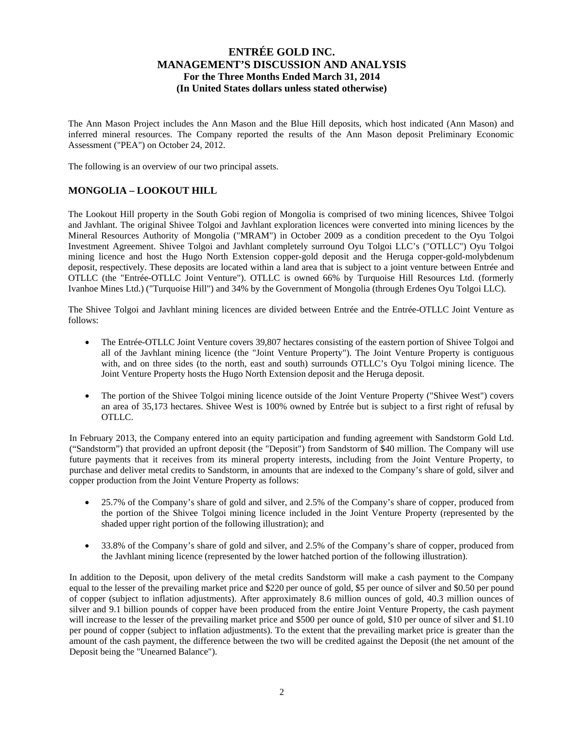The Ann Mason Project includes the Ann Mason and the Blue Hill deposits, which host indicated (Ann Mason) and inferred mineral resources. The Company reported the results of the Ann Mason deposit Preliminary Economic Assessment ("PEA") on October 24, 2012.

The following is an overview of our two principal assets.

## MONGOLIA – LOOKOUT HILL

The Lookout Hill property in the South Gobi region of Mongolia is comprised of two mining licences, Shivee Tolgoi and Javhlant. The original Shivee Tolgoi and Javhlant exploration licences were converted into mining licences by the Mineral Resources Authority of Mongolia ("MRAM") in October 2009 as a condition precedent to the Oyu Tolgoi Investment Agreement. Shivee Tolgoi and Javhlant completely surround Oyu Tolgoi LLC's ("OTLLC") Oyu Tolgoi mining licence and host the Hugo North Extension copper-gold deposit and the Heruga copper-gold-molybdenum deposit, respectively. These deposits are located within a land area that is subject to a joint venture between Entrée and OTLLC (the "Entrée-OTLLC Joint Venture"). OTLLC is owned 66% by Turquoise Hill Resources Ltd. (formerly Ivanhoe Mines Ltd.) ("Turquoise Hill") and 34% by the Government of Mongolia (through Erdenes Oyu Tolgoi LLC).

The Shivee Tolgoi and Javhlant mining licences are divided between Entrée and the Entrée-OTLLC Joint Venture as follows:

- The Entrée-OTLLC Joint Venture covers 39,807 hectares consisting of the eastern portion of Shivee Tolgoi and all of the Javhlant mining licence (the "Joint Venture Property"). The Joint Venture Property is contiguous with, and on three sides (to the north, east and south) surrounds OTLLC's Oyu Tolgoi mining licence. The Joint Venture Property hosts the Hugo North Extension deposit and the Heruga deposit.
- The portion of the Shivee Tolgoi mining licence outside of the Joint Venture Property ("Shivee West") covers an area of 35,173 hectares. Shivee West is 100% owned by Entrée but is subject to a first right of refusal by OTLLC.

In February 2013, the Company entered into an equity participation and funding agreement with Sandstorm Gold Ltd. ("Sandstorm") that provided an upfront deposit (the "Deposit") from Sandstorm of $40 million. The Company will use future payments that it receives from its mineral property interests, including from the Joint Venture Property, to purchase and deliver metal credits to Sandstorm, in amounts that are indexed to the Company's share of gold, silver and copper production from the Joint Venture Property as follows:

- 25.7% of the Company's share of gold and silver, and 2.5% of the Company's share of copper, produced from the portion of the Shivee Tolgoi mining licence included in the Joint Venture Property (represented by the shaded upper right portion of the following illustration); and
- 33.8% of the Company's share of gold and silver, and 2.5% of the Company's share of copper, produced from the Javhlant mining licence (represented by the lower hatched portion of the following illustration).

In addition to the Deposit, upon delivery of the metal credits Sandstorm will make a cash payment to the Company equal to the lesser of the prevailing market price and $220 per ounce of gold, $5 per ounce of silver and $0.50 per pound of copper (subject to inflation adjustments). After approximately 8.6 million ounces of gold, 40.3 million ounces of silver and 9.1 billion pounds of copper have been produced from the entire Joint Venture Property, the cash payment will increase to the lesser of the prevailing market price and $500 per ounce of gold, $10 per ounce of silver and $1.10 per pound of copper (subject to inflation adjustments). To the extent that the prevailing market price is greater than the amount of the cash payment, the difference between the two will be credited against the Deposit (the net amount of the Deposit being the "Unearned Balance").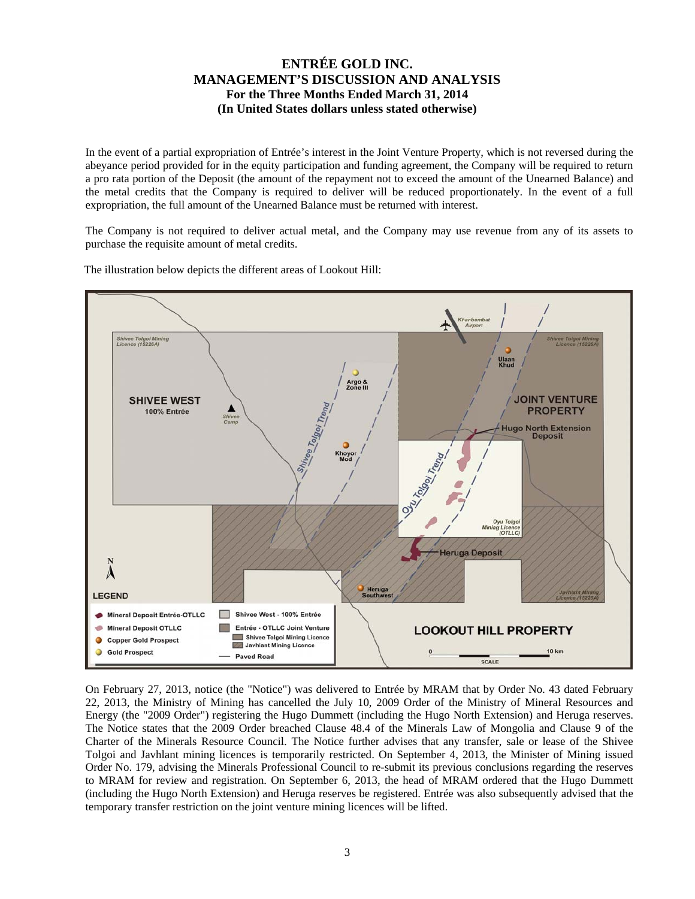In the event of a partial expropriation of Entrée's interest in the Joint Venture Property, which is not reversed during the abeyance period provided for in the equity participation and funding agreement, the Company will be required to return a pro rata portion of the Deposit (the amount of the repayment not to exceed the amount of the Unearned Balance) and the metal credits that the Company is required to deliver will be reduced proportionately. In the event of a full expropriation, the full amount of the Unearned Balance must be returned with interest.

The Company is not required to deliver actual metal, and the Company may use revenue from any of its assets to purchase the requisite amount of metal credits.

The illustration below depicts the different areas of Lookout Hill:

On February 27, 2013, notice (the "Notice") was delivered to Entrée by MRAM that by Order No. 43 dated February 22, 2013, the Ministry of Mining has cancelled the July 10, 2009 Order of the Ministry of Mineral Resources and Energy (the "2009 Order") registering the Hugo Dummett (including the Hugo North Extension) and Heruga reserves. The Notice states that the 2009 Order breached Clause 48.4 of the Minerals Law of Mongolia and Clause 9 of the Charter of the Minerals Resource Council. The Notice further advises that any transfer, sale or lease of the Shivee Tolgoi and Javhlant mining licences is temporarily restricted. On September 4, 2013, the Minister of Mining issued Order No. 179, advising the Minerals Professional Council to re-submit its previous conclusions regarding the reserves to MRAM for review and registration. On September 6, 2013, the head of MRAM ordered that the Hugo Dummett (including the Hugo North Extension) and Heruga reserves be registered. Entrée was also subsequently advised that the temporary transfer restriction on the joint venture mining licences will be lifted.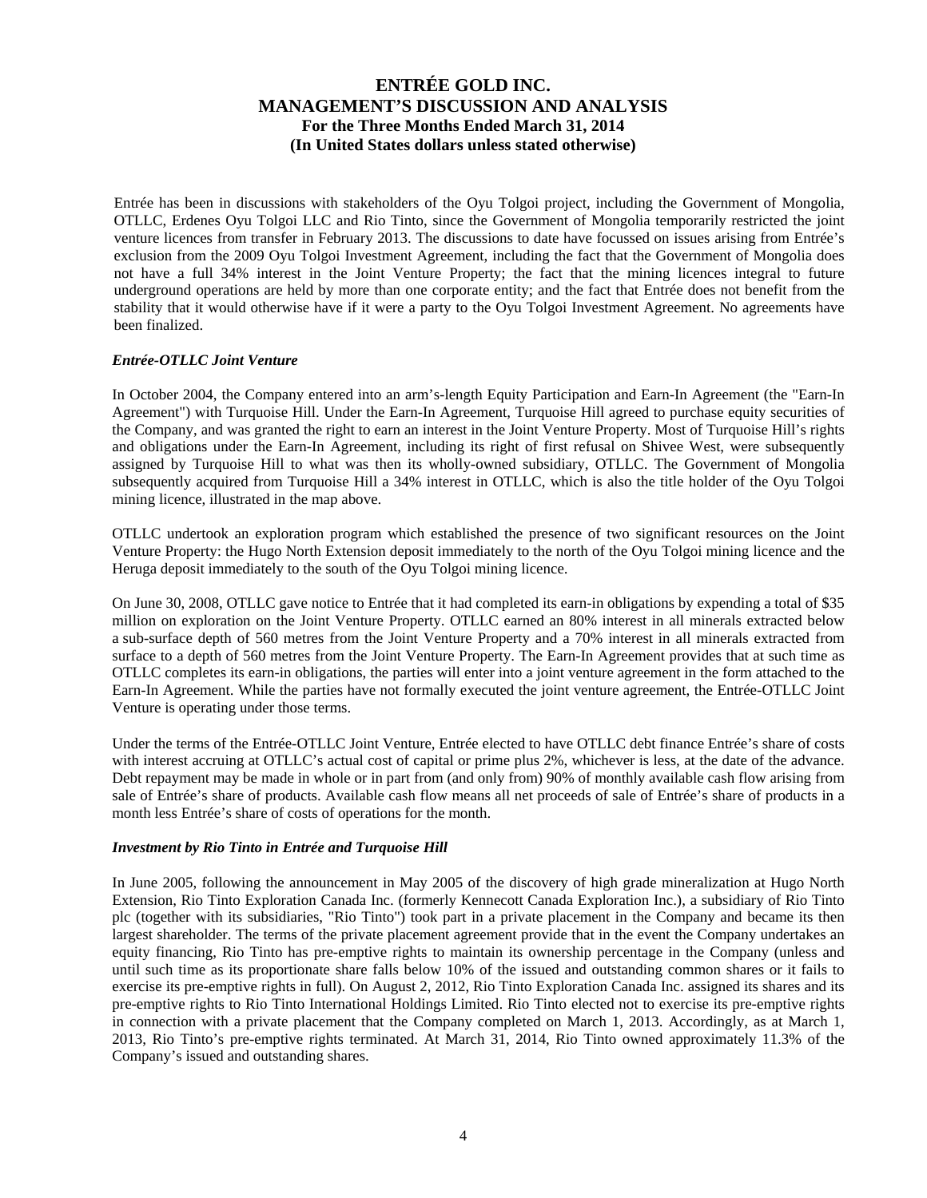Entrée has been in discussions with stakeholders of the Oyu Tolgoi project, including the Government of Mongolia, OTLLC, Erdenes Oyu Tolgoi LLC and Rio Tinto, since the Government of Mongolia temporarily restricted the joint venture licences from transfer in February 2013. The discussions to date have focussed on issues arising from Entrée's exclusion from the 2009 Oyu Tolgoi Investment Agreement, including the fact that the Government of Mongolia does not have a full 34% interest in the Joint Venture Property; the fact that the mining licences integral to future underground operations are held by more than one corporate entity; and the fact that Entrée does not benefit from the stability that it would otherwise have if it were a party to the Oyu Tolgoi Investment Agreement. No agreements have been finalized.

***Entrée-OTLLC Joint Venture***

In October 2004, the Company entered into an arm's-length Equity Participation and Earn-In Agreement (the "Earn-In Agreement") with Turquoise Hill. Under the Earn-In Agreement, Turquoise Hill agreed to purchase equity securities of the Company, and was granted the right to earn an interest in the Joint Venture Property. Most of Turquoise Hill's rights and obligations under the Earn-In Agreement, including its right of first refusal on Shivee West, were subsequently assigned by Turquoise Hill to what was then its wholly-owned subsidiary, OTLLC. The Government of Mongolia subsequently acquired from Turquoise Hill a 34% interest in OTLLC, which is also the title holder of the Oyu Tolgoi mining licence, illustrated in the map above.

OTLLC undertook an exploration program which established the presence of two significant resources on the Joint Venture Property: the Hugo North Extension deposit immediately to the north of the Oyu Tolgoi mining licence and the Heruga deposit immediately to the south of the Oyu Tolgoi mining licence.

On June 30, 2008, OTLLC gave notice to Entrée that it had completed its earn-in obligations by expending a total of $35 million on exploration on the Joint Venture Property. OTLLC earned an 80% interest in all minerals extracted below a sub-surface depth of 560 metres from the Joint Venture Property and a 70% interest in all minerals extracted from surface to a depth of 560 metres from the Joint Venture Property. The Earn-In Agreement provides that at such time as OTLLC completes its earn-in obligations, the parties will enter into a joint venture agreement in the form attached to the Earn-In Agreement. While the parties have not formally executed the joint venture agreement, the Entrée-OTLLC Joint Venture is operating under those terms.

Under the terms of the Entrée-OTLLC Joint Venture, Entrée elected to have OTLLC debt finance Entrée's share of costs with interest accruing at OTLLC's actual cost of capital or prime plus 2%, whichever is less, at the date of the advance. Debt repayment may be made in whole or in part from (and only from) 90% of monthly available cash flow arising from sale of Entrée's share of products. Available cash flow means all net proceeds of sale of Entrée's share of products in a month less Entrée's share of costs of operations for the month.

***Investment by Rio Tinto in Entrée and Turquoise Hill***

In June 2005, following the announcement in May 2005 of the discovery of high grade mineralization at Hugo North Extension, Rio Tinto Exploration Canada Inc. (formerly Kennecott Canada Exploration Inc.), a subsidiary of Rio Tinto plc (together with its subsidiaries, "Rio Tinto") took part in a private placement in the Company and became its then largest shareholder. The terms of the private placement agreement provide that in the event the Company undertakes an equity financing, Rio Tinto has pre-emptive rights to maintain its ownership percentage in the Company (unless and until such time as its proportionate share falls below 10% of the issued and outstanding common shares or it fails to exercise its pre-emptive rights in full). On August 2, 2012, Rio Tinto Exploration Canada Inc. assigned its shares and its pre-emptive rights to Rio Tinto International Holdings Limited. Rio Tinto elected not to exercise its pre-emptive rights in connection with a private placement that the Company completed on March 1, 2013. Accordingly, as at March 1, 2013, Rio Tinto's pre-emptive rights terminated. At March 31, 2014, Rio Tinto owned approximately 11.3% of the Company's issued and outstanding shares.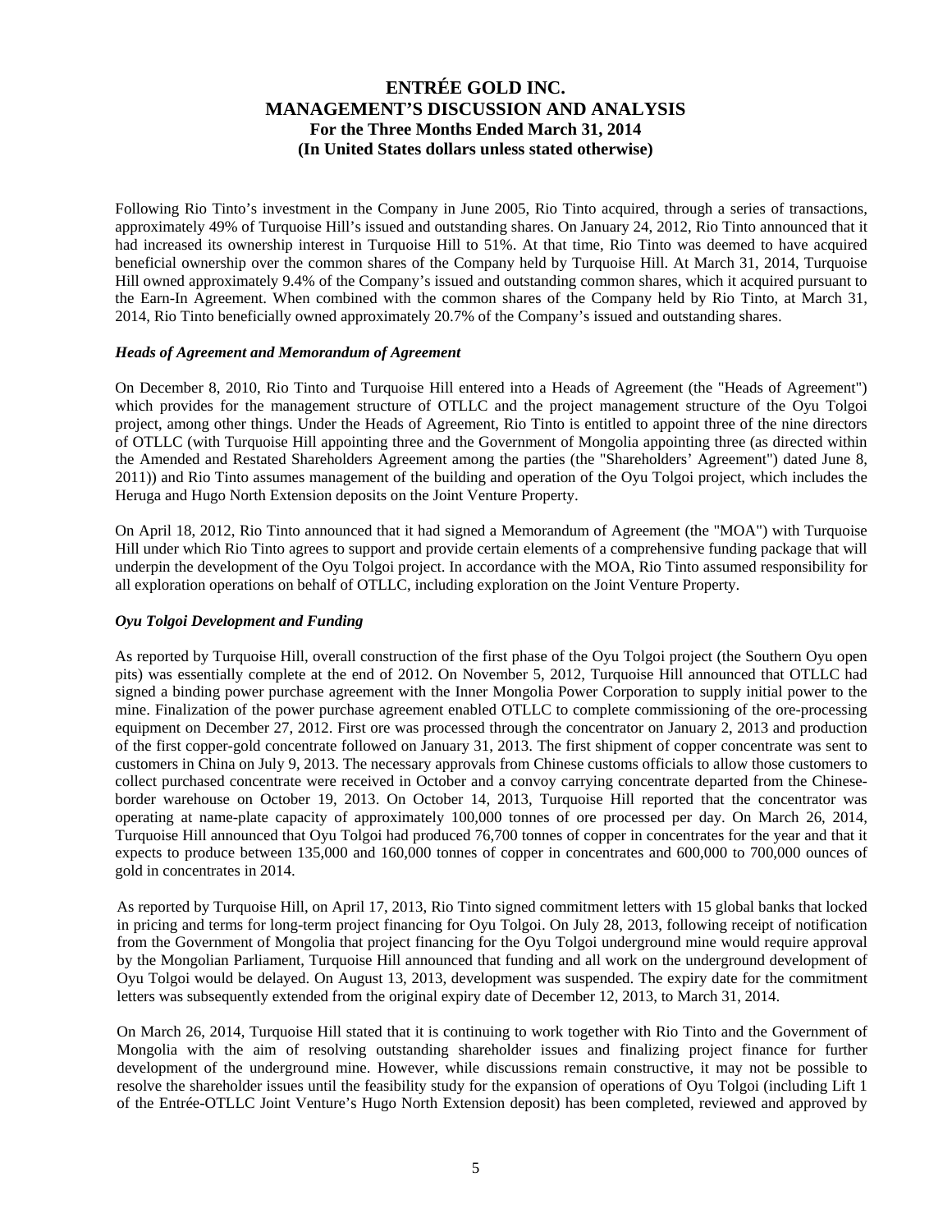Following Rio Tinto's investment in the Company in June 2005, Rio Tinto acquired, through a series of transactions, approximately 49% of Turquoise Hill's issued and outstanding shares. On January 24, 2012, Rio Tinto announced that it had increased its ownership interest in Turquoise Hill to 51%. At that time, Rio Tinto was deemed to have acquired beneficial ownership over the common shares of the Company held by Turquoise Hill. At March 31, 2014, Turquoise Hill owned approximately 9.4% of the Company's issued and outstanding common shares, which it acquired pursuant to the Earn-In Agreement. When combined with the common shares of the Company held by Rio Tinto, at March 31, 2014, Rio Tinto beneficially owned approximately 20.7% of the Company's issued and outstanding shares.

### *Heads of Agreement and Memorandum of Agreement*

On December 8, 2010, Rio Tinto and Turquoise Hill entered into a Heads of Agreement (the "Heads of Agreement") which provides for the management structure of OTLLC and the project management structure of the Oyu Tolgoi project, among other things. Under the Heads of Agreement, Rio Tinto is entitled to appoint three of the nine directors of OTLLC (with Turquoise Hill appointing three and the Government of Mongolia appointing three (as directed within the Amended and Restated Shareholders Agreement among the parties (the "Shareholders' Agreement") dated June 8, 2011)) and Rio Tinto assumes management of the building and operation of the Oyu Tolgoi project, which includes the Heruga and Hugo North Extension deposits on the Joint Venture Property.

On April 18, 2012, Rio Tinto announced that it had signed a Memorandum of Agreement (the "MOA") with Turquoise Hill under which Rio Tinto agrees to support and provide certain elements of a comprehensive funding package that will underpin the development of the Oyu Tolgoi project. In accordance with the MOA, Rio Tinto assumed responsibility for all exploration operations on behalf of OTLLC, including exploration on the Joint Venture Property.

### *Oyu Tolgoi Development and Funding*

As reported by Turquoise Hill, overall construction of the first phase of the Oyu Tolgoi project (the Southern Oyu open pits) was essentially complete at the end of 2012. On November 5, 2012, Turquoise Hill announced that OTLLC had signed a binding power purchase agreement with the Inner Mongolia Power Corporation to supply initial power to the mine. Finalization of the power purchase agreement enabled OTLLC to complete commissioning of the ore-processing equipment on December 27, 2012. First ore was processed through the concentrator on January 2, 2013 and production of the first copper-gold concentrate followed on January 31, 2013. The first shipment of copper concentrate was sent to customers in China on July 9, 2013. The necessary approvals from Chinese customs officials to allow those customers to collect purchased concentrate were received in October and a convoy carrying concentrate departed from the Chinese-border warehouse on October 19, 2013. On October 14, 2013, Turquoise Hill reported that the concentrator was operating at name-plate capacity of approximately 100,000 tonnes of ore processed per day. On March 26, 2014, Turquoise Hill announced that Oyu Tolgoi had produced 76,700 tonnes of copper in concentrates for the year and that it expects to produce between 135,000 and 160,000 tonnes of copper in concentrates and 600,000 to 700,000 ounces of gold in concentrates in 2014.

As reported by Turquoise Hill, on April 17, 2013, Rio Tinto signed commitment letters with 15 global banks that locked in pricing and terms for long-term project financing for Oyu Tolgoi. On July 28, 2013, following receipt of notification from the Government of Mongolia that project financing for the Oyu Tolgoi underground mine would require approval by the Mongolian Parliament, Turquoise Hill announced that funding and all work on the underground development of Oyu Tolgoi would be delayed. On August 13, 2013, development was suspended. The expiry date for the commitment letters was subsequently extended from the original expiry date of December 12, 2013, to March 31, 2014.

On March 26, 2014, Turquoise Hill stated that it is continuing to work together with Rio Tinto and the Government of Mongolia with the aim of resolving outstanding shareholder issues and finalizing project finance for further development of the underground mine. However, while discussions remain constructive, it may not be possible to resolve the shareholder issues until the feasibility study for the expansion of operations of Oyu Tolgoi (including Lift 1 of the Entrée-OTLLC Joint Venture's Hugo North Extension deposit) has been completed, reviewed and approved by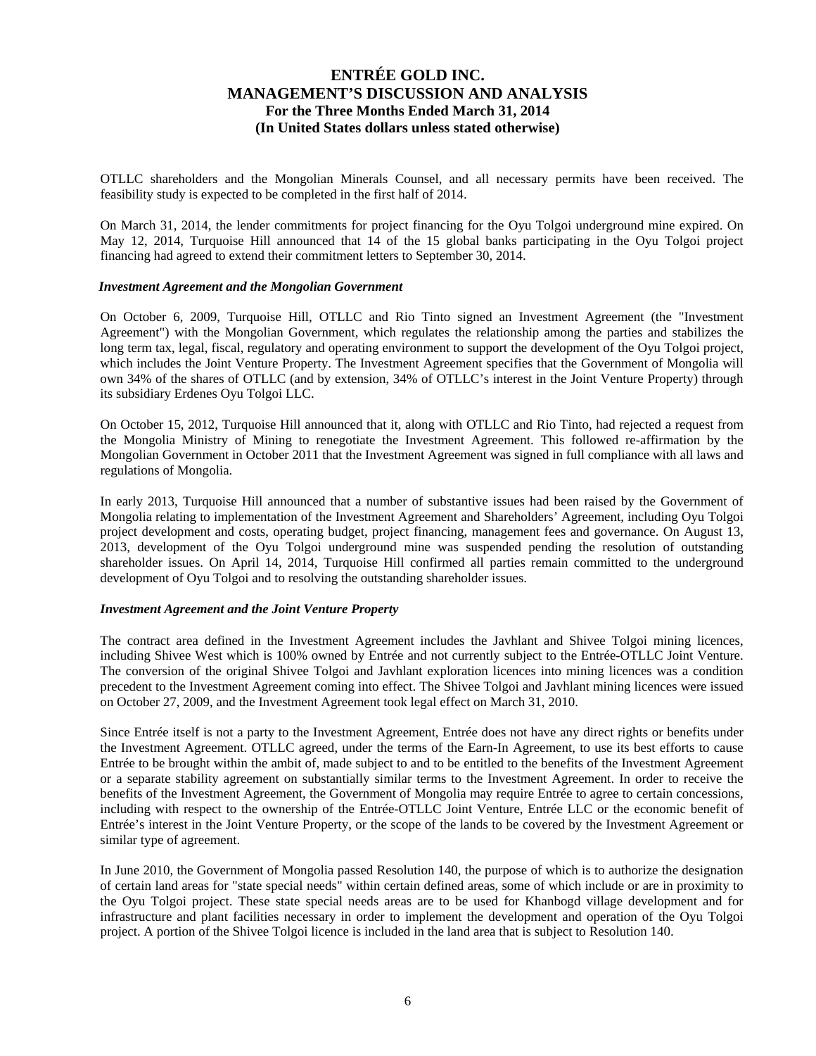OTLLC shareholders and the Mongolian Minerals Counsel, and all necessary permits have been received. The feasibility study is expected to be completed in the first half of 2014.

On March 31, 2014, the lender commitments for project financing for the Oyu Tolgoi underground mine expired. On May 12, 2014, Turquoise Hill announced that 14 of the 15 global banks participating in the Oyu Tolgoi project financing had agreed to extend their commitment letters to September 30, 2014.

***Investment Agreement and the Mongolian Government***

On October 6, 2009, Turquoise Hill, OTLLC and Rio Tinto signed an Investment Agreement (the "Investment Agreement") with the Mongolian Government, which regulates the relationship among the parties and stabilizes the long term tax, legal, fiscal, regulatory and operating environment to support the development of the Oyu Tolgoi project, which includes the Joint Venture Property. The Investment Agreement specifies that the Government of Mongolia will own 34% of the shares of OTLLC (and by extension, 34% of OTLLC's interest in the Joint Venture Property) through its subsidiary Erdenes Oyu Tolgoi LLC.

On October 15, 2012, Turquoise Hill announced that it, along with OTLLC and Rio Tinto, had rejected a request from the Mongolia Ministry of Mining to renegotiate the Investment Agreement. This followed re-affirmation by the Mongolian Government in October 2011 that the Investment Agreement was signed in full compliance with all laws and regulations of Mongolia.

In early 2013, Turquoise Hill announced that a number of substantive issues had been raised by the Government of Mongolia relating to implementation of the Investment Agreement and Shareholders' Agreement, including Oyu Tolgoi project development and costs, operating budget, project financing, management fees and governance. On August 13, 2013, development of the Oyu Tolgoi underground mine was suspended pending the resolution of outstanding shareholder issues. On April 14, 2014, Turquoise Hill confirmed all parties remain committed to the underground development of Oyu Tolgoi and to resolving the outstanding shareholder issues.

***Investment Agreement and the Joint Venture Property***

The contract area defined in the Investment Agreement includes the Javhlant and Shivee Tolgoi mining licences, including Shivee West which is 100% owned by Entrée and not currently subject to the Entrée-OTLLC Joint Venture. The conversion of the original Shivee Tolgoi and Javhlant exploration licences into mining licences was a condition precedent to the Investment Agreement coming into effect. The Shivee Tolgoi and Javhlant mining licences were issued on October 27, 2009, and the Investment Agreement took legal effect on March 31, 2010.

Since Entrée itself is not a party to the Investment Agreement, Entrée does not have any direct rights or benefits under the Investment Agreement. OTLLC agreed, under the terms of the Earn-In Agreement, to use its best efforts to cause Entrée to be brought within the ambit of, made subject to and to be entitled to the benefits of the Investment Agreement or a separate stability agreement on substantially similar terms to the Investment Agreement. In order to receive the benefits of the Investment Agreement, the Government of Mongolia may require Entrée to agree to certain concessions, including with respect to the ownership of the Entrée-OTLLC Joint Venture, Entrée LLC or the economic benefit of Entrée's interest in the Joint Venture Property, or the scope of the lands to be covered by the Investment Agreement or similar type of agreement.

In June 2010, the Government of Mongolia passed Resolution 140, the purpose of which is to authorize the designation of certain land areas for "state special needs" within certain defined areas, some of which include or are in proximity to the Oyu Tolgoi project. These state special needs areas are to be used for Khanbogd village development and for infrastructure and plant facilities necessary in order to implement the development and operation of the Oyu Tolgoi project. A portion of the Shivee Tolgoi licence is included in the land area that is subject to Resolution 140.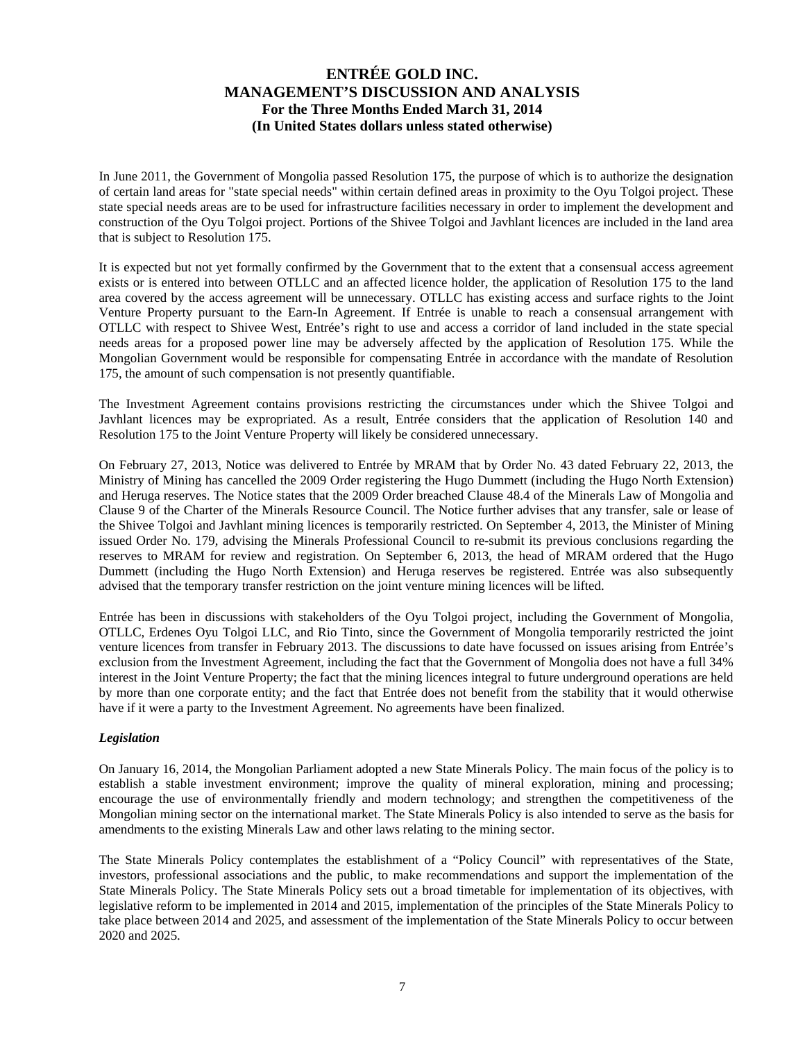In June 2011, the Government of Mongolia passed Resolution 175, the purpose of which is to authorize the designation of certain land areas for "state special needs" within certain defined areas in proximity to the Oyu Tolgoi project. These state special needs areas are to be used for infrastructure facilities necessary in order to implement the development and construction of the Oyu Tolgoi project. Portions of the Shivee Tolgoi and Javhlant licences are included in the land area that is subject to Resolution 175.

It is expected but not yet formally confirmed by the Government that to the extent that a consensual access agreement exists or is entered into between OTLLC and an affected licence holder, the application of Resolution 175 to the land area covered by the access agreement will be unnecessary. OTLLC has existing access and surface rights to the Joint Venture Property pursuant to the Earn-In Agreement. If Entrée is unable to reach a consensual arrangement with OTLLC with respect to Shivee West, Entrée's right to use and access a corridor of land included in the state special needs areas for a proposed power line may be adversely affected by the application of Resolution 175. While the Mongolian Government would be responsible for compensating Entrée in accordance with the mandate of Resolution 175, the amount of such compensation is not presently quantifiable.

The Investment Agreement contains provisions restricting the circumstances under which the Shivee Tolgoi and Javhlant licences may be expropriated. As a result, Entrée considers that the application of Resolution 140 and Resolution 175 to the Joint Venture Property will likely be considered unnecessary.

On February 27, 2013, Notice was delivered to Entrée by MRAM that by Order No. 43 dated February 22, 2013, the Ministry of Mining has cancelled the 2009 Order registering the Hugo Dummett (including the Hugo North Extension) and Heruga reserves. The Notice states that the 2009 Order breached Clause 48.4 of the Minerals Law of Mongolia and Clause 9 of the Charter of the Minerals Resource Council. The Notice further advises that any transfer, sale or lease of the Shivee Tolgoi and Javhlant mining licences is temporarily restricted. On September 4, 2013, the Minister of Mining issued Order No. 179, advising the Minerals Professional Council to re-submit its previous conclusions regarding the reserves to MRAM for review and registration. On September 6, 2013, the head of MRAM ordered that the Hugo Dummett (including the Hugo North Extension) and Heruga reserves be registered. Entrée was also subsequently advised that the temporary transfer restriction on the joint venture mining licences will be lifted.

Entrée has been in discussions with stakeholders of the Oyu Tolgoi project, including the Government of Mongolia, OTLLC, Erdenes Oyu Tolgoi LLC, and Rio Tinto, since the Government of Mongolia temporarily restricted the joint venture licences from transfer in February 2013. The discussions to date have focussed on issues arising from Entrée's exclusion from the Investment Agreement, including the fact that the Government of Mongolia does not have a full 34% interest in the Joint Venture Property; the fact that the mining licences integral to future underground operations are held by more than one corporate entity; and the fact that Entrée does not benefit from the stability that it would otherwise have if it were a party to the Investment Agreement. No agreements have been finalized.

***Legislation***

On January 16, 2014, the Mongolian Parliament adopted a new State Minerals Policy. The main focus of the policy is to establish a stable investment environment; improve the quality of mineral exploration, mining and processing; encourage the use of environmentally friendly and modern technology; and strengthen the competitiveness of the Mongolian mining sector on the international market. The State Minerals Policy is also intended to serve as the basis for amendments to the existing Minerals Law and other laws relating to the mining sector.

The State Minerals Policy contemplates the establishment of a "Policy Council" with representatives of the State, investors, professional associations and the public, to make recommendations and support the implementation of the State Minerals Policy. The State Minerals Policy sets out a broad timetable for implementation of its objectives, with legislative reform to be implemented in 2014 and 2015, implementation of the principles of the State Minerals Policy to take place between 2014 and 2025, and assessment of the implementation of the State Minerals Policy to occur between 2020 and 2025.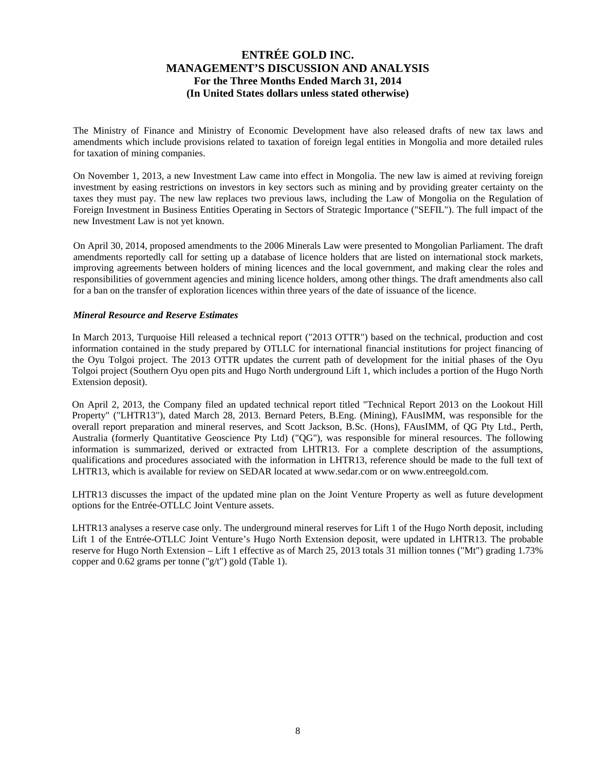The Ministry of Finance and Ministry of Economic Development have also released drafts of new tax laws and amendments which include provisions related to taxation of foreign legal entities in Mongolia and more detailed rules for taxation of mining companies.

On November 1, 2013, a new Investment Law came into effect in Mongolia. The new law is aimed at reviving foreign investment by easing restrictions on investors in key sectors such as mining and by providing greater certainty on the taxes they must pay. The new law replaces two previous laws, including the Law of Mongolia on the Regulation of Foreign Investment in Business Entities Operating in Sectors of Strategic Importance ("SEFIL"). The full impact of the new Investment Law is not yet known.

On April 30, 2014, proposed amendments to the 2006 Minerals Law were presented to Mongolian Parliament. The draft amendments reportedly call for setting up a database of licence holders that are listed on international stock markets, improving agreements between holders of mining licences and the local government, and making clear the roles and responsibilities of government agencies and mining licence holders, among other things. The draft amendments also call for a ban on the transfer of exploration licences within three years of the date of issuance of the licence.

***Mineral Resource and Reserve Estimates***

In March 2013, Turquoise Hill released a technical report ("2013 OTTR") based on the technical, production and cost information contained in the study prepared by OTLLC for international financial institutions for project financing of the Oyu Tolgoi project. The 2013 OTTR updates the current path of development for the initial phases of the Oyu Tolgoi project (Southern Oyu open pits and Hugo North underground Lift 1, which includes a portion of the Hugo North Extension deposit).

On April 2, 2013, the Company filed an updated technical report titled "Technical Report 2013 on the Lookout Hill Property" ("LHTR13"), dated March 28, 2013. Bernard Peters, B.Eng. (Mining), FAusIMM, was responsible for the overall report preparation and mineral reserves, and Scott Jackson, B.Sc. (Hons), FAusIMM, of QG Pty Ltd., Perth, Australia (formerly Quantitative Geoscience Pty Ltd) ("QG"), was responsible for mineral resources. The following information is summarized, derived or extracted from LHTR13. For a complete description of the assumptions, qualifications and procedures associated with the information in LHTR13, reference should be made to the full text of LHTR13, which is available for review on SEDAR located at www.sedar.com or on www.entreegold.com.

LHTR13 discusses the impact of the updated mine plan on the Joint Venture Property as well as future development options for the Entrée-OTLLC Joint Venture assets.

LHTR13 analyses a reserve case only. The underground mineral reserves for Lift 1 of the Hugo North deposit, including Lift 1 of the Entrée-OTLLC Joint Venture's Hugo North Extension deposit, were updated in LHTR13. The probable reserve for Hugo North Extension – Lift 1 effective as of March 25, 2013 totals 31 million tonnes ("Mt") grading 1.73% copper and 0.62 grams per tonne ("g/t") gold (Table 1).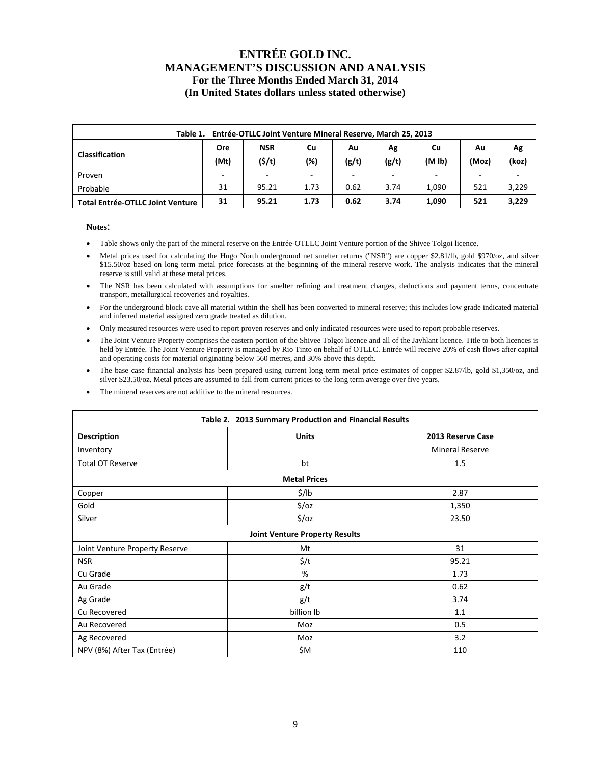| Table 1. Entrée-OTLLC Joint Venture Mineral Reserve, March 25, 2013 | | | | | | | | |
|---|---|---|---|---|---|---|---|---|
| **Classification** | **Ore (Mt)** | **NSR ($/t)** | **Cu (%)** | **Au (g/t)** | **Ag (g/t)** | **Cu (M lb)** | **Au (Moz)** | **Ag (koz)** |
| Proven | - | - | - | - | - | - | - | - |
| Probable | 31 | 95.21 | 1.73 | 0.62 | 3.74 | 1,090 | 521 | 3,229 |
| **Total Entrée-OTLLC Joint Venture** | **31** | **95.21** | **1.73** | **0.62** | **3.74** | **1,090** | **521** | **3,229** |

**Notes**:

- Table shows only the part of the mineral reserve on the Entrée-OTLLC Joint Venture portion of the Shivee Tolgoi licence.
- Metal prices used for calculating the Hugo North underground net smelter returns ("NSR") are copper $2.81/lb, gold $970/oz, and silver $15.50/oz based on long term metal price forecasts at the beginning of the mineral reserve work. The analysis indicates that the mineral reserve is still valid at these metal prices.
- The NSR has been calculated with assumptions for smelter refining and treatment charges, deductions and payment terms, concentrate transport, metallurgical recoveries and royalties.
- For the underground block cave all material within the shell has been converted to mineral reserve; this includes low grade indicated material and inferred material assigned zero grade treated as dilution.
- Only measured resources were used to report proven reserves and only indicated resources were used to report probable reserves.
- The Joint Venture Property comprises the eastern portion of the Shivee Tolgoi licence and all of the Javhlant licence. Title to both licences is held by Entrée. The Joint Venture Property is managed by Rio Tinto on behalf of OTLLC. Entrée will receive 20% of cash flows after capital and operating costs for material originating below 560 metres, and 30% above this depth.
- The base case financial analysis has been prepared using current long term metal price estimates of copper $2.87/lb, gold $1,350/oz, and silver $23.50/oz. Metal prices are assumed to fall from current prices to the long term average over five years.
- The mineral reserves are not additive to the mineral resources.

| Table 2. 2013 Summary Production and Financial Results | | |
|---|---|---|
| **Description** | **Units** | **2013 Reserve Case** |
| Inventory | | Mineral Reserve |
| Total OT Reserve | bt | 1.5 |
| **Metal Prices** | | |
| Copper | $/lb | 2.87 |
| Gold | $/oz | 1,350 |
| Silver | $/oz | 23.50 |
| **Joint Venture Property Results** | | |
| Joint Venture Property Reserve | Mt | 31 |
| NSR | $/t | 95.21 |
| Cu Grade | % | 1.73 |
| Au Grade | g/t | 0.62 |
| Ag Grade | g/t | 3.74 |
| Cu Recovered | billion lb | 1.1 |
| Au Recovered | Moz | 0.5 |
| Ag Recovered | Moz | 3.2 |
| NPV (8%) After Tax (Entrée) | $M | 110 |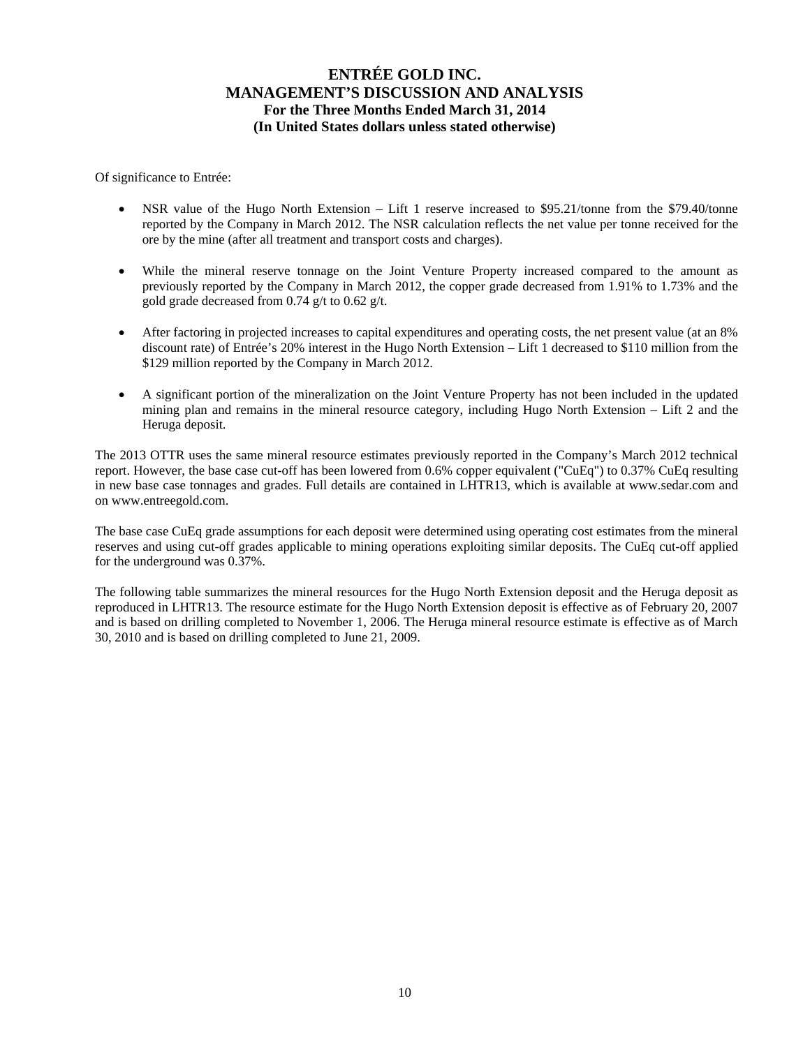Of significance to Entrée:

- NSR value of the Hugo North Extension – Lift 1 reserve increased to \$95.21/tonne from the \$79.40/tonne reported by the Company in March 2012. The NSR calculation reflects the net value per tonne received for the ore by the mine (after all treatment and transport costs and charges).

- While the mineral reserve tonnage on the Joint Venture Property increased compared to the amount as previously reported by the Company in March 2012, the copper grade decreased from 1.91% to 1.73% and the gold grade decreased from 0.74 g/t to 0.62 g/t.

- After factoring in projected increases to capital expenditures and operating costs, the net present value (at an 8% discount rate) of Entrée's 20% interest in the Hugo North Extension – Lift 1 decreased to \$110 million from the \$129 million reported by the Company in March 2012.

- A significant portion of the mineralization on the Joint Venture Property has not been included in the updated mining plan and remains in the mineral resource category, including Hugo North Extension – Lift 2 and the Heruga deposit.

The 2013 OTTR uses the same mineral resource estimates previously reported in the Company's March 2012 technical report. However, the base case cut-off has been lowered from 0.6% copper equivalent ("CuEq") to 0.37% CuEq resulting in new base case tonnages and grades. Full details are contained in LHTR13, which is available at www.sedar.com and on www.entreegold.com.

The base case CuEq grade assumptions for each deposit were determined using operating cost estimates from the mineral reserves and using cut-off grades applicable to mining operations exploiting similar deposits. The CuEq cut-off applied for the underground was 0.37%.

The following table summarizes the mineral resources for the Hugo North Extension deposit and the Heruga deposit as reproduced in LHTR13. The resource estimate for the Hugo North Extension deposit is effective as of February 20, 2007 and is based on drilling completed to November 1, 2006. The Heruga mineral resource estimate is effective as of March 30, 2010 and is based on drilling completed to June 21, 2009.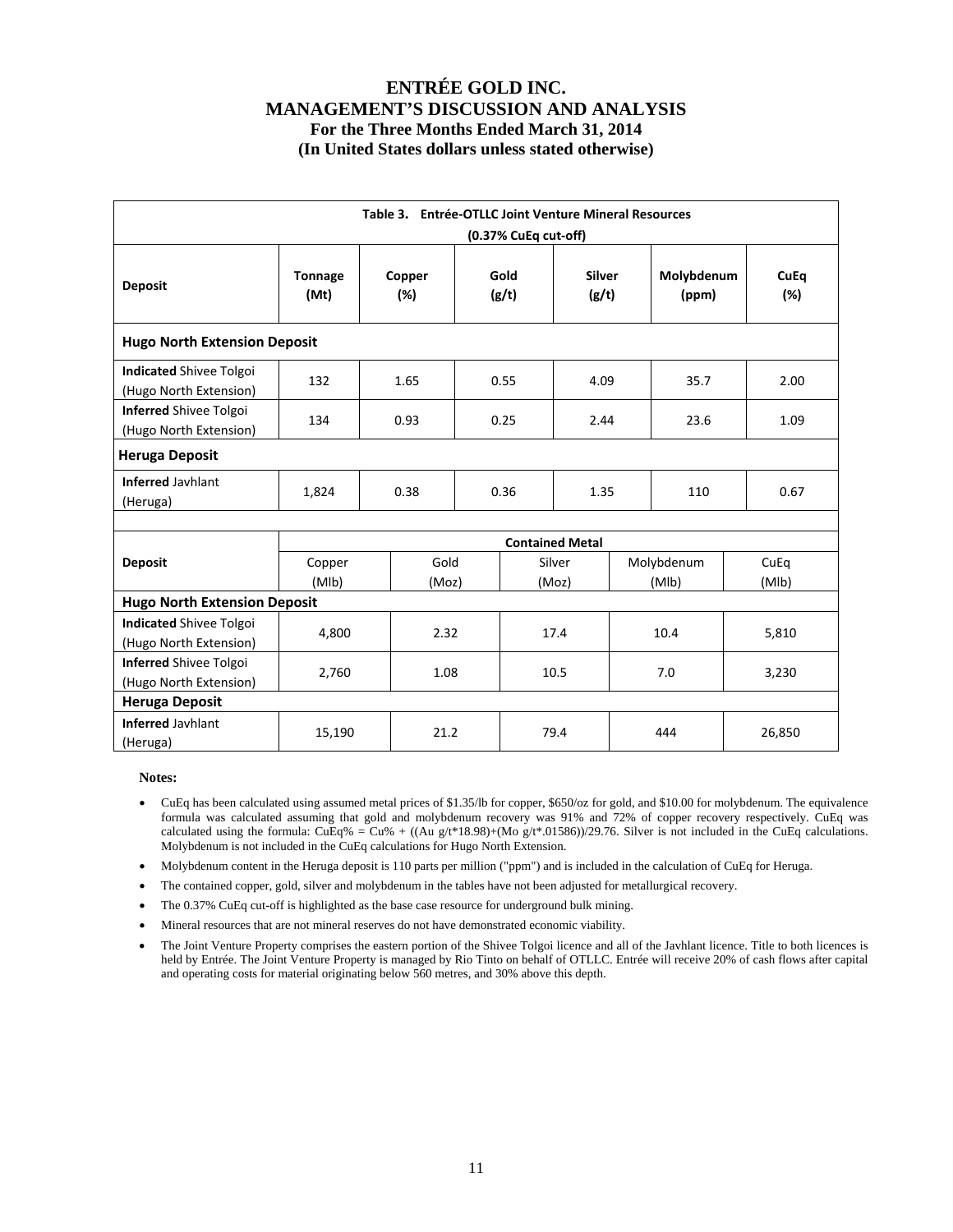**Table 3. Entrée-OTLLC Joint Venture Mineral Resources (0.37% CuEq cut-off)**

| Deposit | Tonnage (Mt) | Copper (%) | Gold (g/t) | Silver (g/t) | Molybdenum (ppm) | CuEq (%) |
|---|---|---|---|---|---|---|
| **Hugo North Extension Deposit** | | | | | | |
| **Indicated** Shivee Tolgoi (Hugo North Extension) | 132 | 1.65 | 0.55 | 4.09 | 35.7 | 2.00 |
| **Inferred** Shivee Tolgoi (Hugo North Extension) | 134 | 0.93 | 0.25 | 2.44 | 23.6 | 1.09 |
| **Heruga Deposit** | | | | | | |
| **Inferred** Javhlant (Heruga) | 1,824 | 0.38 | 0.36 | 1.35 | 110 | 0.67 |

| Deposit | Contained Metal | | | | |
|---|---|---|---|---|---|
| | Copper (Mlb) | Gold (Moz) | Silver (Moz) | Molybdenum (Mlb) | CuEq (Mlb) |
| **Hugo North Extension Deposit** | | | | | |
| **Indicated** Shivee Tolgoi (Hugo North Extension) | 4,800 | 2.32 | 17.4 | 10.4 | 5,810 |
| **Inferred** Shivee Tolgoi (Hugo North Extension) | 2,760 | 1.08 | 10.5 | 7.0 | 3,230 |
| **Heruga Deposit** | | | | | |
| **Inferred** Javhlant (Heruga) | 15,190 | 21.2 | 79.4 | 444 | 26,850 |

**Notes:**

- CuEq has been calculated using assumed metal prices of $1.35/lb for copper, $650/oz for gold, and $10.00 for molybdenum. The equivalence formula was calculated assuming that gold and molybdenum recovery was 91% and 72% of copper recovery respectively. CuEq was calculated using the formula: CuEq% = Cu% + ((Au g/t*18.98)+(Mo g/t*.01586))/29.76. Silver is not included in the CuEq calculations. Molybdenum is not included in the CuEq calculations for Hugo North Extension.
- Molybdenum content in the Heruga deposit is 110 parts per million ("ppm") and is included in the calculation of CuEq for Heruga.
- The contained copper, gold, silver and molybdenum in the tables have not been adjusted for metallurgical recovery.
- The 0.37% CuEq cut-off is highlighted as the base case resource for underground bulk mining.
- Mineral resources that are not mineral reserves do not have demonstrated economic viability.
- The Joint Venture Property comprises the eastern portion of the Shivee Tolgoi licence and all of the Javhlant licence. Title to both licences is held by Entrée. The Joint Venture Property is managed by Rio Tinto on behalf of OTLLC. Entrée will receive 20% of cash flows after capital and operating costs for material originating below 560 metres, and 30% above this depth.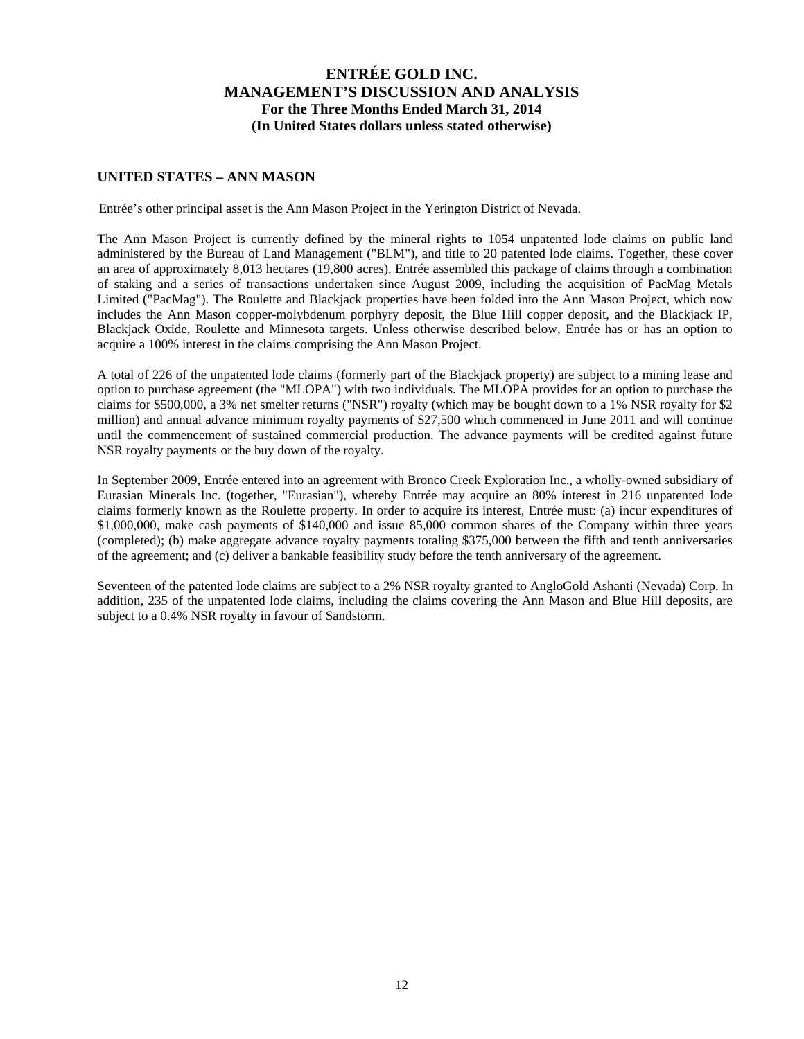## UNITED STATES – ANN MASON

Entrée's other principal asset is the Ann Mason Project in the Yerington District of Nevada.

The Ann Mason Project is currently defined by the mineral rights to 1054 unpatented lode claims on public land administered by the Bureau of Land Management ("BLM"), and title to 20 patented lode claims. Together, these cover an area of approximately 8,013 hectares (19,800 acres). Entrée assembled this package of claims through a combination of staking and a series of transactions undertaken since August 2009, including the acquisition of PacMag Metals Limited ("PacMag"). The Roulette and Blackjack properties have been folded into the Ann Mason Project, which now includes the Ann Mason copper-molybdenum porphyry deposit, the Blue Hill copper deposit, and the Blackjack IP, Blackjack Oxide, Roulette and Minnesota targets. Unless otherwise described below, Entrée has or has an option to acquire a 100% interest in the claims comprising the Ann Mason Project.

A total of 226 of the unpatented lode claims (formerly part of the Blackjack property) are subject to a mining lease and option to purchase agreement (the "MLOPA") with two individuals. The MLOPA provides for an option to purchase the claims for $500,000, a 3% net smelter returns ("NSR") royalty (which may be bought down to a 1% NSR royalty for $2 million) and annual advance minimum royalty payments of $27,500 which commenced in June 2011 and will continue until the commencement of sustained commercial production. The advance payments will be credited against future NSR royalty payments or the buy down of the royalty.

In September 2009, Entrée entered into an agreement with Bronco Creek Exploration Inc., a wholly-owned subsidiary of Eurasian Minerals Inc. (together, "Eurasian"), whereby Entrée may acquire an 80% interest in 216 unpatented lode claims formerly known as the Roulette property. In order to acquire its interest, Entrée must: (a) incur expenditures of $1,000,000, make cash payments of $140,000 and issue 85,000 common shares of the Company within three years (completed); (b) make aggregate advance royalty payments totaling $375,000 between the fifth and tenth anniversaries of the agreement; and (c) deliver a bankable feasibility study before the tenth anniversary of the agreement.

Seventeen of the patented lode claims are subject to a 2% NSR royalty granted to AngloGold Ashanti (Nevada) Corp. In addition, 235 of the unpatented lode claims, including the claims covering the Ann Mason and Blue Hill deposits, are subject to a 0.4% NSR royalty in favour of Sandstorm.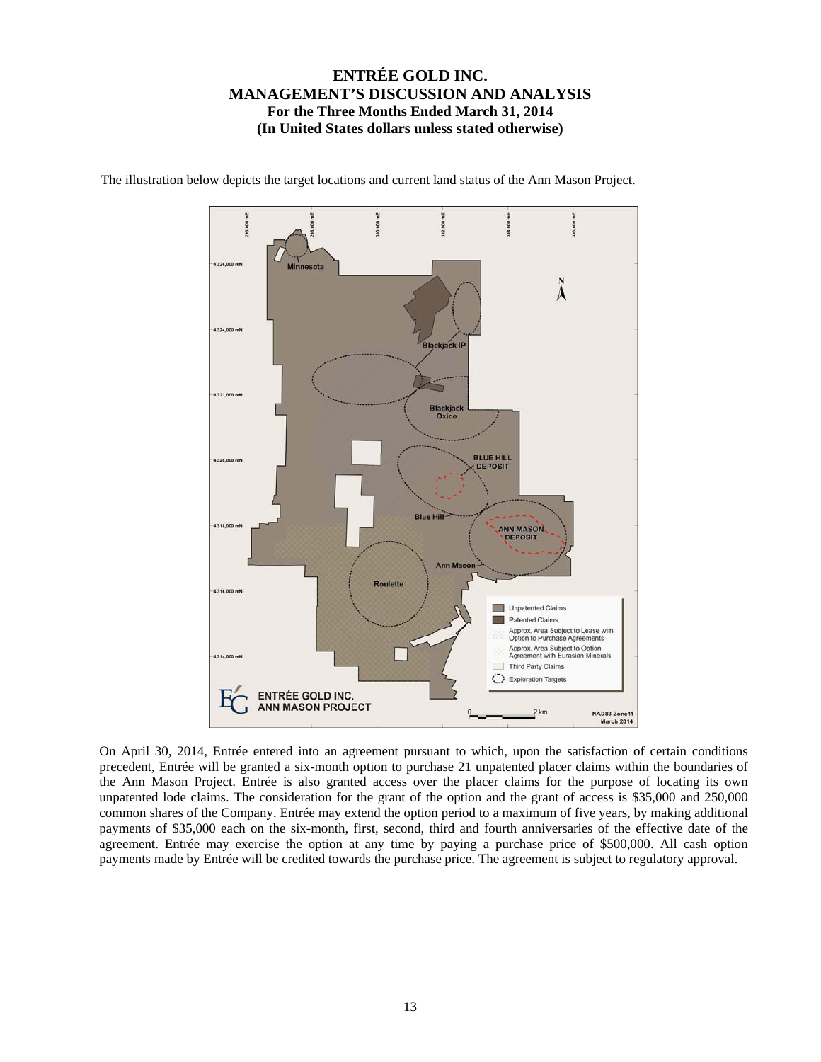The illustration below depicts the target locations and current land status of the Ann Mason Project.

On April 30, 2014, Entrée entered into an agreement pursuant to which, upon the satisfaction of certain conditions precedent, Entrée will be granted a six-month option to purchase 21 unpatented placer claims within the boundaries of the Ann Mason Project. Entrée is also granted access over the placer claims for the purpose of locating its own unpatented lode claims. The consideration for the grant of the option and the grant of access is $35,000 and 250,000 common shares of the Company. Entrée may extend the option period to a maximum of five years, by making additional payments of $35,000 each on the six-month, first, second, third and fourth anniversaries of the effective date of the agreement. Entrée may exercise the option at any time by paying a purchase price of $500,000. All cash option payments made by Entrée will be credited towards the purchase price. The agreement is subject to regulatory approval.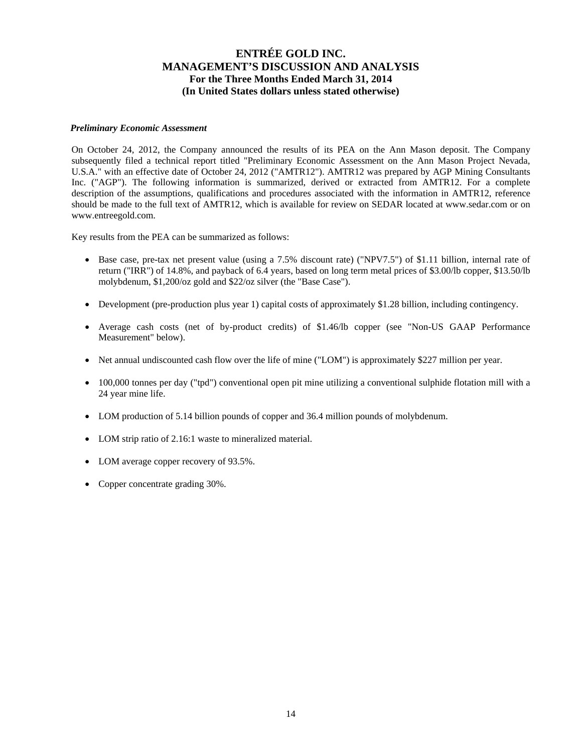***Preliminary Economic Assessment***

On October 24, 2012, the Company announced the results of its PEA on the Ann Mason deposit. The Company subsequently filed a technical report titled "Preliminary Economic Assessment on the Ann Mason Project Nevada, U.S.A." with an effective date of October 24, 2012 ("AMTR12"). AMTR12 was prepared by AGP Mining Consultants Inc. ("AGP"). The following information is summarized, derived or extracted from AMTR12. For a complete description of the assumptions, qualifications and procedures associated with the information in AMTR12, reference should be made to the full text of AMTR12, which is available for review on SEDAR located at www.sedar.com or on www.entreegold.com.

Key results from the PEA can be summarized as follows:

- Base case, pre-tax net present value (using a 7.5% discount rate) ("NPV7.5") of $1.11 billion, internal rate of return ("IRR") of 14.8%, and payback of 6.4 years, based on long term metal prices of $3.00/lb copper, $13.50/lb molybdenum, $1,200/oz gold and $22/oz silver (the "Base Case").
- Development (pre-production plus year 1) capital costs of approximately $1.28 billion, including contingency.
- Average cash costs (net of by-product credits) of $1.46/lb copper (see "Non-US GAAP Performance Measurement" below).
- Net annual undiscounted cash flow over the life of mine ("LOM") is approximately $227 million per year.
- 100,000 tonnes per day ("tpd") conventional open pit mine utilizing a conventional sulphide flotation mill with a 24 year mine life.
- LOM production of 5.14 billion pounds of copper and 36.4 million pounds of molybdenum.
- LOM strip ratio of 2.16:1 waste to mineralized material.
- LOM average copper recovery of 93.5%.
- Copper concentrate grading 30%.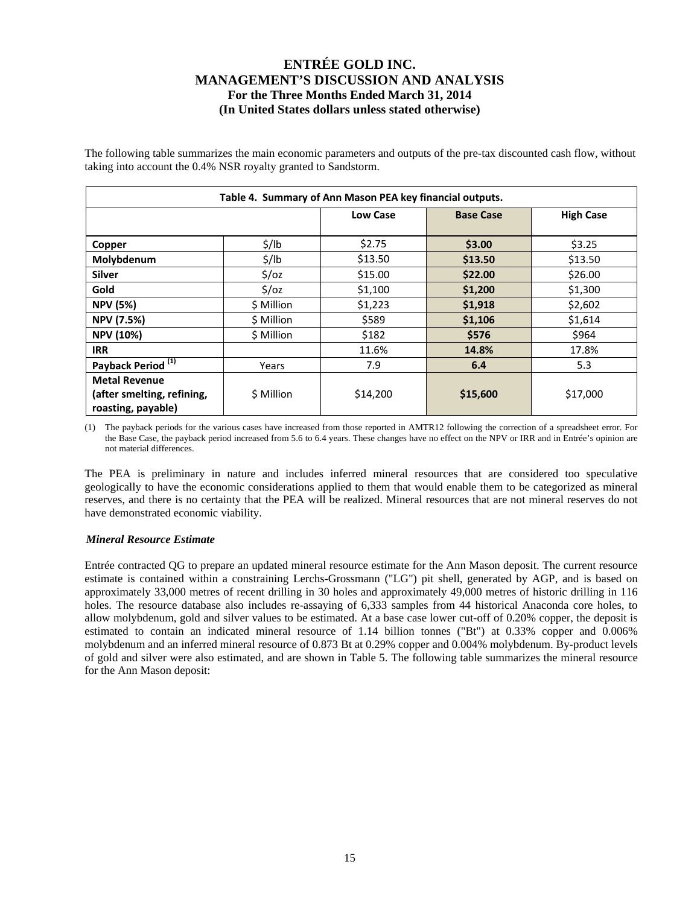The following table summarizes the main economic parameters and outputs of the pre-tax discounted cash flow, without taking into account the 0.4% NSR royalty granted to Sandstorm.

| Table 4. Summary of Ann Mason PEA key financial outputs. | | | | |
|---|---|---|---|---|
| | | **Low Case** | **Base Case** | **High Case** |
| **Copper** | \$/lb | \$2.75 | **\$3.00** | \$3.25 |
| **Molybdenum** | \$/lb | \$13.50 | **\$13.50** | \$13.50 |
| **Silver** | \$/oz | \$15.00 | **\$22.00** | \$26.00 |
| **Gold** | \$/oz | \$1,100 | **\$1,200** | \$1,300 |
| **NPV (5%)** | \$ Million | \$1,223 | **\$1,918** | \$2,602 |
| **NPV (7.5%)** | \$ Million | \$589 | **\$1,106** | \$1,614 |
| **NPV (10%)** | \$ Million | \$182 | **\$576** | \$964 |
| **IRR** | | 11.6% | **14.8%** | 17.8% |
| **Payback Period [(1)]** | Years | 7.9 | **6.4** | 5.3 |
| **Metal Revenue (after smelting, refining, roasting, payable)** | \$ Million | \$14,200 | **\$15,600** | \$17,000 |

(1) The payback periods for the various cases have increased from those reported in AMTR12 following the correction of a spreadsheet error. For the Base Case, the payback period increased from 5.6 to 6.4 years. These changes have no effect on the NPV or IRR and in Entrée's opinion are not material differences.

The PEA is preliminary in nature and includes inferred mineral resources that are considered too speculative geologically to have the economic considerations applied to them that would enable them to be categorized as mineral reserves, and there is no certainty that the PEA will be realized. Mineral resources that are not mineral reserves do not have demonstrated economic viability.

*Mineral Resource Estimate*

Entrée contracted QG to prepare an updated mineral resource estimate for the Ann Mason deposit. The current resource estimate is contained within a constraining Lerchs-Grossmann ("LG") pit shell, generated by AGP, and is based on approximately 33,000 metres of recent drilling in 30 holes and approximately 49,000 metres of historic drilling in 116 holes. The resource database also includes re-assaying of 6,333 samples from 44 historical Anaconda core holes, to allow molybdenum, gold and silver values to be estimated. At a base case lower cut-off of 0.20% copper, the deposit is estimated to contain an indicated mineral resource of 1.14 billion tonnes ("Bt") at 0.33% copper and 0.006% molybdenum and an inferred mineral resource of 0.873 Bt at 0.29% copper and 0.004% molybdenum. By-product levels of gold and silver were also estimated, and are shown in Table 5. The following table summarizes the mineral resource for the Ann Mason deposit: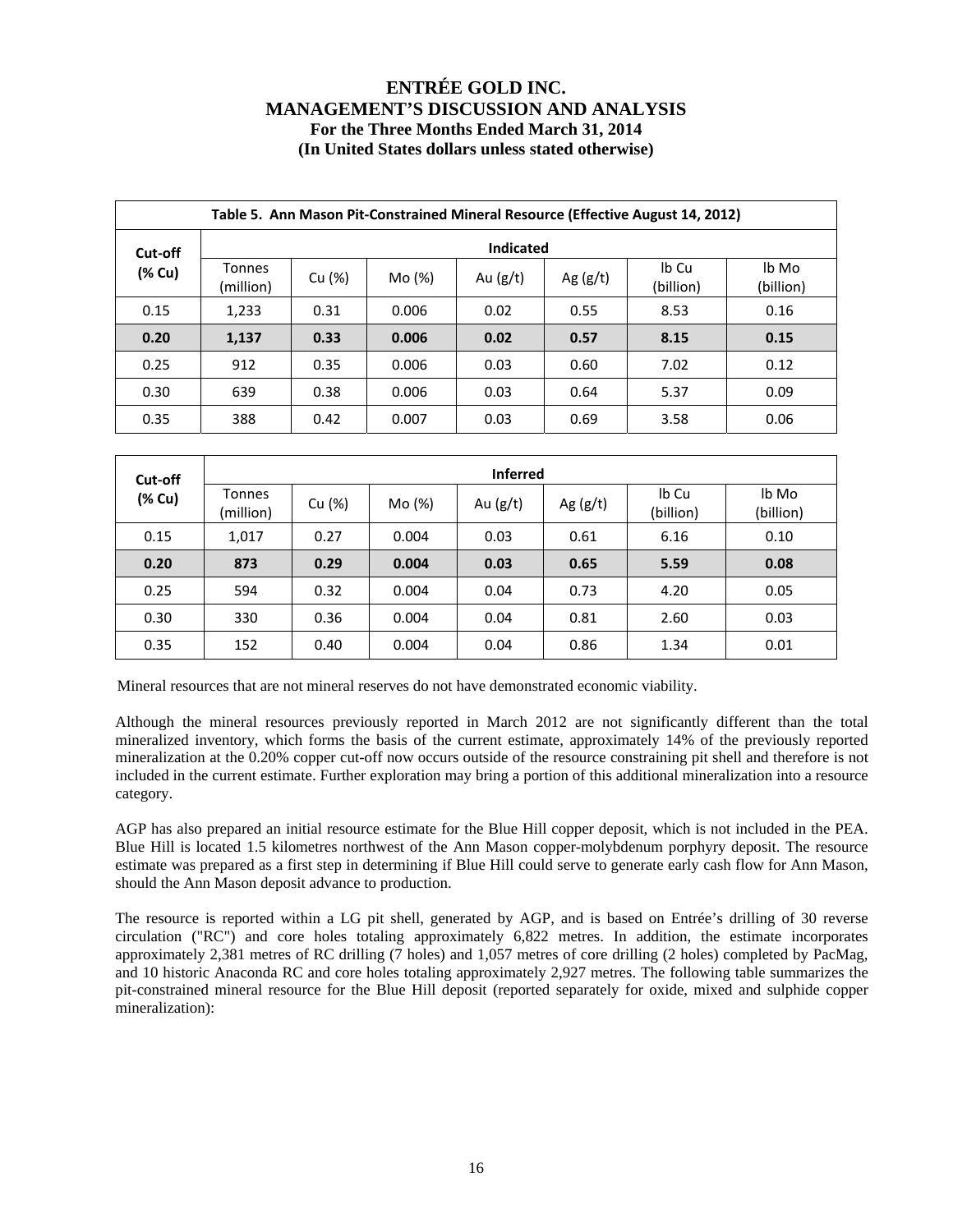| Table 5. Ann Mason Pit-Constrained Mineral Resource (Effective August 14, 2012) | | | | | | | |
|---|---|---|---|---|---|---|---|
| Cut-off (% Cu) | Indicated | | | | | | |
| | Tonnes (million) | Cu (%) | Mo (%) | Au (g/t) | Ag (g/t) | lb Cu (billion) | lb Mo (billion) |
| 0.15 | 1,233 | 0.31 | 0.006 | 0.02 | 0.55 | 8.53 | 0.16 |
| **0.20** | **1,137** | **0.33** | **0.006** | **0.02** | **0.57** | **8.15** | **0.15** |
| 0.25 | 912 | 0.35 | 0.006 | 0.03 | 0.60 | 7.02 | 0.12 |
| 0.30 | 639 | 0.38 | 0.006 | 0.03 | 0.64 | 5.37 | 0.09 |
| 0.35 | 388 | 0.42 | 0.007 | 0.03 | 0.69 | 3.58 | 0.06 |

| Cut-off (% Cu) | Inferred | | | | | | |
|---|---|---|---|---|---|---|---|
| | Tonnes (million) | Cu (%) | Mo (%) | Au (g/t) | Ag (g/t) | lb Cu (billion) | lb Mo (billion) |
| 0.15 | 1,017 | 0.27 | 0.004 | 0.03 | 0.61 | 6.16 | 0.10 |
| **0.20** | **873** | **0.29** | **0.004** | **0.03** | **0.65** | **5.59** | **0.08** |
| 0.25 | 594 | 0.32 | 0.004 | 0.04 | 0.73 | 4.20 | 0.05 |
| 0.30 | 330 | 0.36 | 0.004 | 0.04 | 0.81 | 2.60 | 0.03 |
| 0.35 | 152 | 0.40 | 0.004 | 0.04 | 0.86 | 1.34 | 0.01 |

Mineral resources that are not mineral reserves do not have demonstrated economic viability.

Although the mineral resources previously reported in March 2012 are not significantly different than the total mineralized inventory, which forms the basis of the current estimate, approximately 14% of the previously reported mineralization at the 0.20% copper cut-off now occurs outside of the resource constraining pit shell and therefore is not included in the current estimate. Further exploration may bring a portion of this additional mineralization into a resource category.

AGP has also prepared an initial resource estimate for the Blue Hill copper deposit, which is not included in the PEA. Blue Hill is located 1.5 kilometres northwest of the Ann Mason copper-molybdenum porphyry deposit. The resource estimate was prepared as a first step in determining if Blue Hill could serve to generate early cash flow for Ann Mason, should the Ann Mason deposit advance to production.

The resource is reported within a LG pit shell, generated by AGP, and is based on Entrée's drilling of 30 reverse circulation ("RC") and core holes totaling approximately 6,822 metres. In addition, the estimate incorporates approximately 2,381 metres of RC drilling (7 holes) and 1,057 metres of core drilling (2 holes) completed by PacMag, and 10 historic Anaconda RC and core holes totaling approximately 2,927 metres. The following table summarizes the pit-constrained mineral resource for the Blue Hill deposit (reported separately for oxide, mixed and sulphide copper mineralization):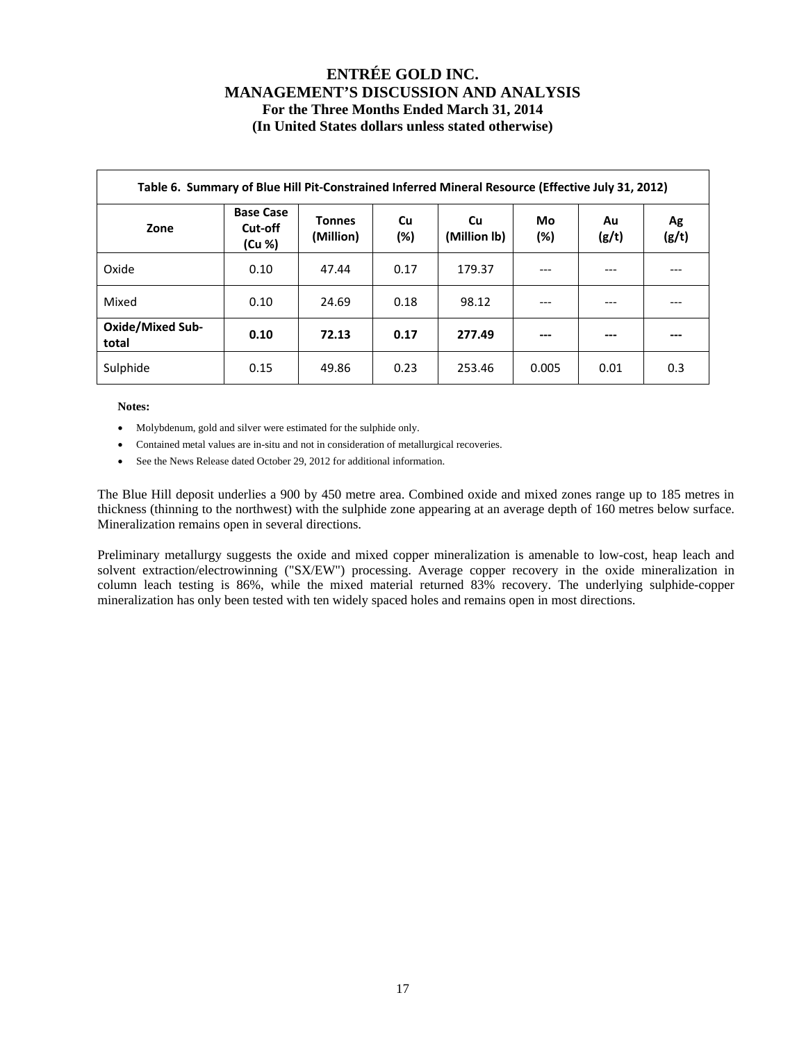| Table 6. Summary of Blue Hill Pit-Constrained Inferred Mineral Resource (Effective July 31, 2012) | | | | | | | |
|---|---|---|---|---|---|---|---|
| **Zone** | **Base Case Cut-off (Cu %)** | **Tonnes (Million)** | **Cu (%)** | **Cu (Million lb)** | **Mo (%)** | **Au (g/t)** | **Ag (g/t)** |
| Oxide | 0.10 | 47.44 | 0.17 | 179.37 | --- | --- | --- |
| Mixed | 0.10 | 24.69 | 0.18 | 98.12 | --- | --- | --- |
| **Oxide/Mixed Sub-total** | **0.10** | **72.13** | **0.17** | **277.49** | **---** | **---** | **---** |
| Sulphide | 0.15 | 49.86 | 0.23 | 253.46 | 0.005 | 0.01 | 0.3 |

**Notes:**

- Molybdenum, gold and silver were estimated for the sulphide only.
- Contained metal values are in-situ and not in consideration of metallurgical recoveries.
- See the News Release dated October 29, 2012 for additional information.

The Blue Hill deposit underlies a 900 by 450 metre area. Combined oxide and mixed zones range up to 185 metres in thickness (thinning to the northwest) with the sulphide zone appearing at an average depth of 160 metres below surface. Mineralization remains open in several directions.

Preliminary metallurgy suggests the oxide and mixed copper mineralization is amenable to low-cost, heap leach and solvent extraction/electrowinning ("SX/EW") processing. Average copper recovery in the oxide mineralization in column leach testing is 86%, while the mixed material returned 83% recovery. The underlying sulphide-copper mineralization has only been tested with ten widely spaced holes and remains open in most directions.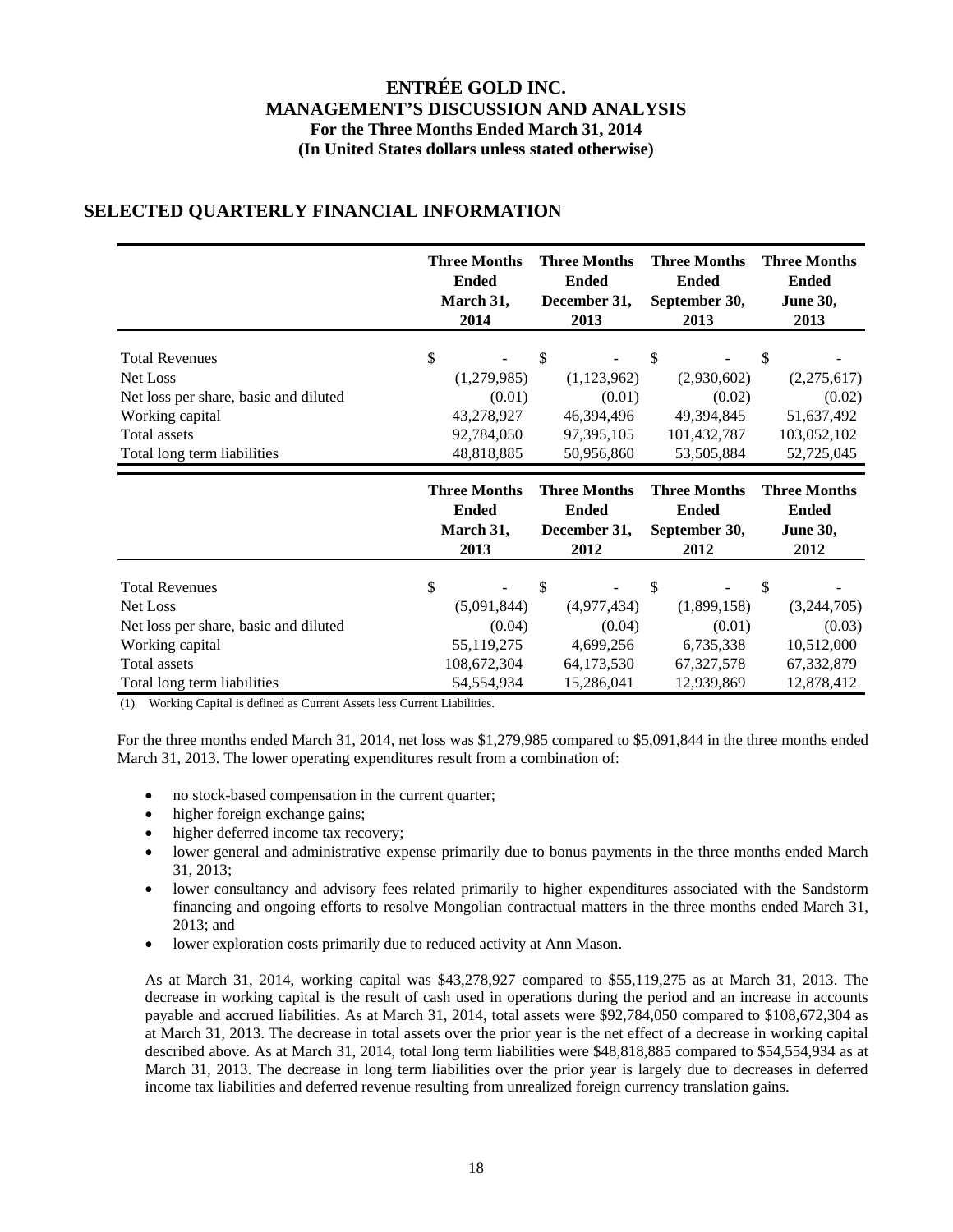## SELECTED QUARTERLY FINANCIAL INFORMATION

| | Three Months Ended March 31, 2014 | Three Months Ended December 31, 2013 | Three Months Ended September 30, 2013 | Three Months Ended June 30, 2013 |
|---|---|---|---|---|
| Total Revenues | $ - | $ - | $ - | $ - |
| Net Loss | (1,279,985) | (1,123,962) | (2,930,602) | (2,275,617) |
| Net loss per share, basic and diluted | (0.01) | (0.01) | (0.02) | (0.02) |
| Working capital | 43,278,927 | 46,394,496 | 49,394,845 | 51,637,492 |
| Total assets | 92,784,050 | 97,395,105 | 101,432,787 | 103,052,102 |
| Total long term liabilities | 48,818,885 | 50,956,860 | 53,505,884 | 52,725,045 |

| | Three Months Ended March 31, 2013 | Three Months Ended December 31, 2012 | Three Months Ended September 30, 2012 | Three Months Ended June 30, 2012 |
|---|---|---|---|---|
| Total Revenues | $ - | $ - | $ - | $ - |
| Net Loss | (5,091,844) | (4,977,434) | (1,899,158) | (3,244,705) |
| Net loss per share, basic and diluted | (0.04) | (0.04) | (0.01) | (0.03) |
| Working capital | 55,119,275 | 4,699,256 | 6,735,338 | 10,512,000 |
| Total assets | 108,672,304 | 64,173,530 | 67,327,578 | 67,332,879 |
| Total long term liabilities | 54,554,934 | 15,286,041 | 12,939,869 | 12,878,412 |

(1) Working Capital is defined as Current Assets less Current Liabilities.

For the three months ended March 31, 2014, net loss was $1,279,985 compared to $5,091,844 in the three months ended March 31, 2013. The lower operating expenditures result from a combination of:

- no stock-based compensation in the current quarter;
- higher foreign exchange gains;
- higher deferred income tax recovery;
- lower general and administrative expense primarily due to bonus payments in the three months ended March 31, 2013;
- lower consultancy and advisory fees related primarily to higher expenditures associated with the Sandstorm financing and ongoing efforts to resolve Mongolian contractual matters in the three months ended March 31, 2013; and
- lower exploration costs primarily due to reduced activity at Ann Mason.

As at March 31, 2014, working capital was $43,278,927 compared to $55,119,275 as at March 31, 2013. The decrease in working capital is the result of cash used in operations during the period and an increase in accounts payable and accrued liabilities. As at March 31, 2014, total assets were $92,784,050 compared to $108,672,304 as at March 31, 2013. The decrease in total assets over the prior year is the net effect of a decrease in working capital described above. As at March 31, 2014, total long term liabilities were $48,818,885 compared to $54,554,934 as at March 31, 2013. The decrease in long term liabilities over the prior year is largely due to decreases in deferred income tax liabilities and deferred revenue resulting from unrealized foreign currency translation gains.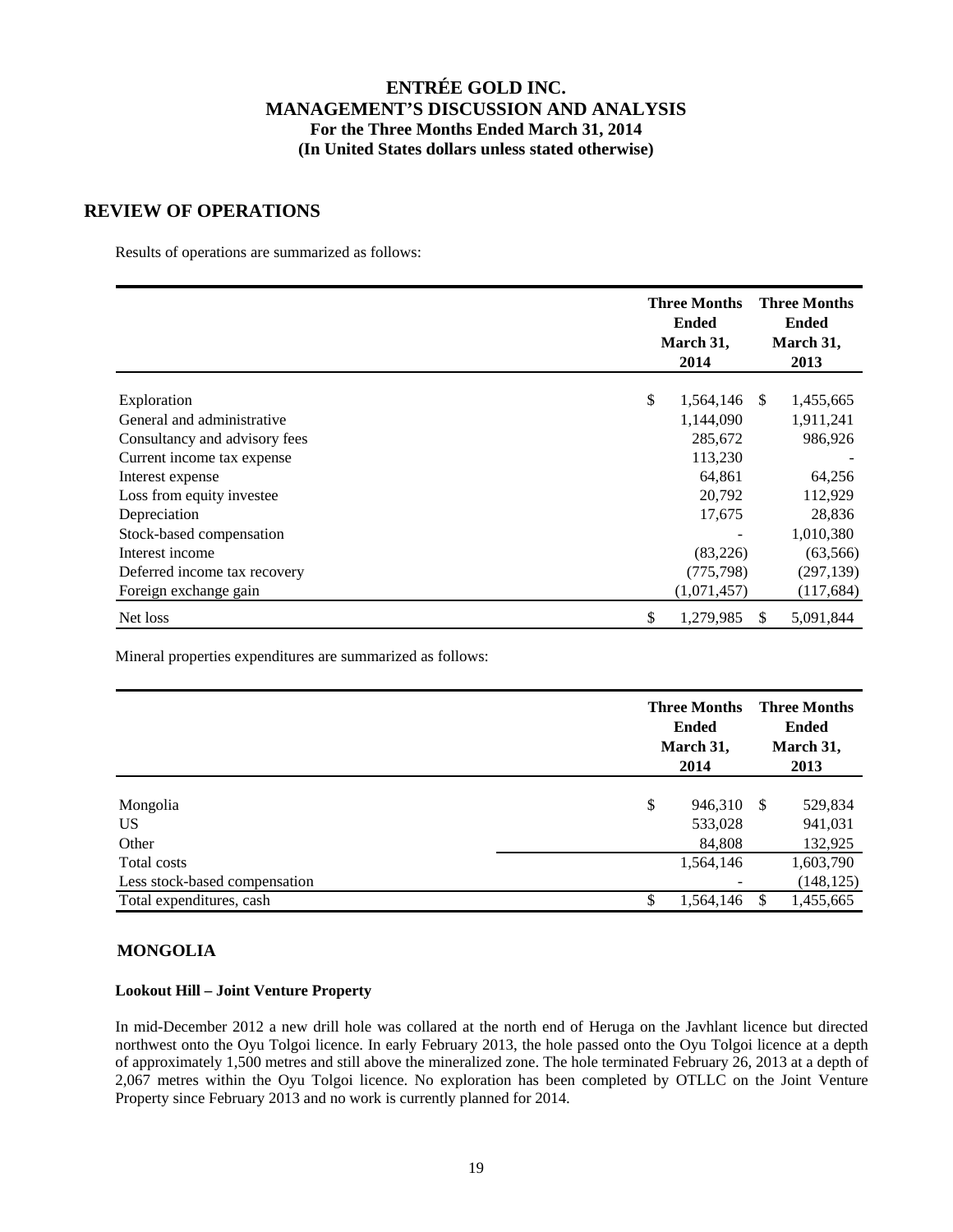# ENTRÉE GOLD INC.
# MANAGEMENT'S DISCUSSION AND ANALYSIS
### For the Three Months Ended March 31, 2014
### (In United States dollars unless stated otherwise)

## REVIEW OF OPERATIONS

Results of operations are summarized as follows:

| | Three Months Ended March 31, 2014 | Three Months Ended March 31, 2013 |
|---|---|---|
| Exploration | $ 1,564,146 | $ 1,455,665 |
| General and administrative | 1,144,090 | 1,911,241 |
| Consultancy and advisory fees | 285,672 | 986,926 |
| Current income tax expense | 113,230 | - |
| Interest expense | 64,861 | 64,256 |
| Loss from equity investee | 20,792 | 112,929 |
| Depreciation | 17,675 | 28,836 |
| Stock-based compensation | - | 1,010,380 |
| Interest income | (83,226) | (63,566) |
| Deferred income tax recovery | (775,798) | (297,139) |
| Foreign exchange gain | (1,071,457) | (117,684) |
| Net loss | $ 1,279,985 | $ 5,091,844 |

Mineral properties expenditures are summarized as follows:

| | Three Months Ended March 31, 2014 | Three Months Ended March 31, 2013 |
|---|---|---|
| Mongolia | $ 946,310 | $ 529,834 |
| US | 533,028 | 941,031 |
| Other | 84,808 | 132,925 |
| Total costs | 1,564,146 | 1,603,790 |
| Less stock-based compensation | - | (148,125) |
| Total expenditures, cash | $ 1,564,146 | $ 1,455,665 |

## MONGOLIA

### Lookout Hill – Joint Venture Property

In mid-December 2012 a new drill hole was collared at the north end of Heruga on the Javhlant licence but directed northwest onto the Oyu Tolgoi licence. In early February 2013, the hole passed onto the Oyu Tolgoi licence at a depth of approximately 1,500 metres and still above the mineralized zone. The hole terminated February 26, 2013 at a depth of 2,067 metres within the Oyu Tolgoi licence. No exploration has been completed by OTLLC on the Joint Venture Property since February 2013 and no work is currently planned for 2014.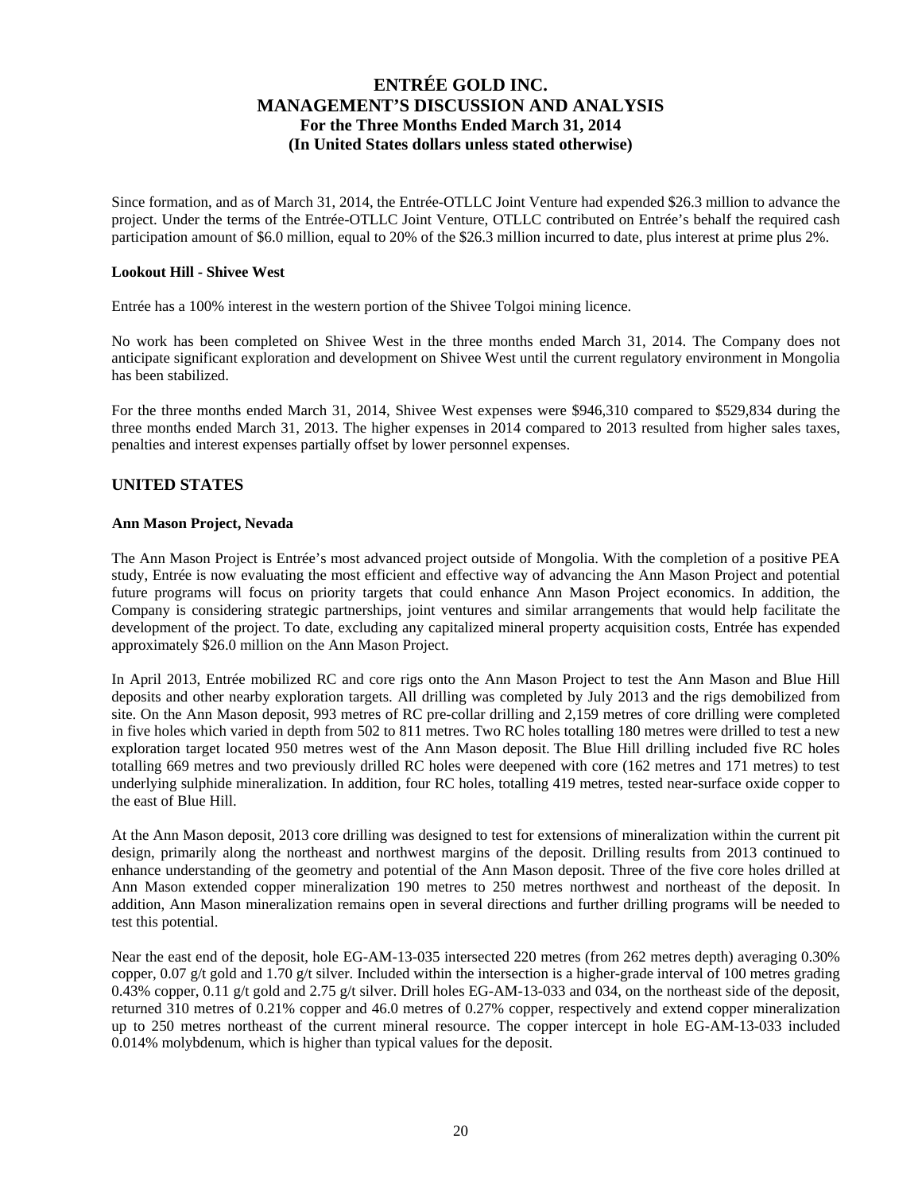Since formation, and as of March 31, 2014, the Entrée-OTLLC Joint Venture had expended $26.3 million to advance the project. Under the terms of the Entrée-OTLLC Joint Venture, OTLLC contributed on Entrée's behalf the required cash participation amount of $6.0 million, equal to 20% of the $26.3 million incurred to date, plus interest at prime plus 2%.

**Lookout Hill - Shivee West**

Entrée has a 100% interest in the western portion of the Shivee Tolgoi mining licence.

No work has been completed on Shivee West in the three months ended March 31, 2014. The Company does not anticipate significant exploration and development on Shivee West until the current regulatory environment in Mongolia has been stabilized.

For the three months ended March 31, 2014, Shivee West expenses were $946,310 compared to $529,834 during the three months ended March 31, 2013. The higher expenses in 2014 compared to 2013 resulted from higher sales taxes, penalties and interest expenses partially offset by lower personnel expenses.

## UNITED STATES

**Ann Mason Project, Nevada**

The Ann Mason Project is Entrée's most advanced project outside of Mongolia. With the completion of a positive PEA study, Entrée is now evaluating the most efficient and effective way of advancing the Ann Mason Project and potential future programs will focus on priority targets that could enhance Ann Mason Project economics. In addition, the Company is considering strategic partnerships, joint ventures and similar arrangements that would help facilitate the development of the project. To date, excluding any capitalized mineral property acquisition costs, Entrée has expended approximately $26.0 million on the Ann Mason Project.

In April 2013, Entrée mobilized RC and core rigs onto the Ann Mason Project to test the Ann Mason and Blue Hill deposits and other nearby exploration targets. All drilling was completed by July 2013 and the rigs demobilized from site. On the Ann Mason deposit, 993 metres of RC pre-collar drilling and 2,159 metres of core drilling were completed in five holes which varied in depth from 502 to 811 metres. Two RC holes totalling 180 metres were drilled to test a new exploration target located 950 metres west of the Ann Mason deposit. The Blue Hill drilling included five RC holes totalling 669 metres and two previously drilled RC holes were deepened with core (162 metres and 171 metres) to test underlying sulphide mineralization. In addition, four RC holes, totalling 419 metres, tested near-surface oxide copper to the east of Blue Hill.

At the Ann Mason deposit, 2013 core drilling was designed to test for extensions of mineralization within the current pit design, primarily along the northeast and northwest margins of the deposit. Drilling results from 2013 continued to enhance understanding of the geometry and potential of the Ann Mason deposit. Three of the five core holes drilled at Ann Mason extended copper mineralization 190 metres to 250 metres northwest and northeast of the deposit. In addition, Ann Mason mineralization remains open in several directions and further drilling programs will be needed to test this potential.

Near the east end of the deposit, hole EG-AM-13-035 intersected 220 metres (from 262 metres depth) averaging 0.30% copper, 0.07 g/t gold and 1.70 g/t silver. Included within the intersection is a higher-grade interval of 100 metres grading 0.43% copper, 0.11 g/t gold and 2.75 g/t silver. Drill holes EG-AM-13-033 and 034, on the northeast side of the deposit, returned 310 metres of 0.21% copper and 46.0 metres of 0.27% copper, respectively and extend copper mineralization up to 250 metres northeast of the current mineral resource. The copper intercept in hole EG-AM-13-033 included 0.014% molybdenum, which is higher than typical values for the deposit.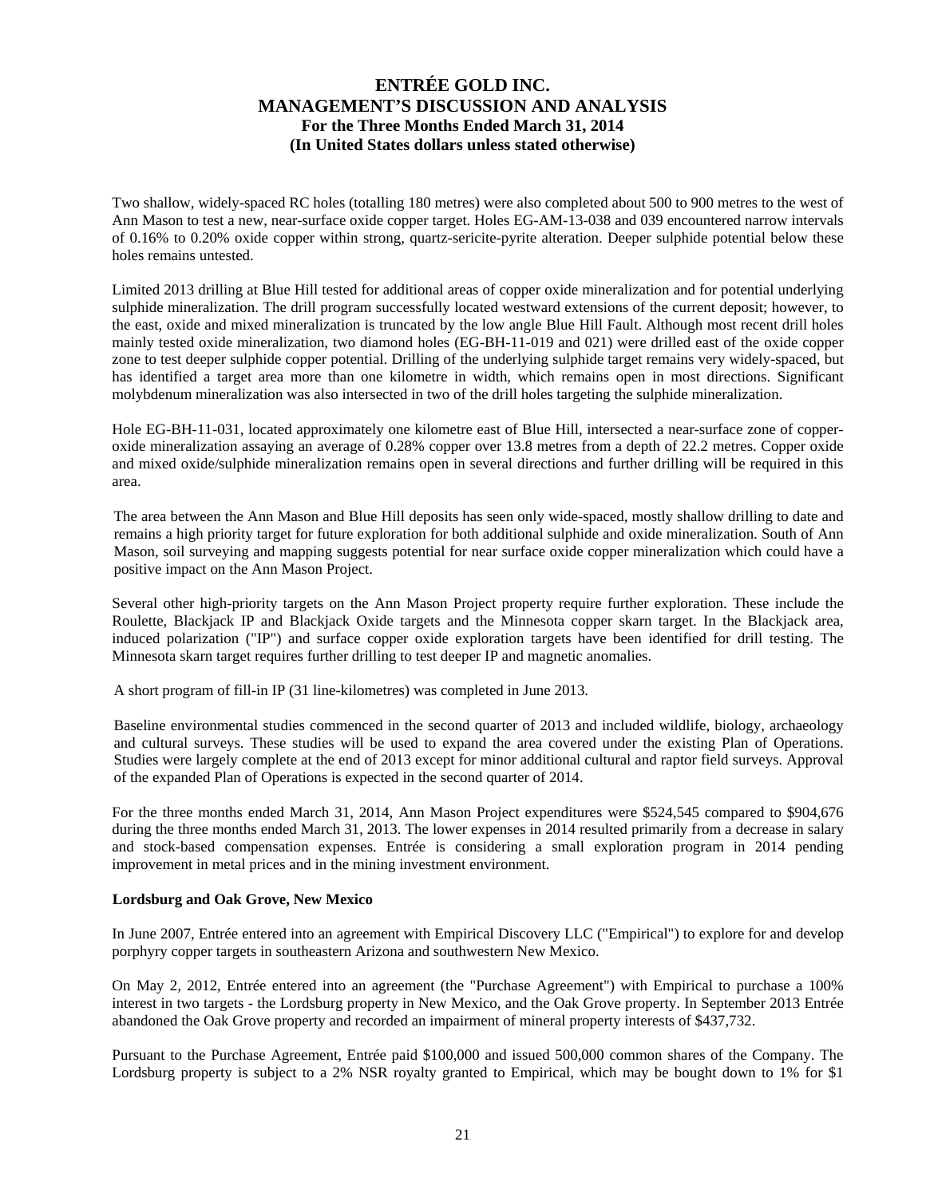Two shallow, widely-spaced RC holes (totalling 180 metres) were also completed about 500 to 900 metres to the west of Ann Mason to test a new, near-surface oxide copper target. Holes EG-AM-13-038 and 039 encountered narrow intervals of 0.16% to 0.20% oxide copper within strong, quartz-sericite-pyrite alteration. Deeper sulphide potential below these holes remains untested.

Limited 2013 drilling at Blue Hill tested for additional areas of copper oxide mineralization and for potential underlying sulphide mineralization. The drill program successfully located westward extensions of the current deposit; however, to the east, oxide and mixed mineralization is truncated by the low angle Blue Hill Fault. Although most recent drill holes mainly tested oxide mineralization, two diamond holes (EG-BH-11-019 and 021) were drilled east of the oxide copper zone to test deeper sulphide copper potential. Drilling of the underlying sulphide target remains very widely-spaced, but has identified a target area more than one kilometre in width, which remains open in most directions. Significant molybdenum mineralization was also intersected in two of the drill holes targeting the sulphide mineralization.

Hole EG-BH-11-031, located approximately one kilometre east of Blue Hill, intersected a near-surface zone of copper-oxide mineralization assaying an average of 0.28% copper over 13.8 metres from a depth of 22.2 metres. Copper oxide and mixed oxide/sulphide mineralization remains open in several directions and further drilling will be required in this area.

The area between the Ann Mason and Blue Hill deposits has seen only wide-spaced, mostly shallow drilling to date and remains a high priority target for future exploration for both additional sulphide and oxide mineralization. South of Ann Mason, soil surveying and mapping suggests potential for near surface oxide copper mineralization which could have a positive impact on the Ann Mason Project.

Several other high-priority targets on the Ann Mason Project property require further exploration. These include the Roulette, Blackjack IP and Blackjack Oxide targets and the Minnesota copper skarn target. In the Blackjack area, induced polarization ("IP") and surface copper oxide exploration targets have been identified for drill testing. The Minnesota skarn target requires further drilling to test deeper IP and magnetic anomalies.

A short program of fill-in IP (31 line-kilometres) was completed in June 2013.

Baseline environmental studies commenced in the second quarter of 2013 and included wildlife, biology, archaeology and cultural surveys. These studies will be used to expand the area covered under the existing Plan of Operations. Studies were largely complete at the end of 2013 except for minor additional cultural and raptor field surveys. Approval of the expanded Plan of Operations is expected in the second quarter of 2014.

For the three months ended March 31, 2014, Ann Mason Project expenditures were $524,545 compared to $904,676 during the three months ended March 31, 2013. The lower expenses in 2014 resulted primarily from a decrease in salary and stock-based compensation expenses. Entrée is considering a small exploration program in 2014 pending improvement in metal prices and in the mining investment environment.

**Lordsburg and Oak Grove, New Mexico**

In June 2007, Entrée entered into an agreement with Empirical Discovery LLC ("Empirical") to explore for and develop porphyry copper targets in southeastern Arizona and southwestern New Mexico.

On May 2, 2012, Entrée entered into an agreement (the "Purchase Agreement") with Empirical to purchase a 100% interest in two targets - the Lordsburg property in New Mexico, and the Oak Grove property. In September 2013 Entrée abandoned the Oak Grove property and recorded an impairment of mineral property interests of $437,732.

Pursuant to the Purchase Agreement, Entrée paid $100,000 and issued 500,000 common shares of the Company. The Lordsburg property is subject to a 2% NSR royalty granted to Empirical, which may be bought down to 1% for $1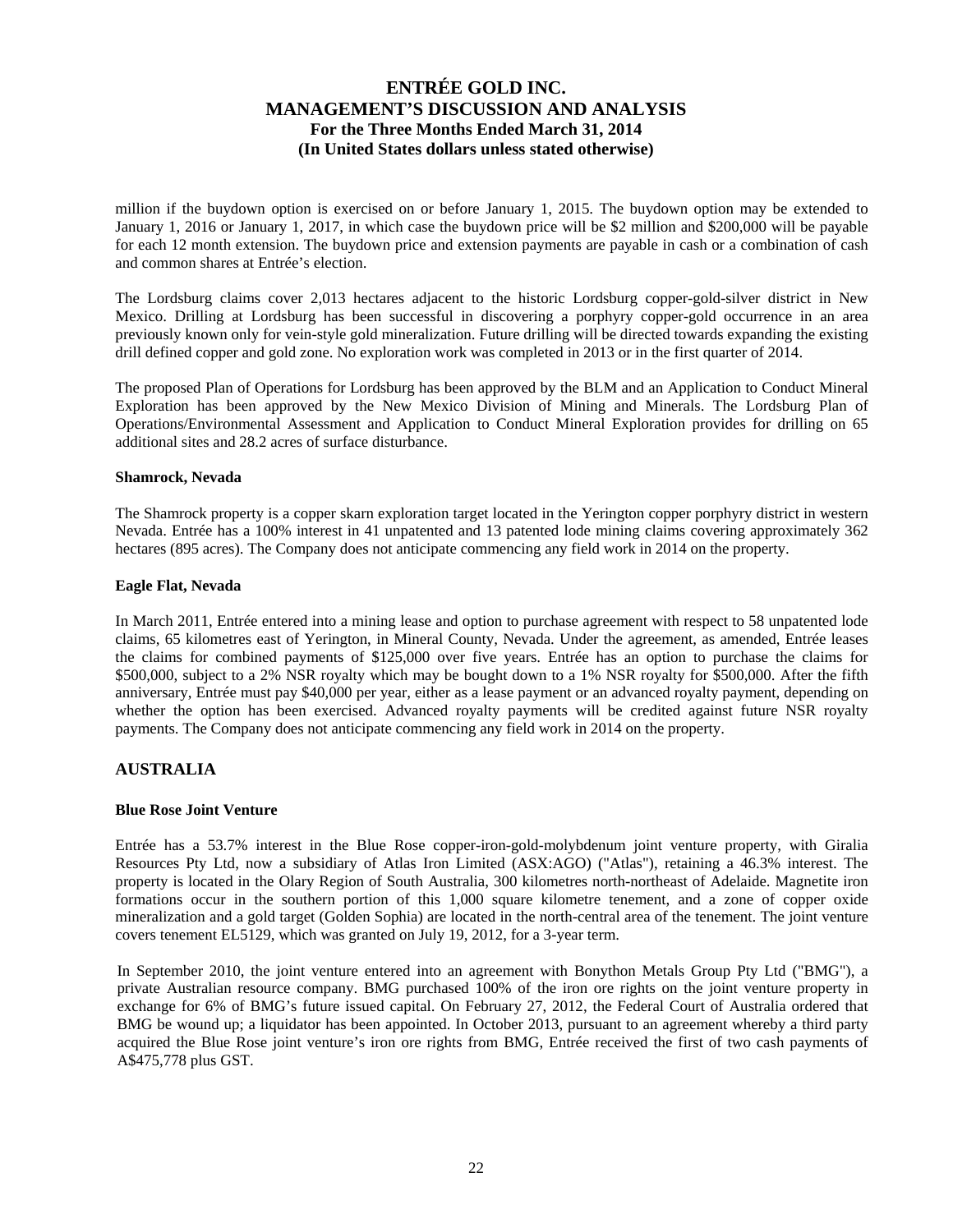million if the buydown option is exercised on or before January 1, 2015. The buydown option may be extended to January 1, 2016 or January 1, 2017, in which case the buydown price will be $2 million and $200,000 will be payable for each 12 month extension. The buydown price and extension payments are payable in cash or a combination of cash and common shares at Entrée's election.

The Lordsburg claims cover 2,013 hectares adjacent to the historic Lordsburg copper-gold-silver district in New Mexico. Drilling at Lordsburg has been successful in discovering a porphyry copper-gold occurrence in an area previously known only for vein-style gold mineralization. Future drilling will be directed towards expanding the existing drill defined copper and gold zone. No exploration work was completed in 2013 or in the first quarter of 2014.

The proposed Plan of Operations for Lordsburg has been approved by the BLM and an Application to Conduct Mineral Exploration has been approved by the New Mexico Division of Mining and Minerals. The Lordsburg Plan of Operations/Environmental Assessment and Application to Conduct Mineral Exploration provides for drilling on 65 additional sites and 28.2 acres of surface disturbance.

#### Shamrock, Nevada

The Shamrock property is a copper skarn exploration target located in the Yerington copper porphyry district in western Nevada. Entrée has a 100% interest in 41 unpatented and 13 patented lode mining claims covering approximately 362 hectares (895 acres). The Company does not anticipate commencing any field work in 2014 on the property.

#### Eagle Flat, Nevada

In March 2011, Entrée entered into a mining lease and option to purchase agreement with respect to 58 unpatented lode claims, 65 kilometres east of Yerington, in Mineral County, Nevada. Under the agreement, as amended, Entrée leases the claims for combined payments of $125,000 over five years. Entrée has an option to purchase the claims for $500,000, subject to a 2% NSR royalty which may be bought down to a 1% NSR royalty for $500,000. After the fifth anniversary, Entrée must pay $40,000 per year, either as a lease payment or an advanced royalty payment, depending on whether the option has been exercised. Advanced royalty payments will be credited against future NSR royalty payments. The Company does not anticipate commencing any field work in 2014 on the property.

## AUSTRALIA

#### Blue Rose Joint Venture

Entrée has a 53.7% interest in the Blue Rose copper-iron-gold-molybdenum joint venture property, with Giralia Resources Pty Ltd, now a subsidiary of Atlas Iron Limited (ASX:AGO) ("Atlas"), retaining a 46.3% interest. The property is located in the Olary Region of South Australia, 300 kilometres north-northeast of Adelaide. Magnetite iron formations occur in the southern portion of this 1,000 square kilometre tenement, and a zone of copper oxide mineralization and a gold target (Golden Sophia) are located in the north-central area of the tenement. The joint venture covers tenement EL5129, which was granted on July 19, 2012, for a 3-year term.

In September 2010, the joint venture entered into an agreement with Bonython Metals Group Pty Ltd ("BMG"), a private Australian resource company. BMG purchased 100% of the iron ore rights on the joint venture property in exchange for 6% of BMG's future issued capital. On February 27, 2012, the Federal Court of Australia ordered that BMG be wound up; a liquidator has been appointed. In October 2013, pursuant to an agreement whereby a third party acquired the Blue Rose joint venture's iron ore rights from BMG, Entrée received the first of two cash payments of A$475,778 plus GST.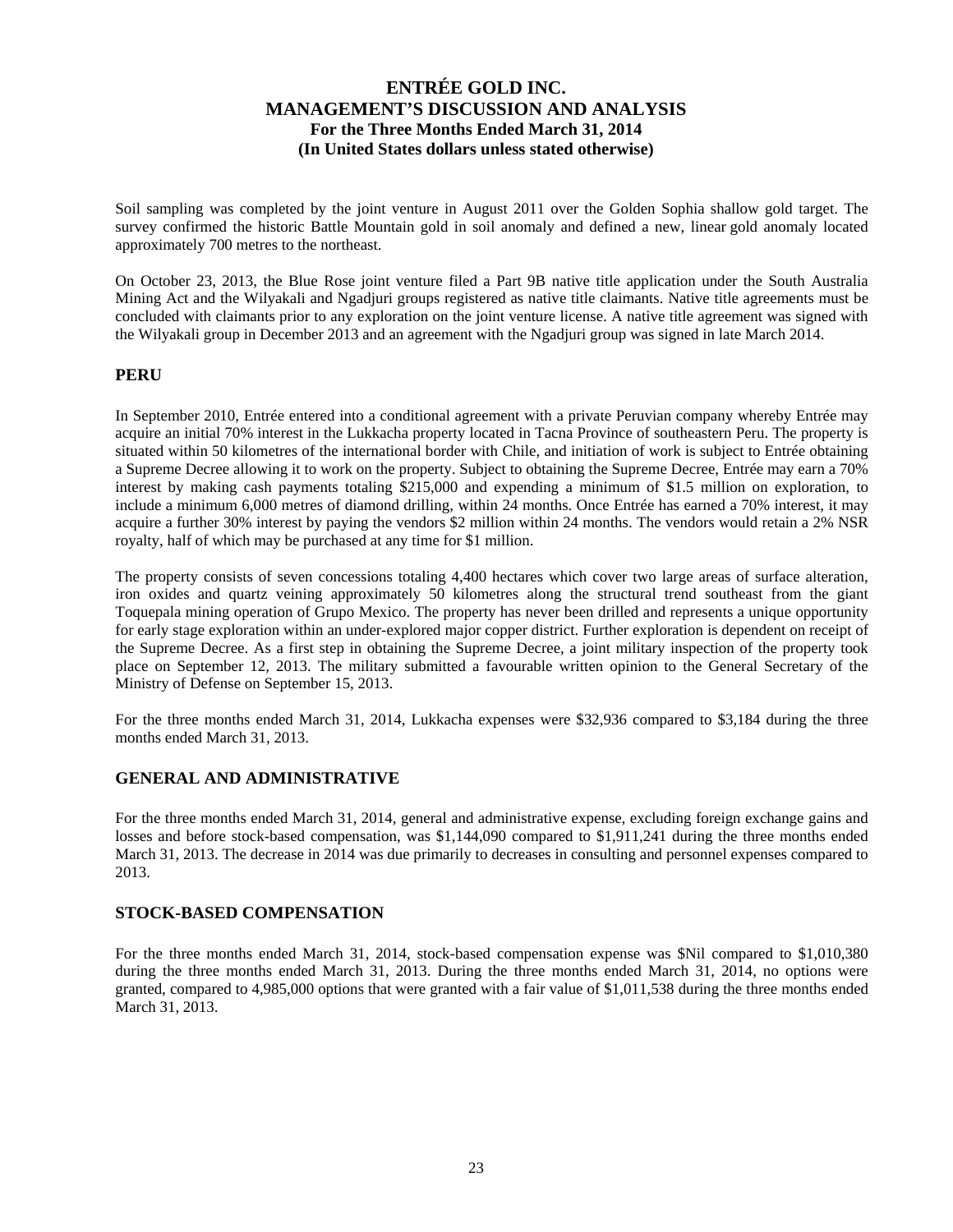Soil sampling was completed by the joint venture in August 2011 over the Golden Sophia shallow gold target. The survey confirmed the historic Battle Mountain gold in soil anomaly and defined a new, linear gold anomaly located approximately 700 metres to the northeast.

On October 23, 2013, the Blue Rose joint venture filed a Part 9B native title application under the South Australia Mining Act and the Wilyakali and Ngadjuri groups registered as native title claimants. Native title agreements must be concluded with claimants prior to any exploration on the joint venture license. A native title agreement was signed with the Wilyakali group in December 2013 and an agreement with the Ngadjuri group was signed in late March 2014.

## PERU

In September 2010, Entrée entered into a conditional agreement with a private Peruvian company whereby Entrée may acquire an initial 70% interest in the Lukkacha property located in Tacna Province of southeastern Peru. The property is situated within 50 kilometres of the international border with Chile, and initiation of work is subject to Entrée obtaining a Supreme Decree allowing it to work on the property. Subject to obtaining the Supreme Decree, Entrée may earn a 70% interest by making cash payments totaling $215,000 and expending a minimum of $1.5 million on exploration, to include a minimum 6,000 metres of diamond drilling, within 24 months. Once Entrée has earned a 70% interest, it may acquire a further 30% interest by paying the vendors $2 million within 24 months. The vendors would retain a 2% NSR royalty, half of which may be purchased at any time for $1 million.

The property consists of seven concessions totaling 4,400 hectares which cover two large areas of surface alteration, iron oxides and quartz veining approximately 50 kilometres along the structural trend southeast from the giant Toquepala mining operation of Grupo Mexico. The property has never been drilled and represents a unique opportunity for early stage exploration within an under-explored major copper district. Further exploration is dependent on receipt of the Supreme Decree. As a first step in obtaining the Supreme Decree, a joint military inspection of the property took place on September 12, 2013. The military submitted a favourable written opinion to the General Secretary of the Ministry of Defense on September 15, 2013.

For the three months ended March 31, 2014, Lukkacha expenses were $32,936 compared to $3,184 during the three months ended March 31, 2013.

## GENERAL AND ADMINISTRATIVE

For the three months ended March 31, 2014, general and administrative expense, excluding foreign exchange gains and losses and before stock-based compensation, was $1,144,090 compared to $1,911,241 during the three months ended March 31, 2013. The decrease in 2014 was due primarily to decreases in consulting and personnel expenses compared to 2013.

## STOCK-BASED COMPENSATION

For the three months ended March 31, 2014, stock-based compensation expense was $Nil compared to $1,010,380 during the three months ended March 31, 2013. During the three months ended March 31, 2014, no options were granted, compared to 4,985,000 options that were granted with a fair value of $1,011,538 during the three months ended March 31, 2013.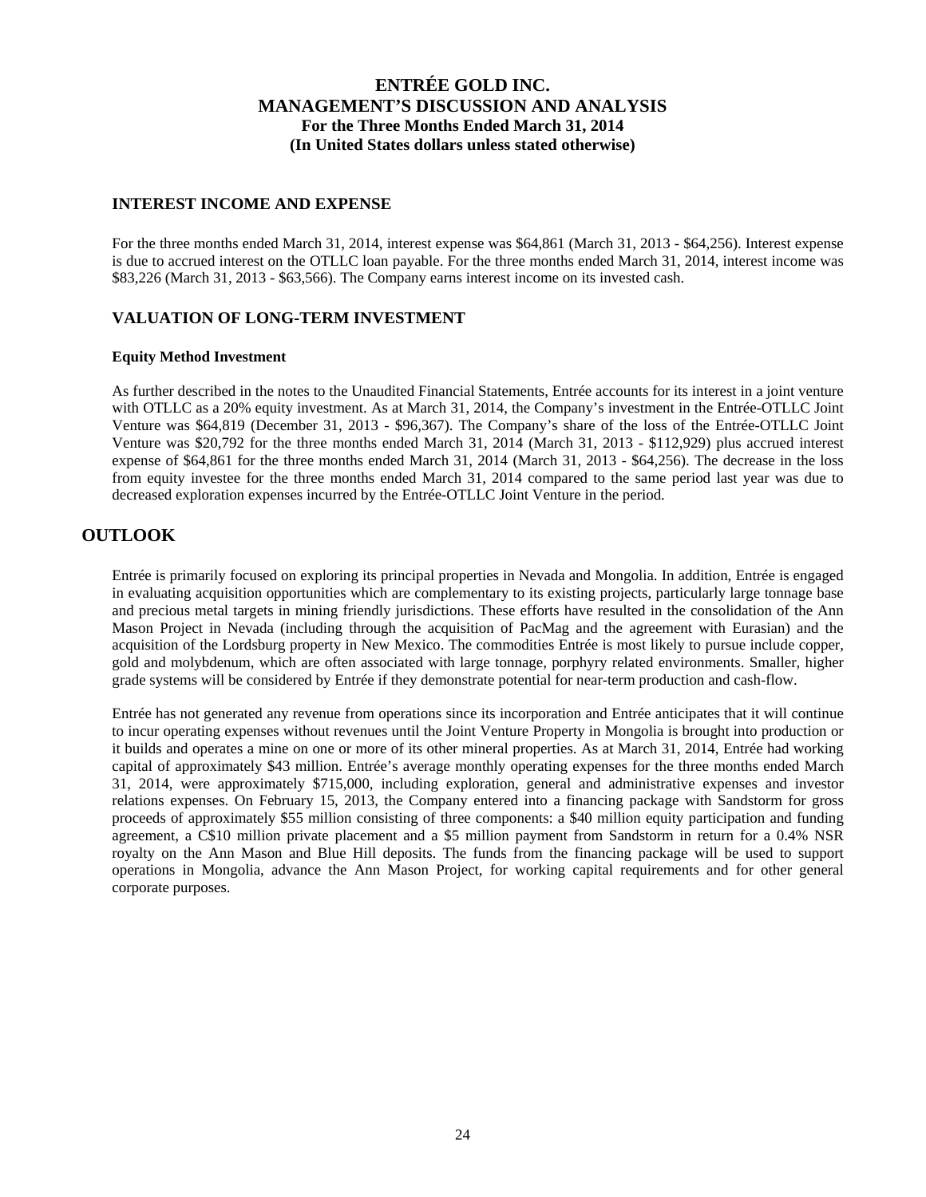### INTEREST INCOME AND EXPENSE

For the three months ended March 31, 2014, interest expense was $64,861 (March 31, 2013 - $64,256). Interest expense is due to accrued interest on the OTLLC loan payable. For the three months ended March 31, 2014, interest income was $83,226 (March 31, 2013 - $63,566). The Company earns interest income on its invested cash.

### VALUATION OF LONG-TERM INVESTMENT

#### Equity Method Investment

As further described in the notes to the Unaudited Financial Statements, Entrée accounts for its interest in a joint venture with OTLLC as a 20% equity investment. As at March 31, 2014, the Company's investment in the Entrée-OTLLC Joint Venture was $64,819 (December 31, 2013 - $96,367). The Company's share of the loss of the Entrée-OTLLC Joint Venture was $20,792 for the three months ended March 31, 2014 (March 31, 2013 - $112,929) plus accrued interest expense of $64,861 for the three months ended March 31, 2014 (March 31, 2013 - $64,256). The decrease in the loss from equity investee for the three months ended March 31, 2014 compared to the same period last year was due to decreased exploration expenses incurred by the Entrée-OTLLC Joint Venture in the period.

## OUTLOOK

Entrée is primarily focused on exploring its principal properties in Nevada and Mongolia. In addition, Entrée is engaged in evaluating acquisition opportunities which are complementary to its existing projects, particularly large tonnage base and precious metal targets in mining friendly jurisdictions. These efforts have resulted in the consolidation of the Ann Mason Project in Nevada (including through the acquisition of PacMag and the agreement with Eurasian) and the acquisition of the Lordsburg property in New Mexico. The commodities Entrée is most likely to pursue include copper, gold and molybdenum, which are often associated with large tonnage, porphyry related environments. Smaller, higher grade systems will be considered by Entrée if they demonstrate potential for near-term production and cash-flow.

Entrée has not generated any revenue from operations since its incorporation and Entrée anticipates that it will continue to incur operating expenses without revenues until the Joint Venture Property in Mongolia is brought into production or it builds and operates a mine on one or more of its other mineral properties. As at March 31, 2014, Entrée had working capital of approximately $43 million. Entrée's average monthly operating expenses for the three months ended March 31, 2014, were approximately $715,000, including exploration, general and administrative expenses and investor relations expenses. On February 15, 2013, the Company entered into a financing package with Sandstorm for gross proceeds of approximately $55 million consisting of three components: a $40 million equity participation and funding agreement, a C$10 million private placement and a $5 million payment from Sandstorm in return for a 0.4% NSR royalty on the Ann Mason and Blue Hill deposits. The funds from the financing package will be used to support operations in Mongolia, advance the Ann Mason Project, for working capital requirements and for other general corporate purposes.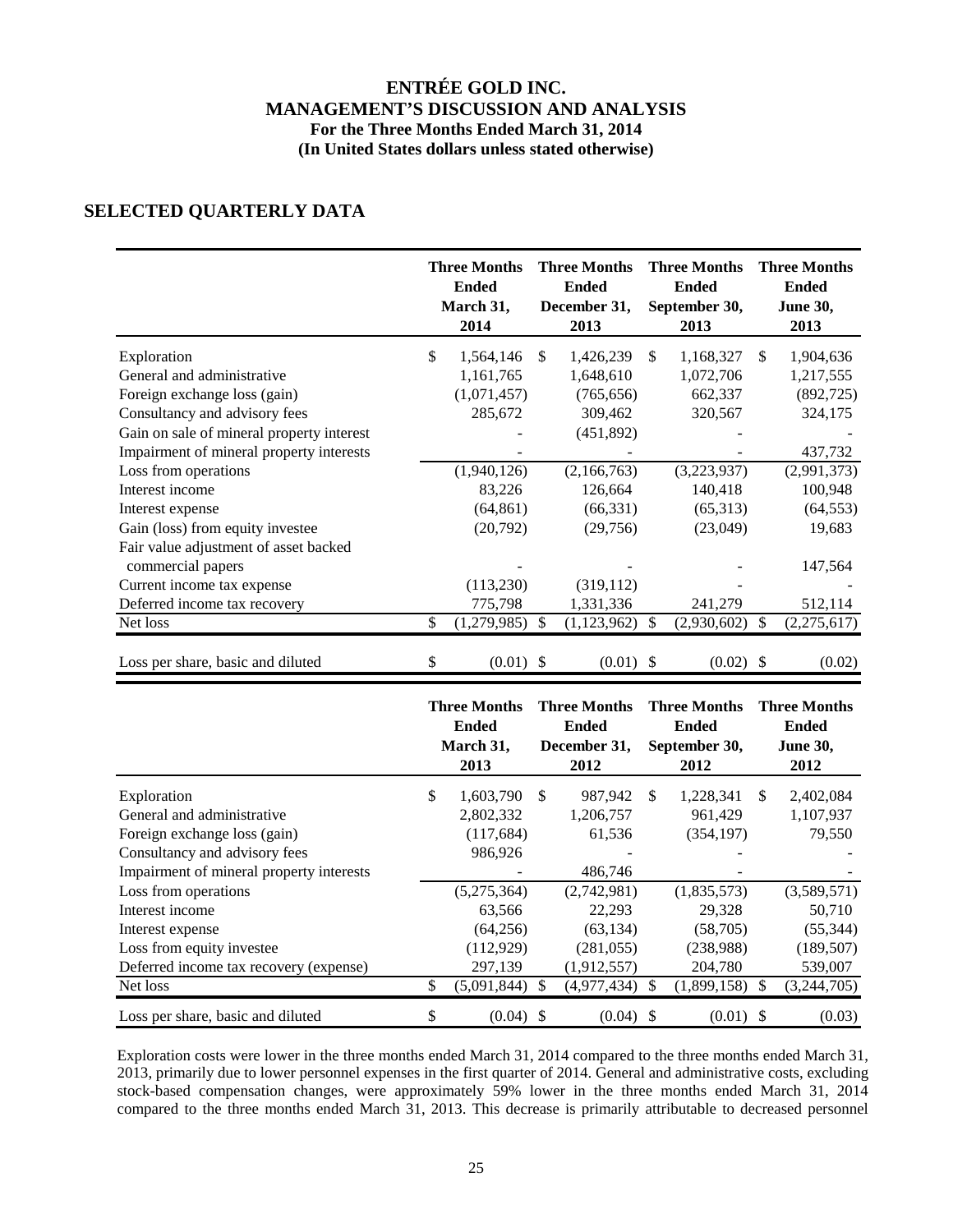# SELECTED QUARTERLY DATA

| | Three Months Ended March 31, 2014 | Three Months Ended December 31, 2013 | Three Months Ended September 30, 2013 | Three Months Ended June 30, 2013 |
|---|---|---|---|---|
| Exploration | $ 1,564,146 | $ 1,426,239 | $ 1,168,327 | $ 1,904,636 |
| General and administrative | 1,161,765 | 1,648,610 | 1,072,706 | 1,217,555 |
| Foreign exchange loss (gain) | (1,071,457) | (765,656) | 662,337 | (892,725) |
| Consultancy and advisory fees | 285,672 | 309,462 | 320,567 | 324,175 |
| Gain on sale of mineral property interest | - | (451,892) | - | - |
| Impairment of mineral property interests | - | - | - | 437,732 |
| Loss from operations | (1,940,126) | (2,166,763) | (3,223,937) | (2,991,373) |
| Interest income | 83,226 | 126,664 | 140,418 | 100,948 |
| Interest expense | (64,861) | (66,331) | (65,313) | (64,553) |
| Gain (loss) from equity investee | (20,792) | (29,756) | (23,049) | 19,683 |
| Fair value adjustment of asset backed commercial papers | - | - | - | 147,564 |
| Current income tax expense | (113,230) | (319,112) | - | - |
| Deferred income tax recovery | 775,798 | 1,331,336 | 241,279 | 512,114 |
| Net loss | $ (1,279,985) | $ (1,123,962) | $ (2,930,602) | $ (2,275,617) |
| Loss per share, basic and diluted | $ (0.01) | $ (0.01) | $ (0.02) | $ (0.02) |

| | Three Months Ended March 31, 2013 | Three Months Ended December 31, 2012 | Three Months Ended September 30, 2012 | Three Months Ended June 30, 2012 |
|---|---|---|---|---|
| Exploration | $ 1,603,790 | $ 987,942 | $ 1,228,341 | $ 2,402,084 |
| General and administrative | 2,802,332 | 1,206,757 | 961,429 | 1,107,937 |
| Foreign exchange loss (gain) | (117,684) | 61,536 | (354,197) | 79,550 |
| Consultancy and advisory fees | 986,926 | - | - | - |
| Impairment of mineral property interests | - | 486,746 | - | - |
| Loss from operations | (5,275,364) | (2,742,981) | (1,835,573) | (3,589,571) |
| Interest income | 63,566 | 22,293 | 29,328 | 50,710 |
| Interest expense | (64,256) | (63,134) | (58,705) | (55,344) |
| Loss from equity investee | (112,929) | (281,055) | (238,988) | (189,507) |
| Deferred income tax recovery (expense) | 297,139 | (1,912,557) | 204,780 | 539,007 |
| Net loss | $ (5,091,844) | $ (4,977,434) | $ (1,899,158) | $ (3,244,705) |
| Loss per share, basic and diluted | $ (0.04) | $ (0.04) | $ (0.01) | $ (0.03) |

Exploration costs were lower in the three months ended March 31, 2014 compared to the three months ended March 31, 2013, primarily due to lower personnel expenses in the first quarter of 2014. General and administrative costs, excluding stock-based compensation changes, were approximately 59% lower in the three months ended March 31, 2014 compared to the three months ended March 31, 2013. This decrease is primarily attributable to decreased personnel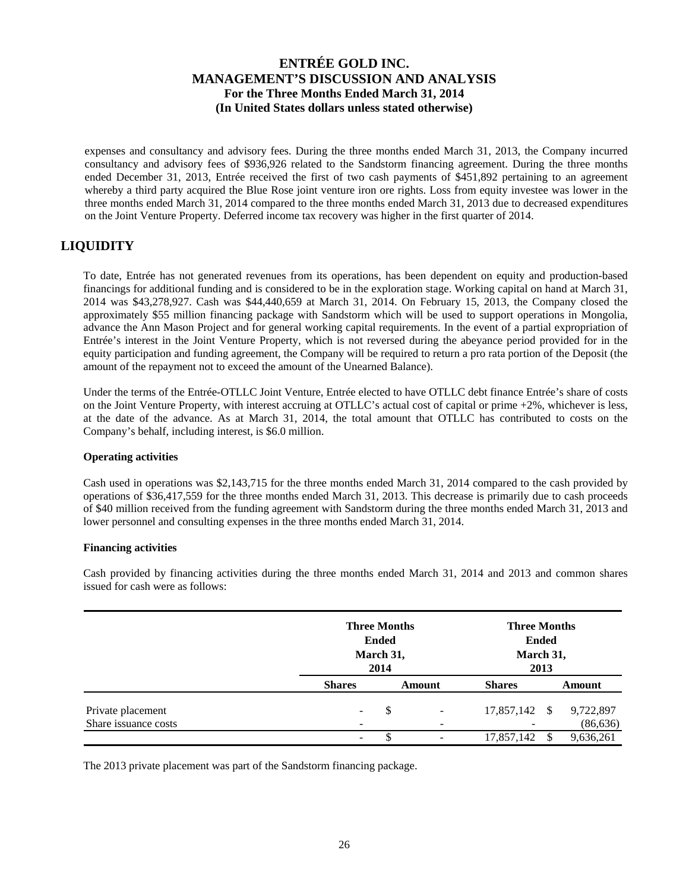expenses and consultancy and advisory fees. During the three months ended March 31, 2013, the Company incurred consultancy and advisory fees of $936,926 related to the Sandstorm financing agreement. During the three months ended December 31, 2013, Entrée received the first of two cash payments of $451,892 pertaining to an agreement whereby a third party acquired the Blue Rose joint venture iron ore rights. Loss from equity investee was lower in the three months ended March 31, 2014 compared to the three months ended March 31, 2013 due to decreased expenditures on the Joint Venture Property. Deferred income tax recovery was higher in the first quarter of 2014.

# LIQUIDITY

To date, Entrée has not generated revenues from its operations, has been dependent on equity and production-based financings for additional funding and is considered to be in the exploration stage. Working capital on hand at March 31, 2014 was $43,278,927. Cash was $44,440,659 at March 31, 2014. On February 15, 2013, the Company closed the approximately $55 million financing package with Sandstorm which will be used to support operations in Mongolia, advance the Ann Mason Project and for general working capital requirements. In the event of a partial expropriation of Entrée's interest in the Joint Venture Property, which is not reversed during the abeyance period provided for in the equity participation and funding agreement, the Company will be required to return a pro rata portion of the Deposit (the amount of the repayment not to exceed the amount of the Unearned Balance).

Under the terms of the Entrée-OTLLC Joint Venture, Entrée elected to have OTLLC debt finance Entrée's share of costs on the Joint Venture Property, with interest accruing at OTLLC's actual cost of capital or prime +2%, whichever is less, at the date of the advance. As at March 31, 2014, the total amount that OTLLC has contributed to costs on the Company's behalf, including interest, is $6.0 million.

### Operating activities

Cash used in operations was $2,143,715 for the three months ended March 31, 2014 compared to the cash provided by operations of $36,417,559 for the three months ended March 31, 2013. This decrease is primarily due to cash proceeds of $40 million received from the funding agreement with Sandstorm during the three months ended March 31, 2013 and lower personnel and consulting expenses in the three months ended March 31, 2014.

### Financing activities

Cash provided by financing activities during the three months ended March 31, 2014 and 2013 and common shares issued for cash were as follows:

| | Three Months Ended March 31, 2014 | | Three Months Ended March 31, 2013 | |
|---|---|---|---|---|
| | **Shares** | **Amount** | **Shares** | **Amount** |
| Private placement | - | $ - | 17,857,142 | $ 9,722,897 |
| Share issuance costs | - | - | - | (86,636) |
| | - | $ - | 17,857,142 | $ 9,636,261 |

The 2013 private placement was part of the Sandstorm financing package.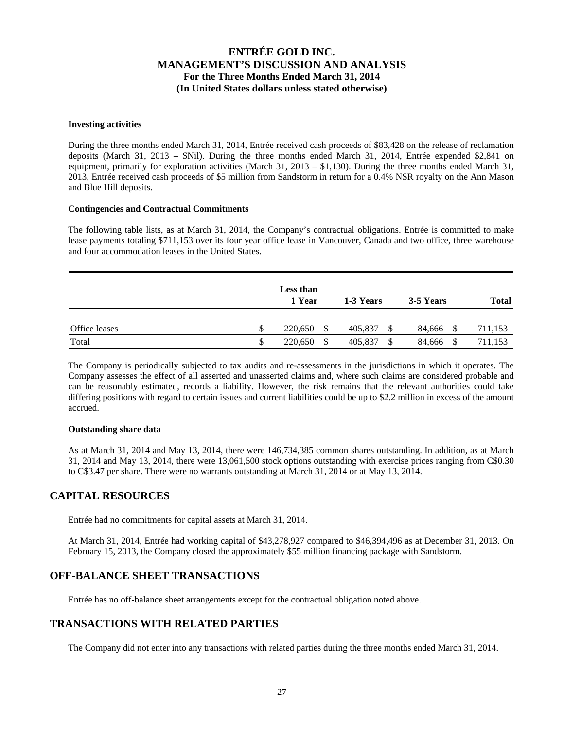#### Investing activities

During the three months ended March 31, 2014, Entrée received cash proceeds of $83,428 on the release of reclamation deposits (March 31, 2013 – $Nil). During the three months ended March 31, 2014, Entrée expended $2,841 on equipment, primarily for exploration activities (March 31, 2013 – $1,130). During the three months ended March 31, 2013, Entrée received cash proceeds of $5 million from Sandstorm in return for a 0.4% NSR royalty on the Ann Mason and Blue Hill deposits.

#### Contingencies and Contractual Commitments

The following table lists, as at March 31, 2014, the Company's contractual obligations. Entrée is committed to make lease payments totaling $711,153 over its four year office lease in Vancouver, Canada and two office, three warehouse and four accommodation leases in the United States.

| | Less than 1 Year | 1-3 Years | 3-5 Years | Total |
|---|---|---|---|---|
| Office leases | $ 220,650 | $ 405,837 | $ 84,666 | $ 711,153 |
| Total | $ 220,650 | $ 405,837 | $ 84,666 | $ 711,153 |

The Company is periodically subjected to tax audits and re-assessments in the jurisdictions in which it operates. The Company assesses the effect of all asserted and unasserted claims and, where such claims are considered probable and can be reasonably estimated, records a liability. However, the risk remains that the relevant authorities could take differing positions with regard to certain issues and current liabilities could be up to $2.2 million in excess of the amount accrued.

#### Outstanding share data

As at March 31, 2014 and May 13, 2014, there were 146,734,385 common shares outstanding. In addition, as at March 31, 2014 and May 13, 2014, there were 13,061,500 stock options outstanding with exercise prices ranging from C$0.30 to C$3.47 per share. There were no warrants outstanding at March 31, 2014 or at May 13, 2014.

## CAPITAL RESOURCES

Entrée had no commitments for capital assets at March 31, 2014.

At March 31, 2014, Entrée had working capital of $43,278,927 compared to $46,394,496 as at December 31, 2013. On February 15, 2013, the Company closed the approximately $55 million financing package with Sandstorm.

## OFF-BALANCE SHEET TRANSACTIONS

Entrée has no off-balance sheet arrangements except for the contractual obligation noted above.

## TRANSACTIONS WITH RELATED PARTIES

The Company did not enter into any transactions with related parties during the three months ended March 31, 2014.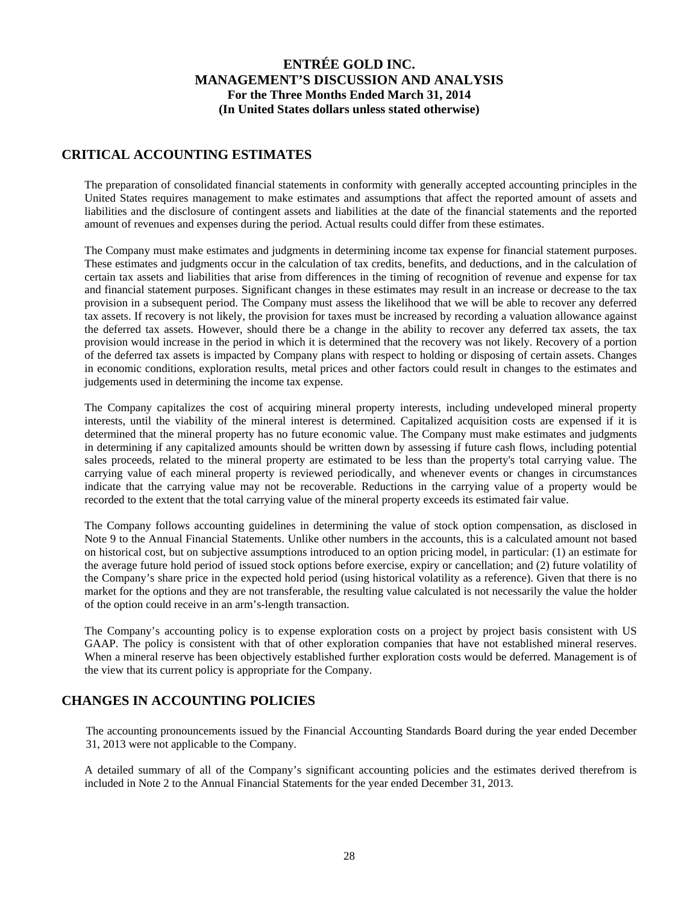## CRITICAL ACCOUNTING ESTIMATES

The preparation of consolidated financial statements in conformity with generally accepted accounting principles in the United States requires management to make estimates and assumptions that affect the reported amount of assets and liabilities and the disclosure of contingent assets and liabilities at the date of the financial statements and the reported amount of revenues and expenses during the period. Actual results could differ from these estimates.

The Company must make estimates and judgments in determining income tax expense for financial statement purposes. These estimates and judgments occur in the calculation of tax credits, benefits, and deductions, and in the calculation of certain tax assets and liabilities that arise from differences in the timing of recognition of revenue and expense for tax and financial statement purposes. Significant changes in these estimates may result in an increase or decrease to the tax provision in a subsequent period. The Company must assess the likelihood that we will be able to recover any deferred tax assets. If recovery is not likely, the provision for taxes must be increased by recording a valuation allowance against the deferred tax assets. However, should there be a change in the ability to recover any deferred tax assets, the tax provision would increase in the period in which it is determined that the recovery was not likely. Recovery of a portion of the deferred tax assets is impacted by Company plans with respect to holding or disposing of certain assets. Changes in economic conditions, exploration results, metal prices and other factors could result in changes to the estimates and judgements used in determining the income tax expense.

The Company capitalizes the cost of acquiring mineral property interests, including undeveloped mineral property interests, until the viability of the mineral interest is determined. Capitalized acquisition costs are expensed if it is determined that the mineral property has no future economic value. The Company must make estimates and judgments in determining if any capitalized amounts should be written down by assessing if future cash flows, including potential sales proceeds, related to the mineral property are estimated to be less than the property's total carrying value. The carrying value of each mineral property is reviewed periodically, and whenever events or changes in circumstances indicate that the carrying value may not be recoverable. Reductions in the carrying value of a property would be recorded to the extent that the total carrying value of the mineral property exceeds its estimated fair value.

The Company follows accounting guidelines in determining the value of stock option compensation, as disclosed in Note 9 to the Annual Financial Statements. Unlike other numbers in the accounts, this is a calculated amount not based on historical cost, but on subjective assumptions introduced to an option pricing model, in particular: (1) an estimate for the average future hold period of issued stock options before exercise, expiry or cancellation; and (2) future volatility of the Company's share price in the expected hold period (using historical volatility as a reference). Given that there is no market for the options and they are not transferable, the resulting value calculated is not necessarily the value the holder of the option could receive in an arm's-length transaction.

The Company's accounting policy is to expense exploration costs on a project by project basis consistent with US GAAP. The policy is consistent with that of other exploration companies that have not established mineral reserves. When a mineral reserve has been objectively established further exploration costs would be deferred. Management is of the view that its current policy is appropriate for the Company.

## CHANGES IN ACCOUNTING POLICIES

The accounting pronouncements issued by the Financial Accounting Standards Board during the year ended December 31, 2013 were not applicable to the Company.

A detailed summary of all of the Company's significant accounting policies and the estimates derived therefrom is included in Note 2 to the Annual Financial Statements for the year ended December 31, 2013.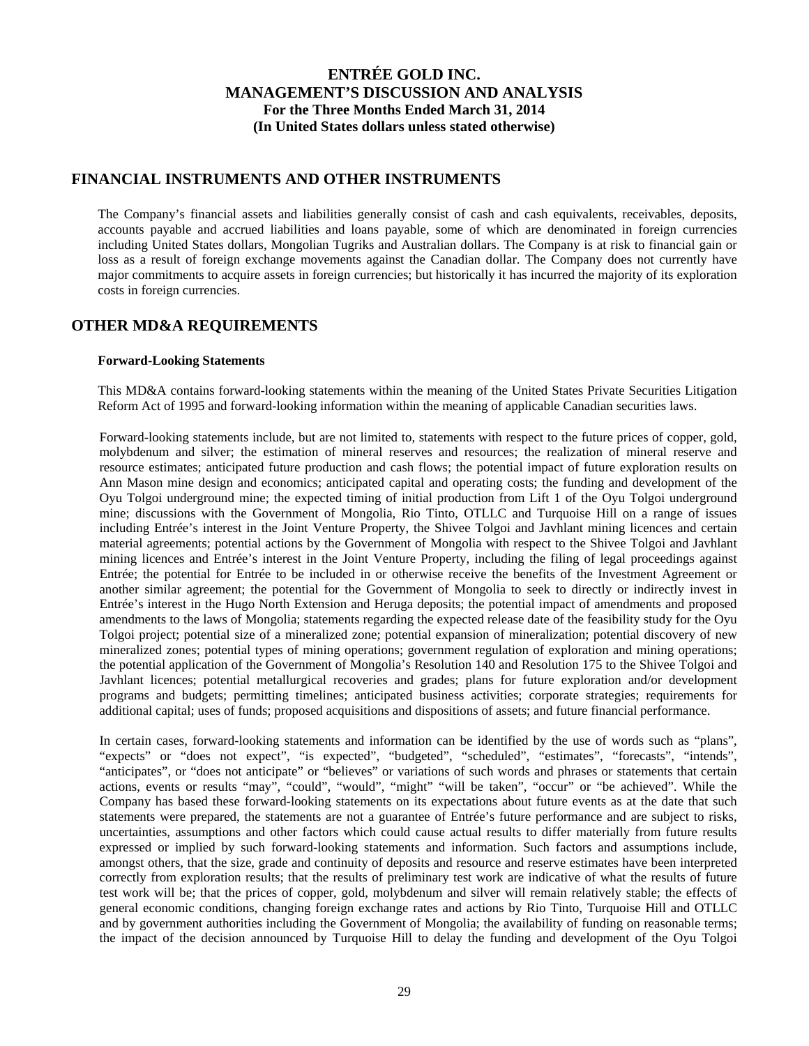## FINANCIAL INSTRUMENTS AND OTHER INSTRUMENTS

The Company's financial assets and liabilities generally consist of cash and cash equivalents, receivables, deposits, accounts payable and accrued liabilities and loans payable, some of which are denominated in foreign currencies including United States dollars, Mongolian Tugriks and Australian dollars. The Company is at risk to financial gain or loss as a result of foreign exchange movements against the Canadian dollar. The Company does not currently have major commitments to acquire assets in foreign currencies; but historically it has incurred the majority of its exploration costs in foreign currencies.

## OTHER MD&A REQUIREMENTS

**Forward-Looking Statements**

This MD&A contains forward-looking statements within the meaning of the United States Private Securities Litigation Reform Act of 1995 and forward-looking information within the meaning of applicable Canadian securities laws.

Forward-looking statements include, but are not limited to, statements with respect to the future prices of copper, gold, molybdenum and silver; the estimation of mineral reserves and resources; the realization of mineral reserve and resource estimates; anticipated future production and cash flows; the potential impact of future exploration results on Ann Mason mine design and economics; anticipated capital and operating costs; the funding and development of the Oyu Tolgoi underground mine; the expected timing of initial production from Lift 1 of the Oyu Tolgoi underground mine; discussions with the Government of Mongolia, Rio Tinto, OTLLC and Turquoise Hill on a range of issues including Entrée's interest in the Joint Venture Property, the Shivee Tolgoi and Javhlant mining licences and certain material agreements; potential actions by the Government of Mongolia with respect to the Shivee Tolgoi and Javhlant mining licences and Entrée's interest in the Joint Venture Property, including the filing of legal proceedings against Entrée; the potential for Entrée to be included in or otherwise receive the benefits of the Investment Agreement or another similar agreement; the potential for the Government of Mongolia to seek to directly or indirectly invest in Entrée's interest in the Hugo North Extension and Heruga deposits; the potential impact of amendments and proposed amendments to the laws of Mongolia; statements regarding the expected release date of the feasibility study for the Oyu Tolgoi project; potential size of a mineralized zone; potential expansion of mineralization; potential discovery of new mineralized zones; potential types of mining operations; government regulation of exploration and mining operations; the potential application of the Government of Mongolia's Resolution 140 and Resolution 175 to the Shivee Tolgoi and Javhlant licences; potential metallurgical recoveries and grades; plans for future exploration and/or development programs and budgets; permitting timelines; anticipated business activities; corporate strategies; requirements for additional capital; uses of funds; proposed acquisitions and dispositions of assets; and future financial performance.

In certain cases, forward-looking statements and information can be identified by the use of words such as "plans", "expects" or "does not expect", "is expected", "budgeted", "scheduled", "estimates", "forecasts", "intends", "anticipates", or "does not anticipate" or "believes" or variations of such words and phrases or statements that certain actions, events or results "may", "could", "would", "might" "will be taken", "occur" or "be achieved". While the Company has based these forward-looking statements on its expectations about future events as at the date that such statements were prepared, the statements are not a guarantee of Entrée's future performance and are subject to risks, uncertainties, assumptions and other factors which could cause actual results to differ materially from future results expressed or implied by such forward-looking statements and information. Such factors and assumptions include, amongst others, that the size, grade and continuity of deposits and resource and reserve estimates have been interpreted correctly from exploration results; that the results of preliminary test work are indicative of what the results of future test work will be; that the prices of copper, gold, molybdenum and silver will remain relatively stable; the effects of general economic conditions, changing foreign exchange rates and actions by Rio Tinto, Turquoise Hill and OTLLC and by government authorities including the Government of Mongolia; the availability of funding on reasonable terms; the impact of the decision announced by Turquoise Hill to delay the funding and development of the Oyu Tolgoi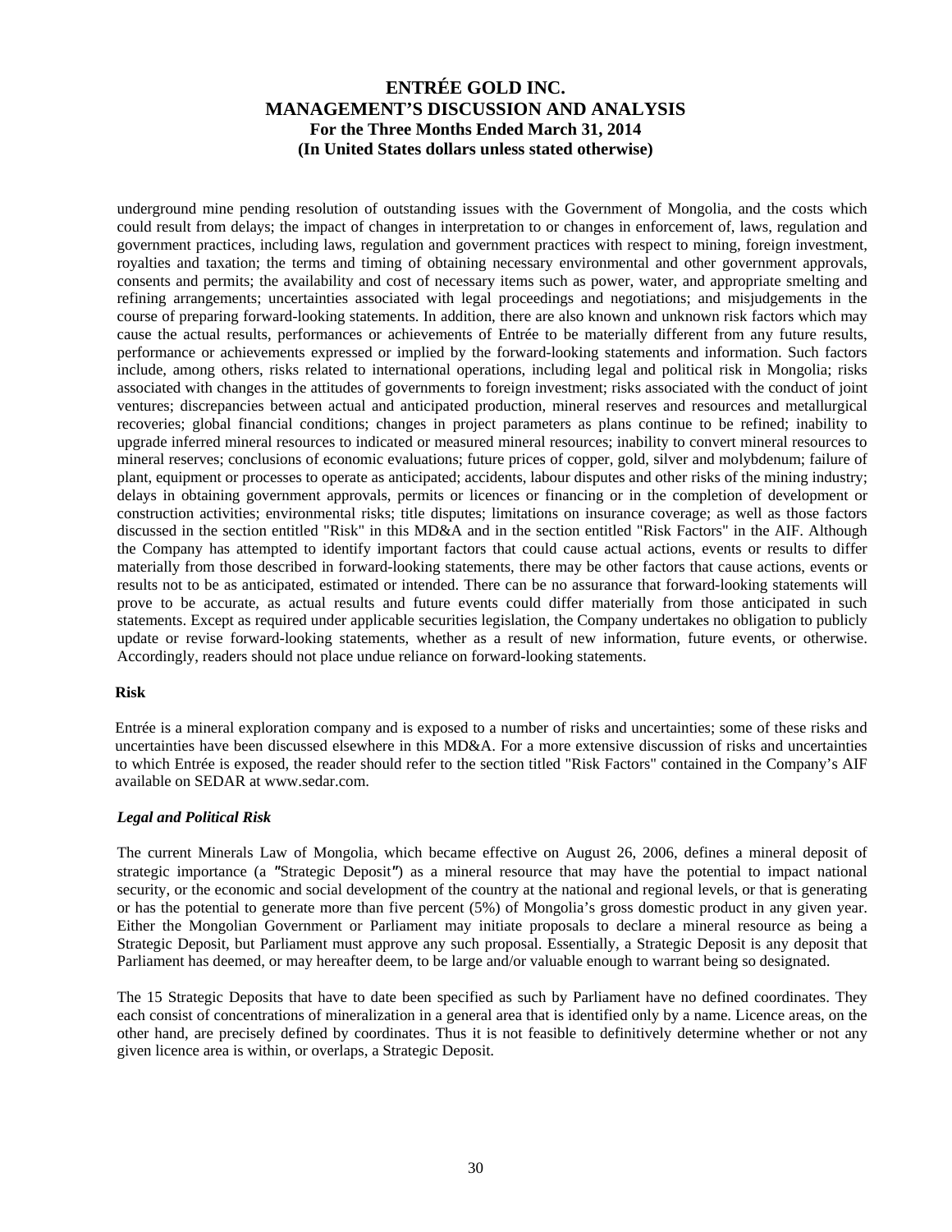underground mine pending resolution of outstanding issues with the Government of Mongolia, and the costs which could result from delays; the impact of changes in interpretation to or changes in enforcement of, laws, regulation and government practices, including laws, regulation and government practices with respect to mining, foreign investment, royalties and taxation; the terms and timing of obtaining necessary environmental and other government approvals, consents and permits; the availability and cost of necessary items such as power, water, and appropriate smelting and refining arrangements; uncertainties associated with legal proceedings and negotiations; and misjudgements in the course of preparing forward-looking statements. In addition, there are also known and unknown risk factors which may cause the actual results, performances or achievements of Entrée to be materially different from any future results, performance or achievements expressed or implied by the forward-looking statements and information. Such factors include, among others, risks related to international operations, including legal and political risk in Mongolia; risks associated with changes in the attitudes of governments to foreign investment; risks associated with the conduct of joint ventures; discrepancies between actual and anticipated production, mineral reserves and resources and metallurgical recoveries; global financial conditions; changes in project parameters as plans continue to be refined; inability to upgrade inferred mineral resources to indicated or measured mineral resources; inability to convert mineral resources to mineral reserves; conclusions of economic evaluations; future prices of copper, gold, silver and molybdenum; failure of plant, equipment or processes to operate as anticipated; accidents, labour disputes and other risks of the mining industry; delays in obtaining government approvals, permits or licences or financing or in the completion of development or construction activities; environmental risks; title disputes; limitations on insurance coverage; as well as those factors discussed in the section entitled "Risk" in this MD&A and in the section entitled "Risk Factors" in the AIF. Although the Company has attempted to identify important factors that could cause actual actions, events or results to differ materially from those described in forward-looking statements, there may be other factors that cause actions, events or results not to be as anticipated, estimated or intended. There can be no assurance that forward-looking statements will prove to be accurate, as actual results and future events could differ materially from those anticipated in such statements. Except as required under applicable securities legislation, the Company undertakes no obligation to publicly update or revise forward-looking statements, whether as a result of new information, future events, or otherwise. Accordingly, readers should not place undue reliance on forward-looking statements.

**Risk**

Entrée is a mineral exploration company and is exposed to a number of risks and uncertainties; some of these risks and uncertainties have been discussed elsewhere in this MD&A. For a more extensive discussion of risks and uncertainties to which Entrée is exposed, the reader should refer to the section titled "Risk Factors" contained in the Company's AIF available on SEDAR at www.sedar.com.

***Legal and Political Risk***

The current Minerals Law of Mongolia, which became effective on August 26, 2006, defines a mineral deposit of strategic importance (a "Strategic Deposit") as a mineral resource that may have the potential to impact national security, or the economic and social development of the country at the national and regional levels, or that is generating or has the potential to generate more than five percent (5%) of Mongolia's gross domestic product in any given year. Either the Mongolian Government or Parliament may initiate proposals to declare a mineral resource as being a Strategic Deposit, but Parliament must approve any such proposal. Essentially, a Strategic Deposit is any deposit that Parliament has deemed, or may hereafter deem, to be large and/or valuable enough to warrant being so designated.

The 15 Strategic Deposits that have to date been specified as such by Parliament have no defined coordinates. They each consist of concentrations of mineralization in a general area that is identified only by a name. Licence areas, on the other hand, are precisely defined by coordinates. Thus it is not feasible to definitively determine whether or not any given licence area is within, or overlaps, a Strategic Deposit.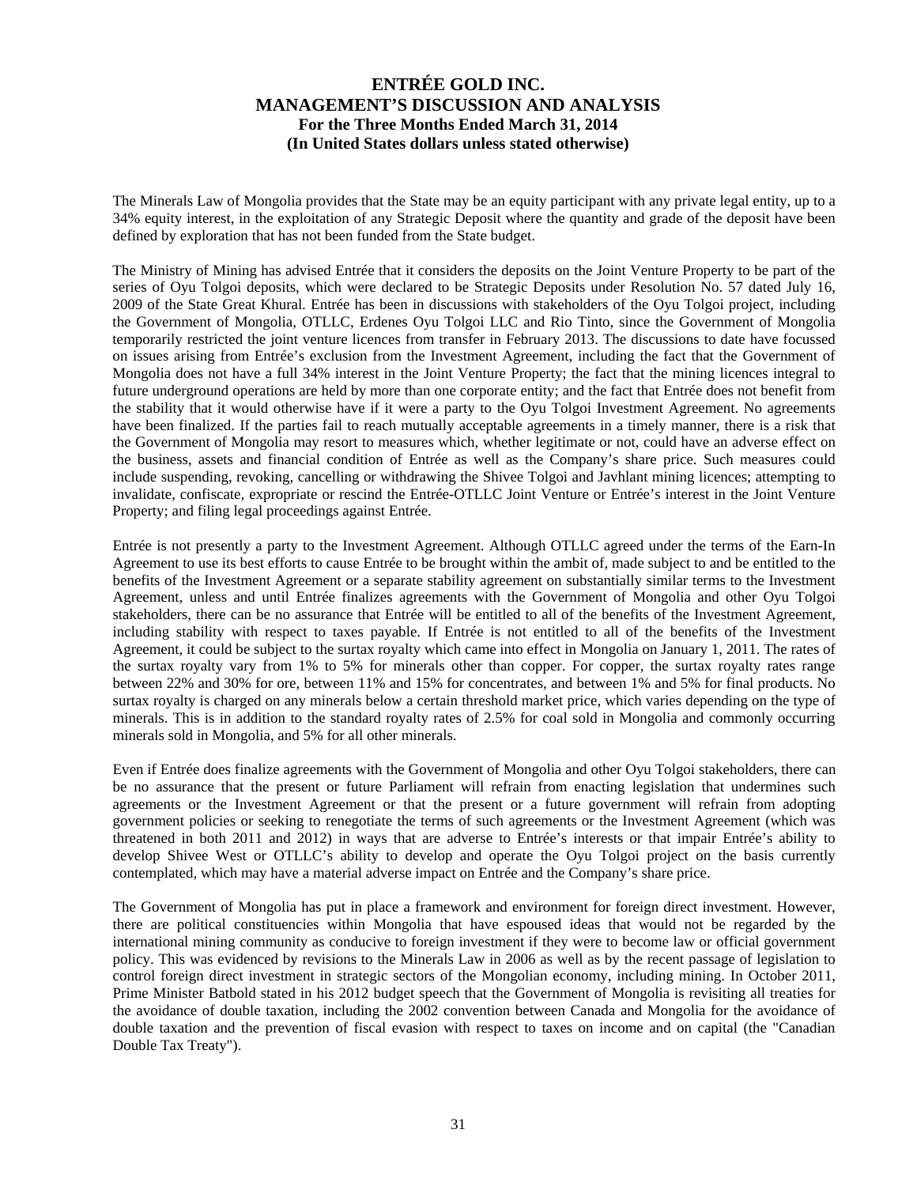The Minerals Law of Mongolia provides that the State may be an equity participant with any private legal entity, up to a 34% equity interest, in the exploitation of any Strategic Deposit where the quantity and grade of the deposit have been defined by exploration that has not been funded from the State budget.

The Ministry of Mining has advised Entrée that it considers the deposits on the Joint Venture Property to be part of the series of Oyu Tolgoi deposits, which were declared to be Strategic Deposits under Resolution No. 57 dated July 16, 2009 of the State Great Khural. Entrée has been in discussions with stakeholders of the Oyu Tolgoi project, including the Government of Mongolia, OTLLC, Erdenes Oyu Tolgoi LLC and Rio Tinto, since the Government of Mongolia temporarily restricted the joint venture licences from transfer in February 2013. The discussions to date have focussed on issues arising from Entrée's exclusion from the Investment Agreement, including the fact that the Government of Mongolia does not have a full 34% interest in the Joint Venture Property; the fact that the mining licences integral to future underground operations are held by more than one corporate entity; and the fact that Entrée does not benefit from the stability that it would otherwise have if it were a party to the Oyu Tolgoi Investment Agreement. No agreements have been finalized. If the parties fail to reach mutually acceptable agreements in a timely manner, there is a risk that the Government of Mongolia may resort to measures which, whether legitimate or not, could have an adverse effect on the business, assets and financial condition of Entrée as well as the Company's share price. Such measures could include suspending, revoking, cancelling or withdrawing the Shivee Tolgoi and Javhlant mining licences; attempting to invalidate, confiscate, expropriate or rescind the Entrée-OTLLC Joint Venture or Entrée's interest in the Joint Venture Property; and filing legal proceedings against Entrée.

Entrée is not presently a party to the Investment Agreement. Although OTLLC agreed under the terms of the Earn-In Agreement to use its best efforts to cause Entrée to be brought within the ambit of, made subject to and be entitled to the benefits of the Investment Agreement or a separate stability agreement on substantially similar terms to the Investment Agreement, unless and until Entrée finalizes agreements with the Government of Mongolia and other Oyu Tolgoi stakeholders, there can be no assurance that Entrée will be entitled to all of the benefits of the Investment Agreement, including stability with respect to taxes payable. If Entrée is not entitled to all of the benefits of the Investment Agreement, it could be subject to the surtax royalty which came into effect in Mongolia on January 1, 2011. The rates of the surtax royalty vary from 1% to 5% for minerals other than copper. For copper, the surtax royalty rates range between 22% and 30% for ore, between 11% and 15% for concentrates, and between 1% and 5% for final products. No surtax royalty is charged on any minerals below a certain threshold market price, which varies depending on the type of minerals. This is in addition to the standard royalty rates of 2.5% for coal sold in Mongolia and commonly occurring minerals sold in Mongolia, and 5% for all other minerals.

Even if Entrée does finalize agreements with the Government of Mongolia and other Oyu Tolgoi stakeholders, there can be no assurance that the present or future Parliament will refrain from enacting legislation that undermines such agreements or the Investment Agreement or that the present or a future government will refrain from adopting government policies or seeking to renegotiate the terms of such agreements or the Investment Agreement (which was threatened in both 2011 and 2012) in ways that are adverse to Entrée's interests or that impair Entrée's ability to develop Shivee West or OTLLC's ability to develop and operate the Oyu Tolgoi project on the basis currently contemplated, which may have a material adverse impact on Entrée and the Company's share price.

The Government of Mongolia has put in place a framework and environment for foreign direct investment. However, there are political constituencies within Mongolia that have espoused ideas that would not be regarded by the international mining community as conducive to foreign investment if they were to become law or official government policy. This was evidenced by revisions to the Minerals Law in 2006 as well as by the recent passage of legislation to control foreign direct investment in strategic sectors of the Mongolian economy, including mining. In October 2011, Prime Minister Batbold stated in his 2012 budget speech that the Government of Mongolia is revisiting all treaties for the avoidance of double taxation, including the 2002 convention between Canada and Mongolia for the avoidance of double taxation and the prevention of fiscal evasion with respect to taxes on income and on capital (the "Canadian Double Tax Treaty").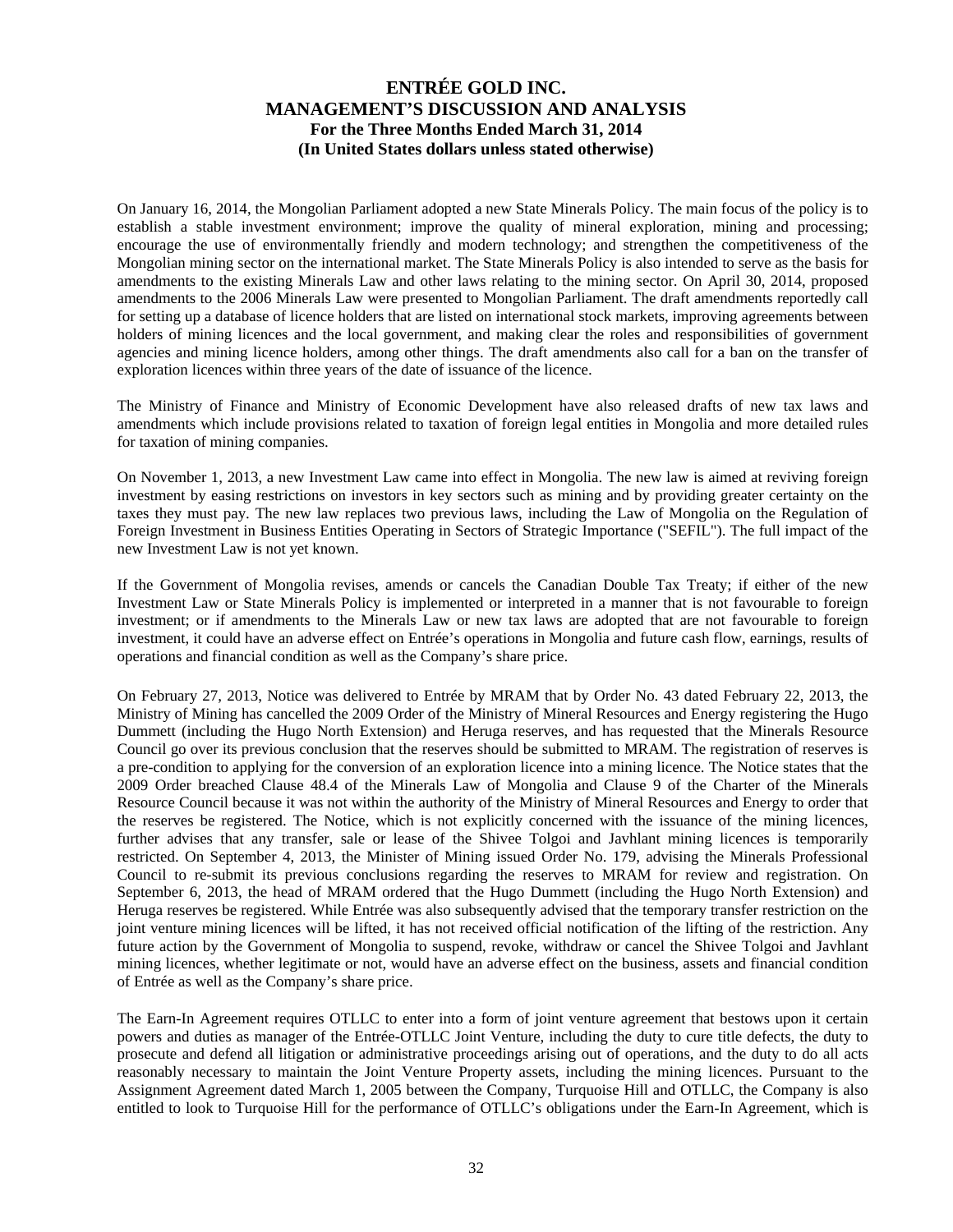On January 16, 2014, the Mongolian Parliament adopted a new State Minerals Policy. The main focus of the policy is to establish a stable investment environment; improve the quality of mineral exploration, mining and processing; encourage the use of environmentally friendly and modern technology; and strengthen the competitiveness of the Mongolian mining sector on the international market. The State Minerals Policy is also intended to serve as the basis for amendments to the existing Minerals Law and other laws relating to the mining sector. On April 30, 2014, proposed amendments to the 2006 Minerals Law were presented to Mongolian Parliament. The draft amendments reportedly call for setting up a database of licence holders that are listed on international stock markets, improving agreements between holders of mining licences and the local government, and making clear the roles and responsibilities of government agencies and mining licence holders, among other things. The draft amendments also call for a ban on the transfer of exploration licences within three years of the date of issuance of the licence.

The Ministry of Finance and Ministry of Economic Development have also released drafts of new tax laws and amendments which include provisions related to taxation of foreign legal entities in Mongolia and more detailed rules for taxation of mining companies.

On November 1, 2013, a new Investment Law came into effect in Mongolia. The new law is aimed at reviving foreign investment by easing restrictions on investors in key sectors such as mining and by providing greater certainty on the taxes they must pay. The new law replaces two previous laws, including the Law of Mongolia on the Regulation of Foreign Investment in Business Entities Operating in Sectors of Strategic Importance ("SEFIL"). The full impact of the new Investment Law is not yet known.

If the Government of Mongolia revises, amends or cancels the Canadian Double Tax Treaty; if either of the new Investment Law or State Minerals Policy is implemented or interpreted in a manner that is not favourable to foreign investment; or if amendments to the Minerals Law or new tax laws are adopted that are not favourable to foreign investment, it could have an adverse effect on Entrée's operations in Mongolia and future cash flow, earnings, results of operations and financial condition as well as the Company's share price.

On February 27, 2013, Notice was delivered to Entrée by MRAM that by Order No. 43 dated February 22, 2013, the Ministry of Mining has cancelled the 2009 Order of the Ministry of Mineral Resources and Energy registering the Hugo Dummett (including the Hugo North Extension) and Heruga reserves, and has requested that the Minerals Resource Council go over its previous conclusion that the reserves should be submitted to MRAM. The registration of reserves is a pre-condition to applying for the conversion of an exploration licence into a mining licence. The Notice states that the 2009 Order breached Clause 48.4 of the Minerals Law of Mongolia and Clause 9 of the Charter of the Minerals Resource Council because it was not within the authority of the Ministry of Mineral Resources and Energy to order that the reserves be registered. The Notice, which is not explicitly concerned with the issuance of the mining licences, further advises that any transfer, sale or lease of the Shivee Tolgoi and Javhlant mining licences is temporarily restricted. On September 4, 2013, the Minister of Mining issued Order No. 179, advising the Minerals Professional Council to re-submit its previous conclusions regarding the reserves to MRAM for review and registration. On September 6, 2013, the head of MRAM ordered that the Hugo Dummett (including the Hugo North Extension) and Heruga reserves be registered. While Entrée was also subsequently advised that the temporary transfer restriction on the joint venture mining licences will be lifted, it has not received official notification of the lifting of the restriction. Any future action by the Government of Mongolia to suspend, revoke, withdraw or cancel the Shivee Tolgoi and Javhlant mining licences, whether legitimate or not, would have an adverse effect on the business, assets and financial condition of Entrée as well as the Company's share price.

The Earn-In Agreement requires OTLLC to enter into a form of joint venture agreement that bestows upon it certain powers and duties as manager of the Entrée-OTLLC Joint Venture, including the duty to cure title defects, the duty to prosecute and defend all litigation or administrative proceedings arising out of operations, and the duty to do all acts reasonably necessary to maintain the Joint Venture Property assets, including the mining licences. Pursuant to the Assignment Agreement dated March 1, 2005 between the Company, Turquoise Hill and OTLLC, the Company is also entitled to look to Turquoise Hill for the performance of OTLLC's obligations under the Earn-In Agreement, which is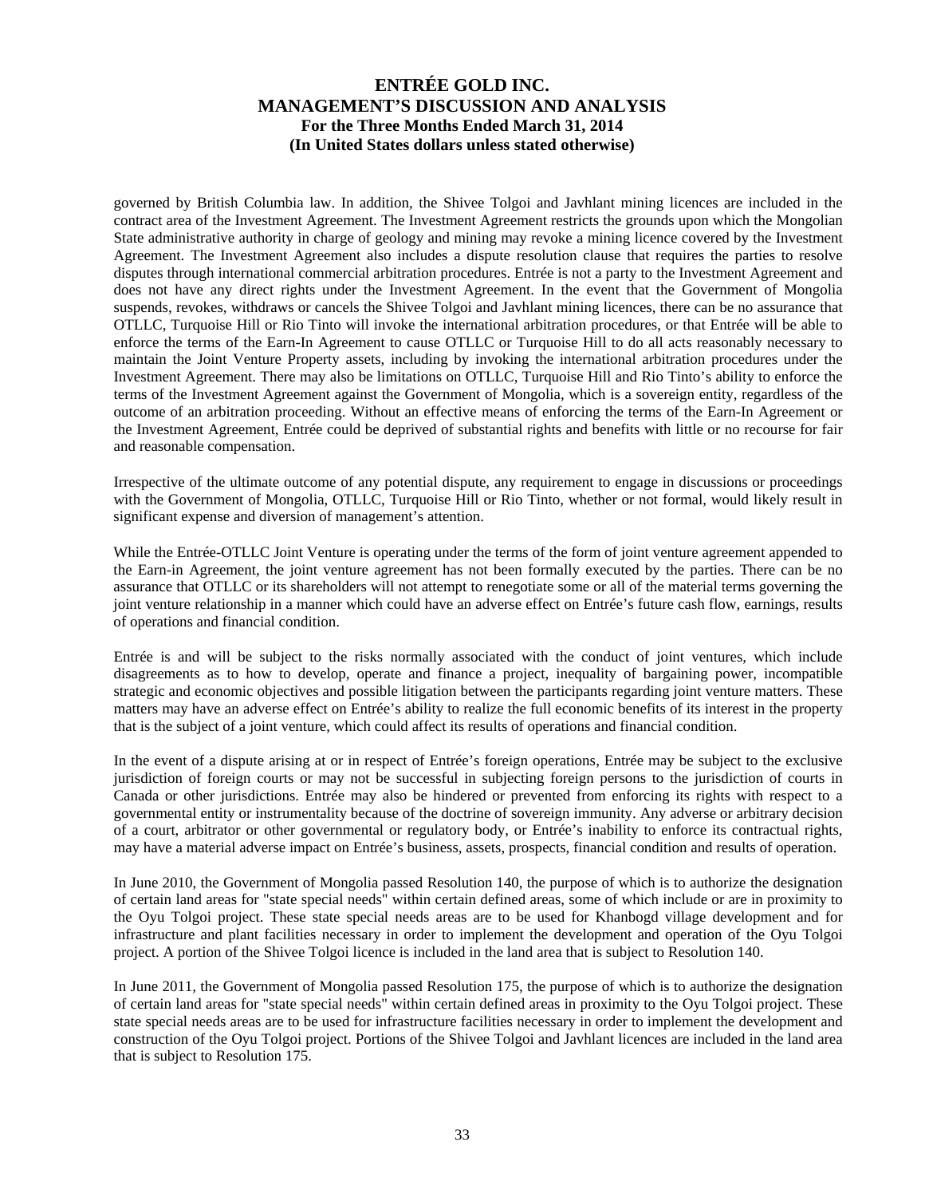governed by British Columbia law. In addition, the Shivee Tolgoi and Javhlant mining licences are included in the contract area of the Investment Agreement. The Investment Agreement restricts the grounds upon which the Mongolian State administrative authority in charge of geology and mining may revoke a mining licence covered by the Investment Agreement. The Investment Agreement also includes a dispute resolution clause that requires the parties to resolve disputes through international commercial arbitration procedures. Entrée is not a party to the Investment Agreement and does not have any direct rights under the Investment Agreement. In the event that the Government of Mongolia suspends, revokes, withdraws or cancels the Shivee Tolgoi and Javhlant mining licences, there can be no assurance that OTLLC, Turquoise Hill or Rio Tinto will invoke the international arbitration procedures, or that Entrée will be able to enforce the terms of the Earn-In Agreement to cause OTLLC or Turquoise Hill to do all acts reasonably necessary to maintain the Joint Venture Property assets, including by invoking the international arbitration procedures under the Investment Agreement. There may also be limitations on OTLLC, Turquoise Hill and Rio Tinto's ability to enforce the terms of the Investment Agreement against the Government of Mongolia, which is a sovereign entity, regardless of the outcome of an arbitration proceeding. Without an effective means of enforcing the terms of the Earn-In Agreement or the Investment Agreement, Entrée could be deprived of substantial rights and benefits with little or no recourse for fair and reasonable compensation.

Irrespective of the ultimate outcome of any potential dispute, any requirement to engage in discussions or proceedings with the Government of Mongolia, OTLLC, Turquoise Hill or Rio Tinto, whether or not formal, would likely result in significant expense and diversion of management's attention.

While the Entrée-OTLLC Joint Venture is operating under the terms of the form of joint venture agreement appended to the Earn-in Agreement, the joint venture agreement has not been formally executed by the parties. There can be no assurance that OTLLC or its shareholders will not attempt to renegotiate some or all of the material terms governing the joint venture relationship in a manner which could have an adverse effect on Entrée's future cash flow, earnings, results of operations and financial condition.

Entrée is and will be subject to the risks normally associated with the conduct of joint ventures, which include disagreements as to how to develop, operate and finance a project, inequality of bargaining power, incompatible strategic and economic objectives and possible litigation between the participants regarding joint venture matters. These matters may have an adverse effect on Entrée's ability to realize the full economic benefits of its interest in the property that is the subject of a joint venture, which could affect its results of operations and financial condition.

In the event of a dispute arising at or in respect of Entrée's foreign operations, Entrée may be subject to the exclusive jurisdiction of foreign courts or may not be successful in subjecting foreign persons to the jurisdiction of courts in Canada or other jurisdictions. Entrée may also be hindered or prevented from enforcing its rights with respect to a governmental entity or instrumentality because of the doctrine of sovereign immunity. Any adverse or arbitrary decision of a court, arbitrator or other governmental or regulatory body, or Entrée's inability to enforce its contractual rights, may have a material adverse impact on Entrée's business, assets, prospects, financial condition and results of operation.

In June 2010, the Government of Mongolia passed Resolution 140, the purpose of which is to authorize the designation of certain land areas for "state special needs" within certain defined areas, some of which include or are in proximity to the Oyu Tolgoi project. These state special needs areas are to be used for Khanbogd village development and for infrastructure and plant facilities necessary in order to implement the development and operation of the Oyu Tolgoi project. A portion of the Shivee Tolgoi licence is included in the land area that is subject to Resolution 140.

In June 2011, the Government of Mongolia passed Resolution 175, the purpose of which is to authorize the designation of certain land areas for "state special needs" within certain defined areas in proximity to the Oyu Tolgoi project. These state special needs areas are to be used for infrastructure facilities necessary in order to implement the development and construction of the Oyu Tolgoi project. Portions of the Shivee Tolgoi and Javhlant licences are included in the land area that is subject to Resolution 175.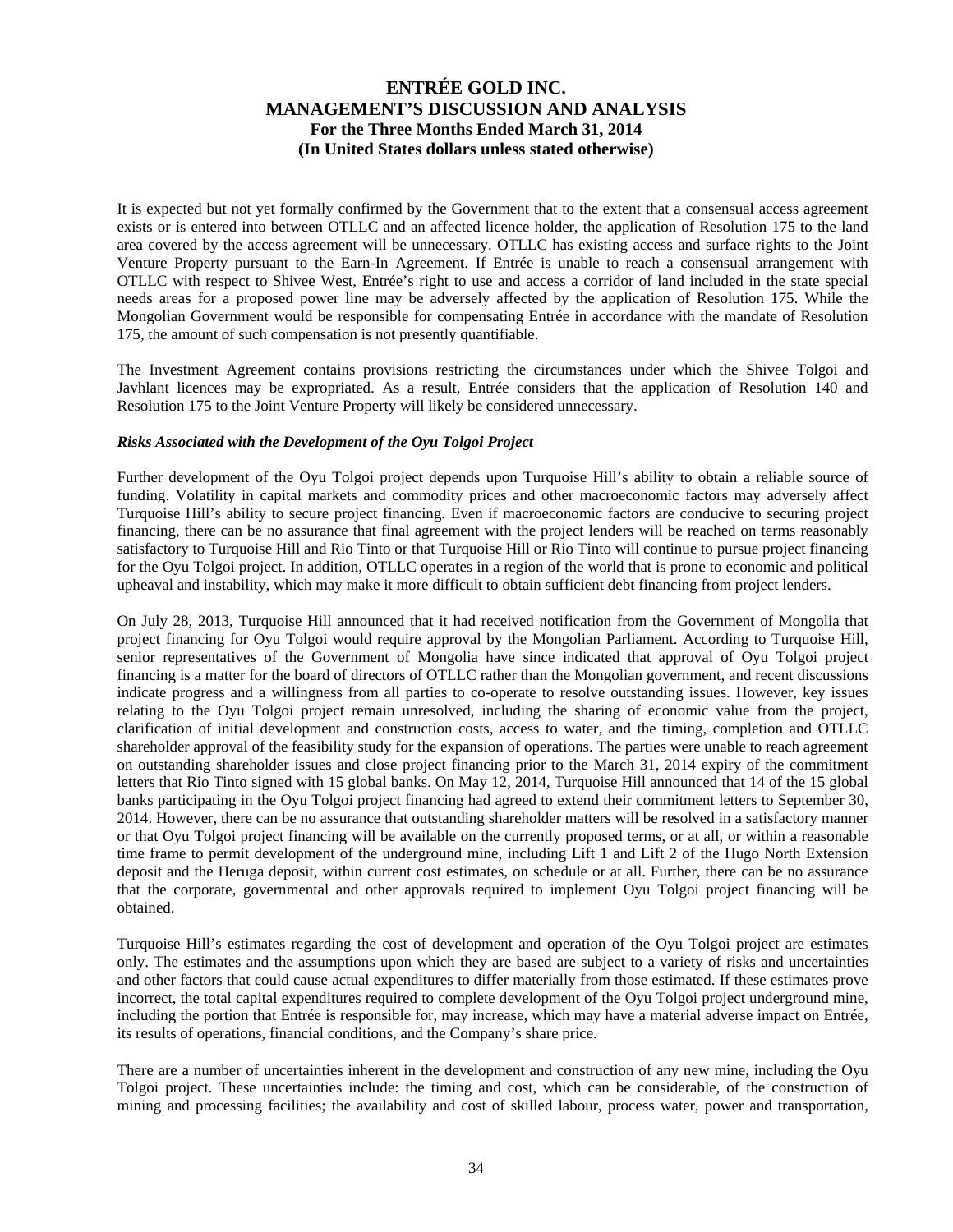It is expected but not yet formally confirmed by the Government that to the extent that a consensual access agreement exists or is entered into between OTLLC and an affected licence holder, the application of Resolution 175 to the land area covered by the access agreement will be unnecessary. OTLLC has existing access and surface rights to the Joint Venture Property pursuant to the Earn-In Agreement. If Entrée is unable to reach a consensual arrangement with OTLLC with respect to Shivee West, Entrée's right to use and access a corridor of land included in the state special needs areas for a proposed power line may be adversely affected by the application of Resolution 175. While the Mongolian Government would be responsible for compensating Entrée in accordance with the mandate of Resolution 175, the amount of such compensation is not presently quantifiable.

The Investment Agreement contains provisions restricting the circumstances under which the Shivee Tolgoi and Javhlant licences may be expropriated. As a result, Entrée considers that the application of Resolution 140 and Resolution 175 to the Joint Venture Property will likely be considered unnecessary.

***Risks Associated with the Development of the Oyu Tolgoi Project***

Further development of the Oyu Tolgoi project depends upon Turquoise Hill's ability to obtain a reliable source of funding. Volatility in capital markets and commodity prices and other macroeconomic factors may adversely affect Turquoise Hill's ability to secure project financing. Even if macroeconomic factors are conducive to securing project financing, there can be no assurance that final agreement with the project lenders will be reached on terms reasonably satisfactory to Turquoise Hill and Rio Tinto or that Turquoise Hill or Rio Tinto will continue to pursue project financing for the Oyu Tolgoi project. In addition, OTLLC operates in a region of the world that is prone to economic and political upheaval and instability, which may make it more difficult to obtain sufficient debt financing from project lenders.

On July 28, 2013, Turquoise Hill announced that it had received notification from the Government of Mongolia that project financing for Oyu Tolgoi would require approval by the Mongolian Parliament. According to Turquoise Hill, senior representatives of the Government of Mongolia have since indicated that approval of Oyu Tolgoi project financing is a matter for the board of directors of OTLLC rather than the Mongolian government, and recent discussions indicate progress and a willingness from all parties to co-operate to resolve outstanding issues. However, key issues relating to the Oyu Tolgoi project remain unresolved, including the sharing of economic value from the project, clarification of initial development and construction costs, access to water, and the timing, completion and OTLLC shareholder approval of the feasibility study for the expansion of operations. The parties were unable to reach agreement on outstanding shareholder issues and close project financing prior to the March 31, 2014 expiry of the commitment letters that Rio Tinto signed with 15 global banks. On May 12, 2014, Turquoise Hill announced that 14 of the 15 global banks participating in the Oyu Tolgoi project financing had agreed to extend their commitment letters to September 30, 2014. However, there can be no assurance that outstanding shareholder matters will be resolved in a satisfactory manner or that Oyu Tolgoi project financing will be available on the currently proposed terms, or at all, or within a reasonable time frame to permit development of the underground mine, including Lift 1 and Lift 2 of the Hugo North Extension deposit and the Heruga deposit, within current cost estimates, on schedule or at all. Further, there can be no assurance that the corporate, governmental and other approvals required to implement Oyu Tolgoi project financing will be obtained.

Turquoise Hill's estimates regarding the cost of development and operation of the Oyu Tolgoi project are estimates only. The estimates and the assumptions upon which they are based are subject to a variety of risks and uncertainties and other factors that could cause actual expenditures to differ materially from those estimated. If these estimates prove incorrect, the total capital expenditures required to complete development of the Oyu Tolgoi project underground mine, including the portion that Entrée is responsible for, may increase, which may have a material adverse impact on Entrée, its results of operations, financial conditions, and the Company's share price.

There are a number of uncertainties inherent in the development and construction of any new mine, including the Oyu Tolgoi project. These uncertainties include: the timing and cost, which can be considerable, of the construction of mining and processing facilities; the availability and cost of skilled labour, process water, power and transportation,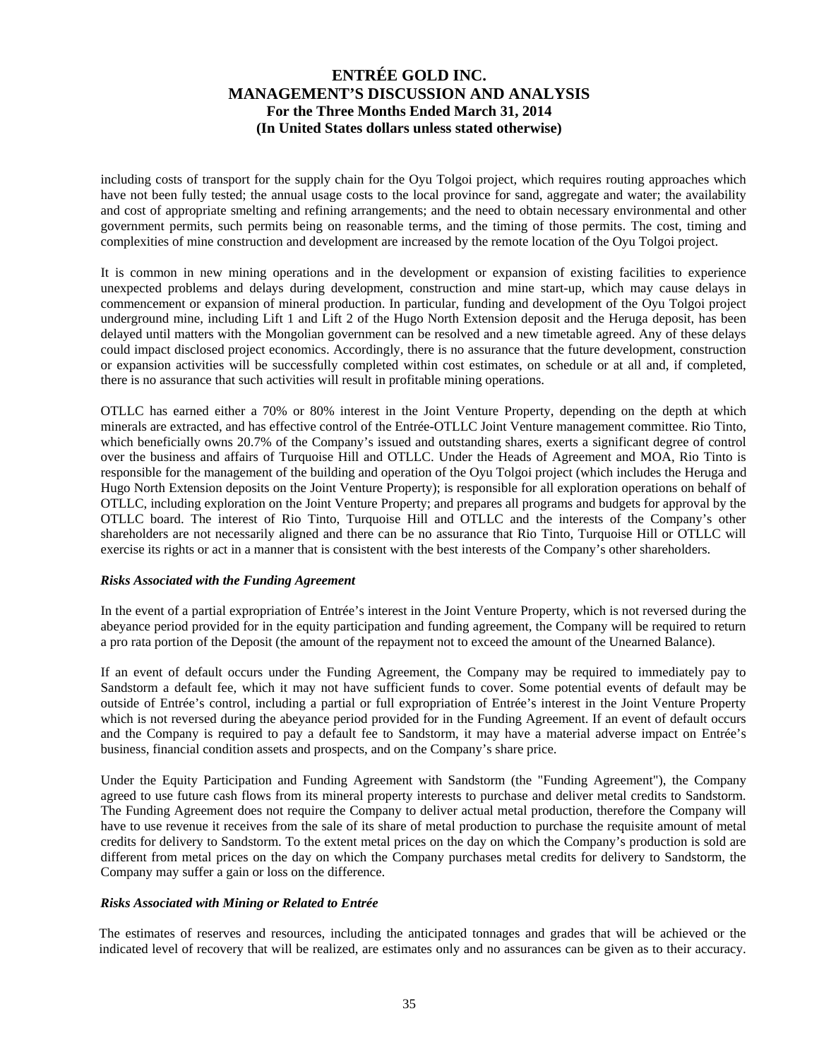including costs of transport for the supply chain for the Oyu Tolgoi project, which requires routing approaches which have not been fully tested; the annual usage costs to the local province for sand, aggregate and water; the availability and cost of appropriate smelting and refining arrangements; and the need to obtain necessary environmental and other government permits, such permits being on reasonable terms, and the timing of those permits. The cost, timing and complexities of mine construction and development are increased by the remote location of the Oyu Tolgoi project.

It is common in new mining operations and in the development or expansion of existing facilities to experience unexpected problems and delays during development, construction and mine start-up, which may cause delays in commencement or expansion of mineral production. In particular, funding and development of the Oyu Tolgoi project underground mine, including Lift 1 and Lift 2 of the Hugo North Extension deposit and the Heruga deposit, has been delayed until matters with the Mongolian government can be resolved and a new timetable agreed. Any of these delays could impact disclosed project economics. Accordingly, there is no assurance that the future development, construction or expansion activities will be successfully completed within cost estimates, on schedule or at all and, if completed, there is no assurance that such activities will result in profitable mining operations.

OTLLC has earned either a 70% or 80% interest in the Joint Venture Property, depending on the depth at which minerals are extracted, and has effective control of the Entrée-OTLLC Joint Venture management committee. Rio Tinto, which beneficially owns 20.7% of the Company's issued and outstanding shares, exerts a significant degree of control over the business and affairs of Turquoise Hill and OTLLC. Under the Heads of Agreement and MOA, Rio Tinto is responsible for the management of the building and operation of the Oyu Tolgoi project (which includes the Heruga and Hugo North Extension deposits on the Joint Venture Property); is responsible for all exploration operations on behalf of OTLLC, including exploration on the Joint Venture Property; and prepares all programs and budgets for approval by the OTLLC board. The interest of Rio Tinto, Turquoise Hill and OTLLC and the interests of the Company's other shareholders are not necessarily aligned and there can be no assurance that Rio Tinto, Turquoise Hill or OTLLC will exercise its rights or act in a manner that is consistent with the best interests of the Company's other shareholders.

***Risks Associated with the Funding Agreement***

In the event of a partial expropriation of Entrée's interest in the Joint Venture Property, which is not reversed during the abeyance period provided for in the equity participation and funding agreement, the Company will be required to return a pro rata portion of the Deposit (the amount of the repayment not to exceed the amount of the Unearned Balance).

If an event of default occurs under the Funding Agreement, the Company may be required to immediately pay to Sandstorm a default fee, which it may not have sufficient funds to cover. Some potential events of default may be outside of Entrée's control, including a partial or full expropriation of Entrée's interest in the Joint Venture Property which is not reversed during the abeyance period provided for in the Funding Agreement. If an event of default occurs and the Company is required to pay a default fee to Sandstorm, it may have a material adverse impact on Entrée's business, financial condition assets and prospects, and on the Company's share price.

Under the Equity Participation and Funding Agreement with Sandstorm (the "Funding Agreement"), the Company agreed to use future cash flows from its mineral property interests to purchase and deliver metal credits to Sandstorm. The Funding Agreement does not require the Company to deliver actual metal production, therefore the Company will have to use revenue it receives from the sale of its share of metal production to purchase the requisite amount of metal credits for delivery to Sandstorm. To the extent metal prices on the day on which the Company's production is sold are different from metal prices on the day on which the Company purchases metal credits for delivery to Sandstorm, the Company may suffer a gain or loss on the difference.

***Risks Associated with Mining or Related to Entrée***

The estimates of reserves and resources, including the anticipated tonnages and grades that will be achieved or the indicated level of recovery that will be realized, are estimates only and no assurances can be given as to their accuracy.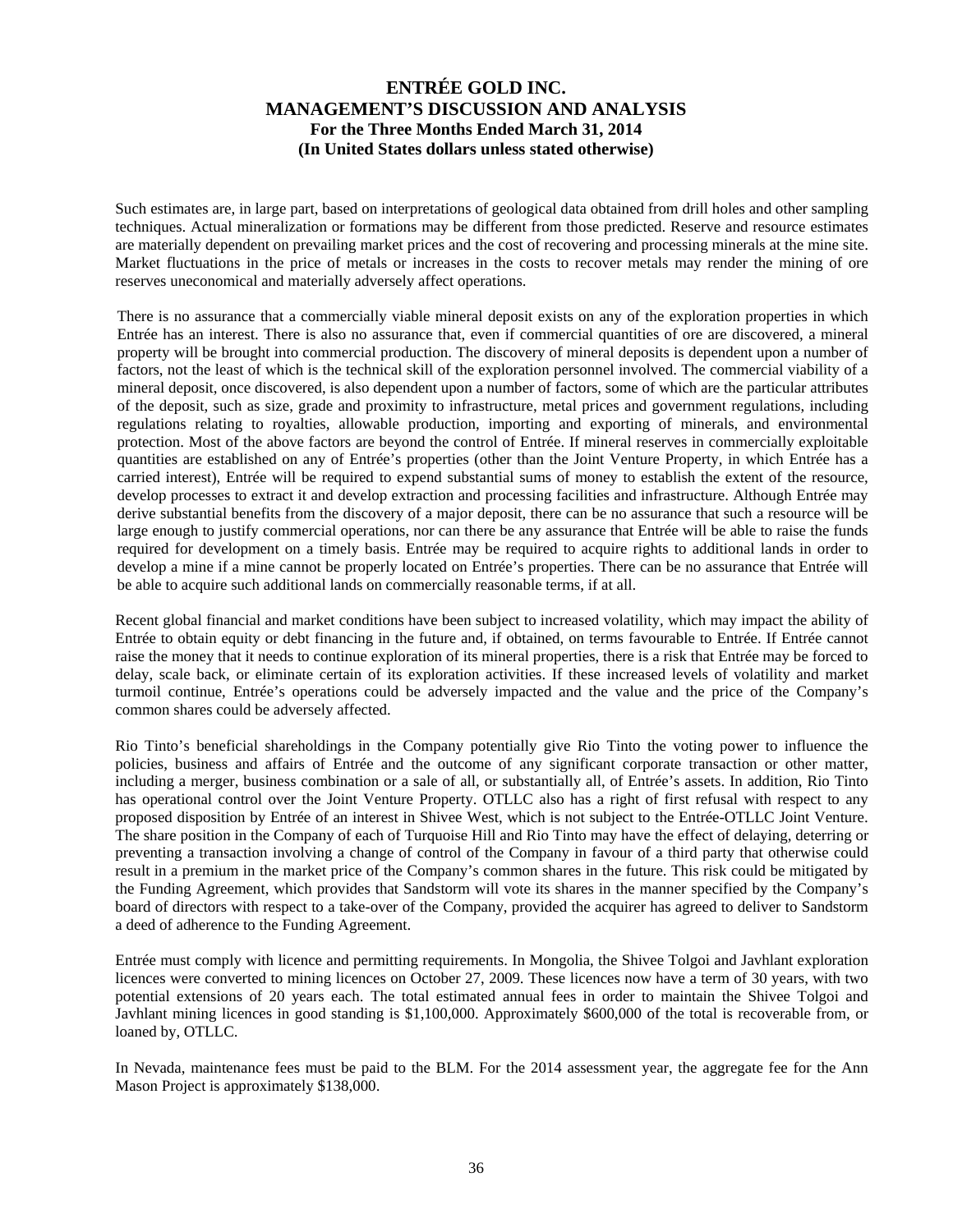Such estimates are, in large part, based on interpretations of geological data obtained from drill holes and other sampling techniques. Actual mineralization or formations may be different from those predicted. Reserve and resource estimates are materially dependent on prevailing market prices and the cost of recovering and processing minerals at the mine site. Market fluctuations in the price of metals or increases in the costs to recover metals may render the mining of ore reserves uneconomical and materially adversely affect operations.

There is no assurance that a commercially viable mineral deposit exists on any of the exploration properties in which Entrée has an interest. There is also no assurance that, even if commercial quantities of ore are discovered, a mineral property will be brought into commercial production. The discovery of mineral deposits is dependent upon a number of factors, not the least of which is the technical skill of the exploration personnel involved. The commercial viability of a mineral deposit, once discovered, is also dependent upon a number of factors, some of which are the particular attributes of the deposit, such as size, grade and proximity to infrastructure, metal prices and government regulations, including regulations relating to royalties, allowable production, importing and exporting of minerals, and environmental protection. Most of the above factors are beyond the control of Entrée. If mineral reserves in commercially exploitable quantities are established on any of Entrée's properties (other than the Joint Venture Property, in which Entrée has a carried interest), Entrée will be required to expend substantial sums of money to establish the extent of the resource, develop processes to extract it and develop extraction and processing facilities and infrastructure. Although Entrée may derive substantial benefits from the discovery of a major deposit, there can be no assurance that such a resource will be large enough to justify commercial operations, nor can there be any assurance that Entrée will be able to raise the funds required for development on a timely basis. Entrée may be required to acquire rights to additional lands in order to develop a mine if a mine cannot be properly located on Entrée's properties. There can be no assurance that Entrée will be able to acquire such additional lands on commercially reasonable terms, if at all.

Recent global financial and market conditions have been subject to increased volatility, which may impact the ability of Entrée to obtain equity or debt financing in the future and, if obtained, on terms favourable to Entrée. If Entrée cannot raise the money that it needs to continue exploration of its mineral properties, there is a risk that Entrée may be forced to delay, scale back, or eliminate certain of its exploration activities. If these increased levels of volatility and market turmoil continue, Entrée's operations could be adversely impacted and the value and the price of the Company's common shares could be adversely affected.

Rio Tinto's beneficial shareholdings in the Company potentially give Rio Tinto the voting power to influence the policies, business and affairs of Entrée and the outcome of any significant corporate transaction or other matter, including a merger, business combination or a sale of all, or substantially all, of Entrée's assets. In addition, Rio Tinto has operational control over the Joint Venture Property. OTLLC also has a right of first refusal with respect to any proposed disposition by Entrée of an interest in Shivee West, which is not subject to the Entrée-OTLLC Joint Venture. The share position in the Company of each of Turquoise Hill and Rio Tinto may have the effect of delaying, deterring or preventing a transaction involving a change of control of the Company in favour of a third party that otherwise could result in a premium in the market price of the Company's common shares in the future. This risk could be mitigated by the Funding Agreement, which provides that Sandstorm will vote its shares in the manner specified by the Company's board of directors with respect to a take-over of the Company, provided the acquirer has agreed to deliver to Sandstorm a deed of adherence to the Funding Agreement.

Entrée must comply with licence and permitting requirements. In Mongolia, the Shivee Tolgoi and Javhlant exploration licences were converted to mining licences on October 27, 2009. These licences now have a term of 30 years, with two potential extensions of 20 years each. The total estimated annual fees in order to maintain the Shivee Tolgoi and Javhlant mining licences in good standing is $1,100,000. Approximately $600,000 of the total is recoverable from, or loaned by, OTLLC.

In Nevada, maintenance fees must be paid to the BLM. For the 2014 assessment year, the aggregate fee for the Ann Mason Project is approximately $138,000.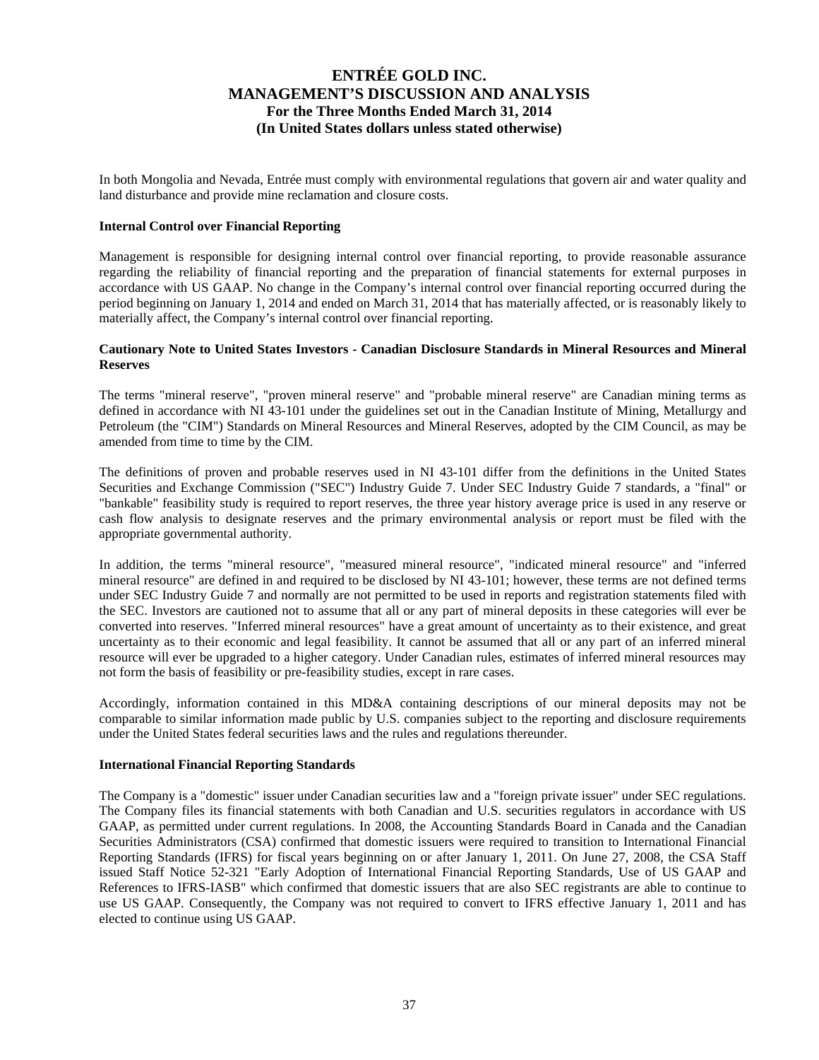In both Mongolia and Nevada, Entrée must comply with environmental regulations that govern air and water quality and land disturbance and provide mine reclamation and closure costs.

**Internal Control over Financial Reporting**

Management is responsible for designing internal control over financial reporting, to provide reasonable assurance regarding the reliability of financial reporting and the preparation of financial statements for external purposes in accordance with US GAAP. No change in the Company's internal control over financial reporting occurred during the period beginning on January 1, 2014 and ended on March 31, 2014 that has materially affected, or is reasonably likely to materially affect, the Company's internal control over financial reporting.

**Cautionary Note to United States Investors - Canadian Disclosure Standards in Mineral Resources and Mineral Reserves**

The terms "mineral reserve", "proven mineral reserve" and "probable mineral reserve" are Canadian mining terms as defined in accordance with NI 43-101 under the guidelines set out in the Canadian Institute of Mining, Metallurgy and Petroleum (the "CIM") Standards on Mineral Resources and Mineral Reserves, adopted by the CIM Council, as may be amended from time to time by the CIM.

The definitions of proven and probable reserves used in NI 43-101 differ from the definitions in the United States Securities and Exchange Commission ("SEC") Industry Guide 7. Under SEC Industry Guide 7 standards, a "final" or "bankable" feasibility study is required to report reserves, the three year history average price is used in any reserve or cash flow analysis to designate reserves and the primary environmental analysis or report must be filed with the appropriate governmental authority.

In addition, the terms "mineral resource", "measured mineral resource", "indicated mineral resource" and "inferred mineral resource" are defined in and required to be disclosed by NI 43-101; however, these terms are not defined terms under SEC Industry Guide 7 and normally are not permitted to be used in reports and registration statements filed with the SEC. Investors are cautioned not to assume that all or any part of mineral deposits in these categories will ever be converted into reserves. "Inferred mineral resources" have a great amount of uncertainty as to their existence, and great uncertainty as to their economic and legal feasibility. It cannot be assumed that all or any part of an inferred mineral resource will ever be upgraded to a higher category. Under Canadian rules, estimates of inferred mineral resources may not form the basis of feasibility or pre-feasibility studies, except in rare cases.

Accordingly, information contained in this MD&A containing descriptions of our mineral deposits may not be comparable to similar information made public by U.S. companies subject to the reporting and disclosure requirements under the United States federal securities laws and the rules and regulations thereunder.

**International Financial Reporting Standards**

The Company is a "domestic" issuer under Canadian securities law and a "foreign private issuer" under SEC regulations. The Company files its financial statements with both Canadian and U.S. securities regulators in accordance with US GAAP, as permitted under current regulations. In 2008, the Accounting Standards Board in Canada and the Canadian Securities Administrators (CSA) confirmed that domestic issuers were required to transition to International Financial Reporting Standards (IFRS) for fiscal years beginning on or after January 1, 2011. On June 27, 2008, the CSA Staff issued Staff Notice 52-321 "Early Adoption of International Financial Reporting Standards, Use of US GAAP and References to IFRS-IASB" which confirmed that domestic issuers that are also SEC registrants are able to continue to use US GAAP. Consequently, the Company was not required to convert to IFRS effective January 1, 2011 and has elected to continue using US GAAP.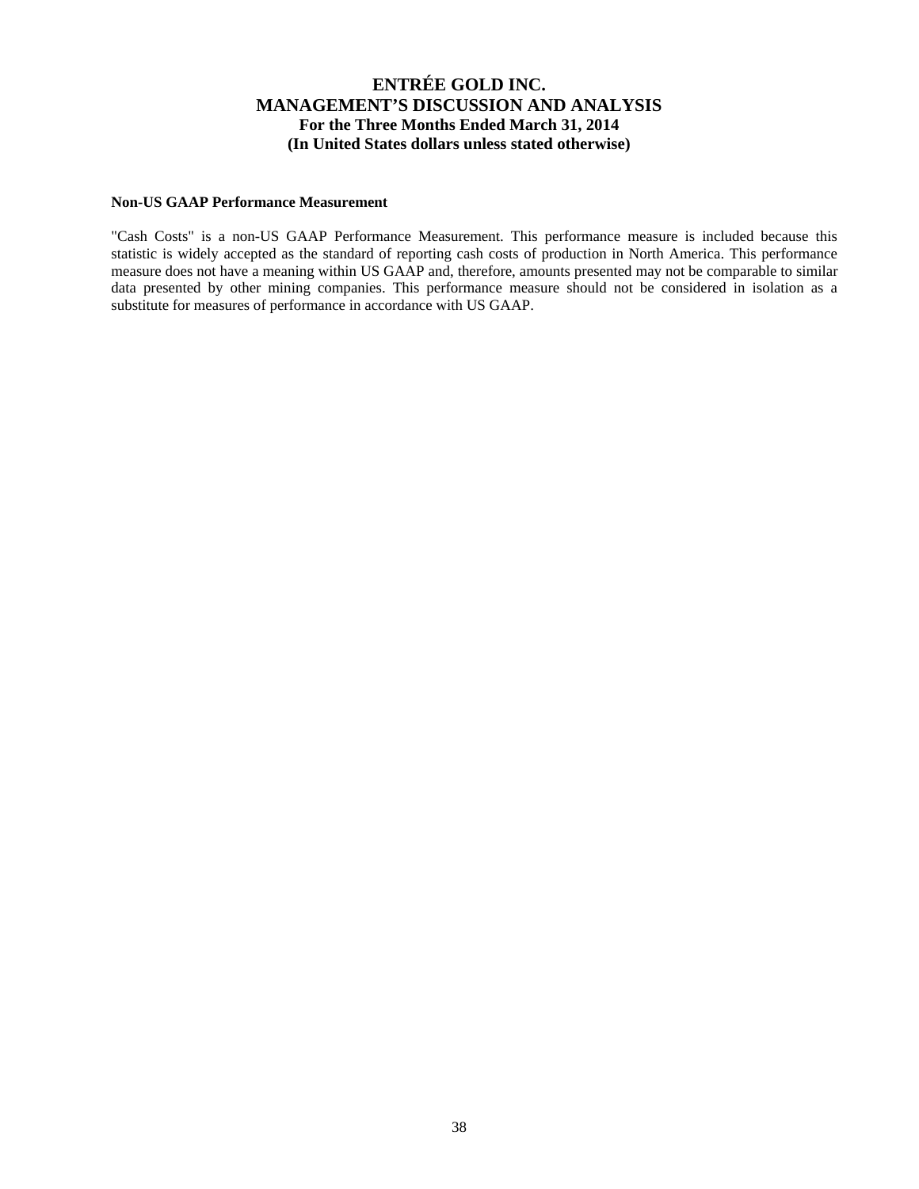#### Non-US GAAP Performance Measurement

"Cash Costs" is a non-US GAAP Performance Measurement. This performance measure is included because this statistic is widely accepted as the standard of reporting cash costs of production in North America. This performance measure does not have a meaning within US GAAP and, therefore, amounts presented may not be comparable to similar data presented by other mining companies. This performance measure should not be considered in isolation as a substitute for measures of performance in accordance with US GAAP.